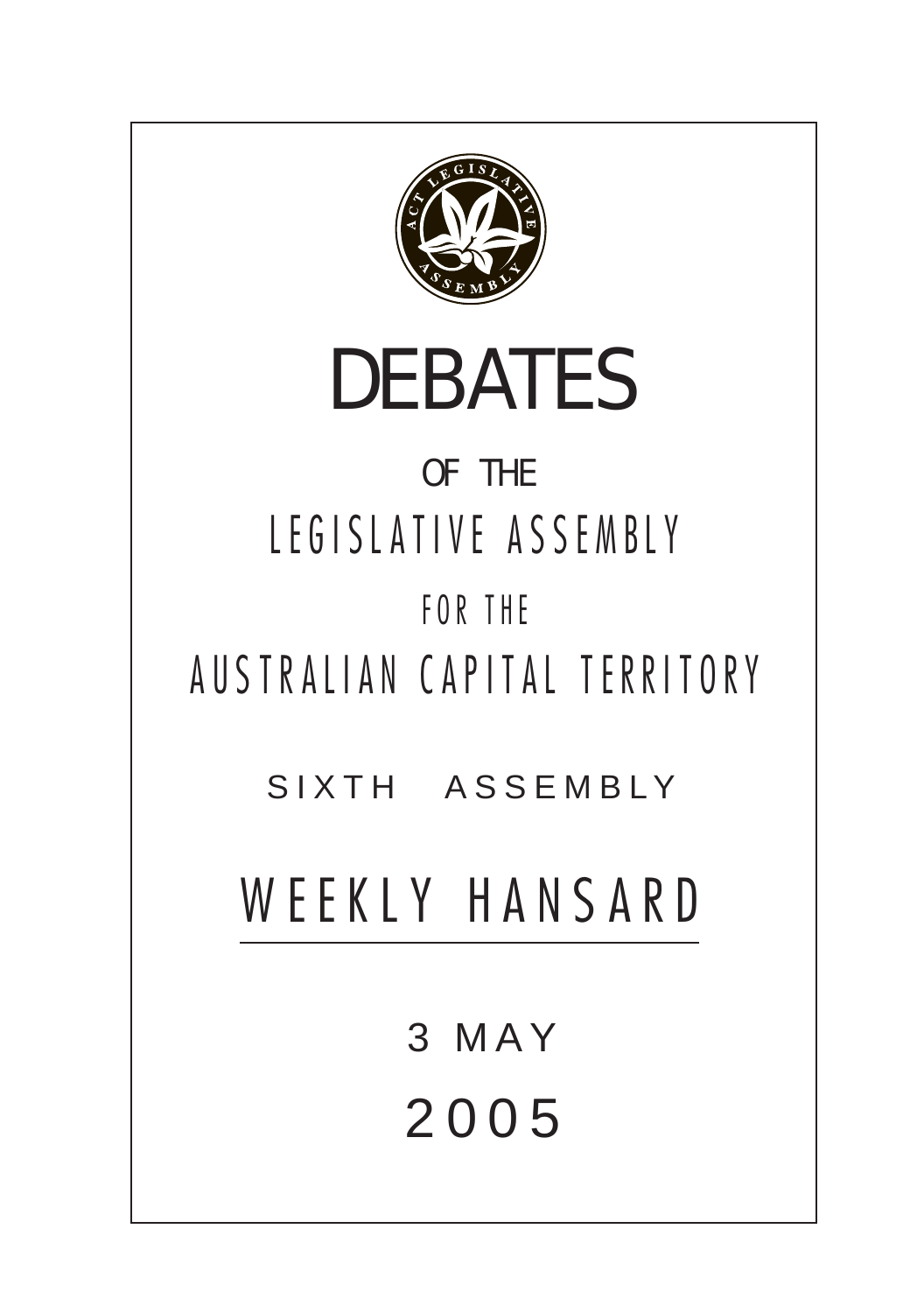# DEBATES

OF THE

LEGISLATIVE ASSEMBLY

FOR THE

AUSTRALIAN CAPITAL TERRITORY

SIXTH ASSEMBLY

## WEEKLY HANSARD

3 MAY

2005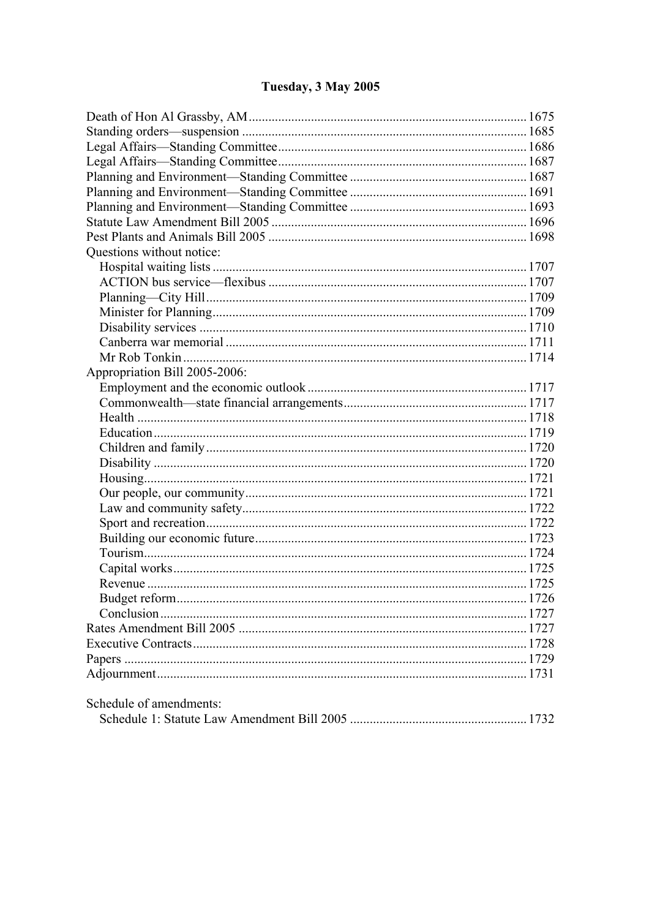# Tuesday, 3 May 2005

| | |
|---|---|
| Death of Hon Al Grassby, AM | 1675 |
| Standing orders—suspension | 1685 |
| Legal Affairs—Standing Committee | 1686 |
| Legal Affairs—Standing Committee | 1687 |
| Planning and Environment—Standing Committee | 1687 |
| Planning and Environment—Standing Committee | 1691 |
| Planning and Environment—Standing Committee | 1693 |
| Statute Law Amendment Bill 2005 | 1696 |
| Pest Plants and Animals Bill 2005 | 1698 |
| Questions without notice: | |
| Hospital waiting lists | 1707 |
| ACTION bus service—flexibus | 1707 |
| Planning—City Hill | 1709 |
| Minister for Planning | 1709 |
| Disability services | 1710 |
| Canberra war memorial | 1711 |
| Mr Rob Tonkin | 1714 |
| Appropriation Bill 2005-2006: | |
| Employment and the economic outlook | 1717 |
| Commonwealth—state financial arrangements | 1717 |
| Health | 1718 |
| Education | 1719 |
| Children and family | 1720 |
| Disability | 1720 |
| Housing | 1721 |
| Our people, our community | 1721 |
| Law and community safety | 1722 |
| Sport and recreation | 1722 |
| Building our economic future | 1723 |
| Tourism | 1724 |
| Capital works | 1725 |
| Revenue | 1725 |
| Budget reform | 1726 |
| Conclusion | 1727 |
| Rates Amendment Bill 2005 | 1727 |
| Executive Contracts | 1728 |
| Papers | 1729 |
| Adjournment | 1731 |

Schedule of amendments:

| | |
|---|---|
| Schedule 1: Statute Law Amendment Bill 2005 | 1732 |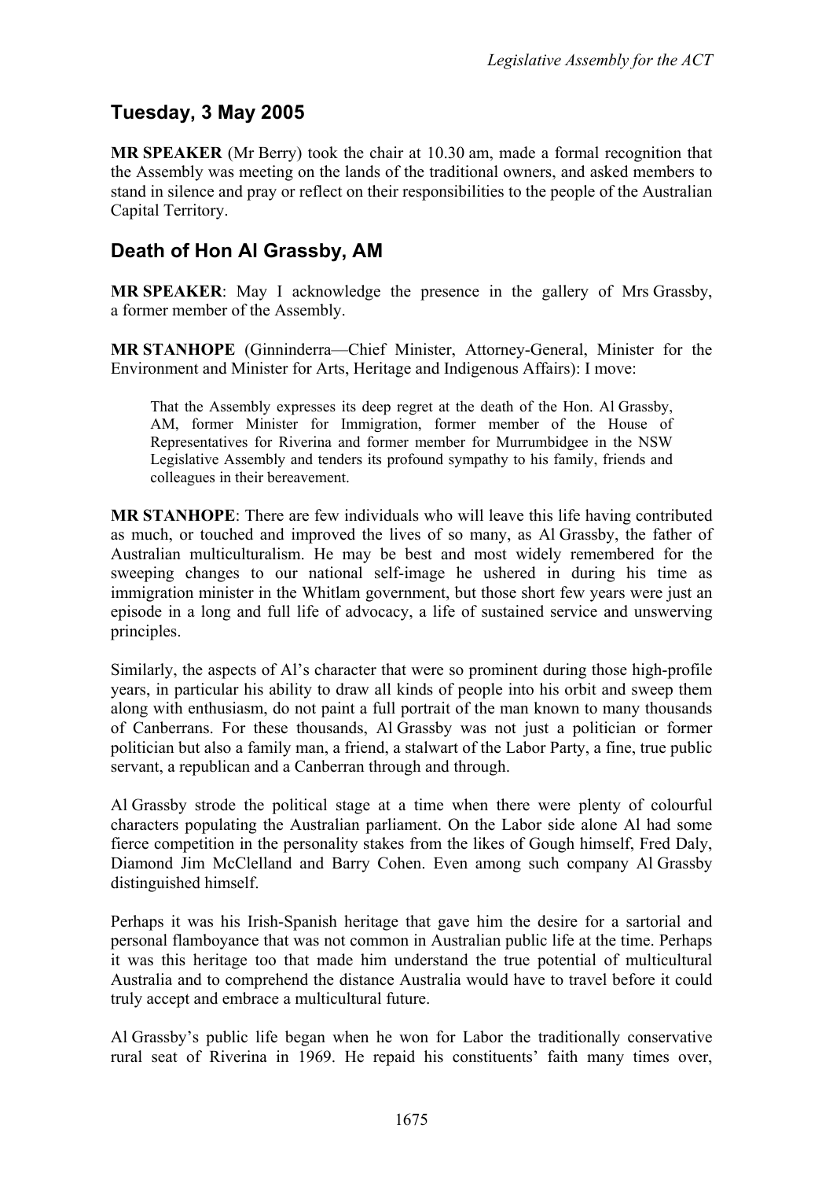## Tuesday, 3 May 2005

**MR SPEAKER** (Mr Berry) took the chair at 10.30 am, made a formal recognition that the Assembly was meeting on the lands of the traditional owners, and asked members to stand in silence and pray or reflect on their responsibilities to the people of the Australian Capital Territory.

## Death of Hon Al Grassby, AM

**MR SPEAKER**: May I acknowledge the presence in the gallery of Mrs Grassby, a former member of the Assembly.

**MR STANHOPE** (Ginninderra—Chief Minister, Attorney-General, Minister for the Environment and Minister for Arts, Heritage and Indigenous Affairs): I move:

> That the Assembly expresses its deep regret at the death of the Hon. Al Grassby, AM, former Minister for Immigration, former member of the House of Representatives for Riverina and former member for Murrumbidgee in the NSW Legislative Assembly and tenders its profound sympathy to his family, friends and colleagues in their bereavement.

**MR STANHOPE**: There are few individuals who will leave this life having contributed as much, or touched and improved the lives of so many, as Al Grassby, the father of Australian multiculturalism. He may be best and most widely remembered for the sweeping changes to our national self-image he ushered in during his time as immigration minister in the Whitlam government, but those short few years were just an episode in a long and full life of advocacy, a life of sustained service and unswerving principles.

Similarly, the aspects of Al's character that were so prominent during those high-profile years, in particular his ability to draw all kinds of people into his orbit and sweep them along with enthusiasm, do not paint a full portrait of the man known to many thousands of Canberrans. For these thousands, Al Grassby was not just a politician or former politician but also a family man, a friend, a stalwart of the Labor Party, a fine, true public servant, a republican and a Canberran through and through.

Al Grassby strode the political stage at a time when there were plenty of colourful characters populating the Australian parliament. On the Labor side alone Al had some fierce competition in the personality stakes from the likes of Gough himself, Fred Daly, Diamond Jim McClelland and Barry Cohen. Even among such company Al Grassby distinguished himself.

Perhaps it was his Irish-Spanish heritage that gave him the desire for a sartorial and personal flamboyance that was not common in Australian public life at the time. Perhaps it was this heritage too that made him understand the true potential of multicultural Australia and to comprehend the distance Australia would have to travel before it could truly accept and embrace a multicultural future.

Al Grassby's public life began when he won for Labor the traditionally conservative rural seat of Riverina in 1969. He repaid his constituents' faith many times over,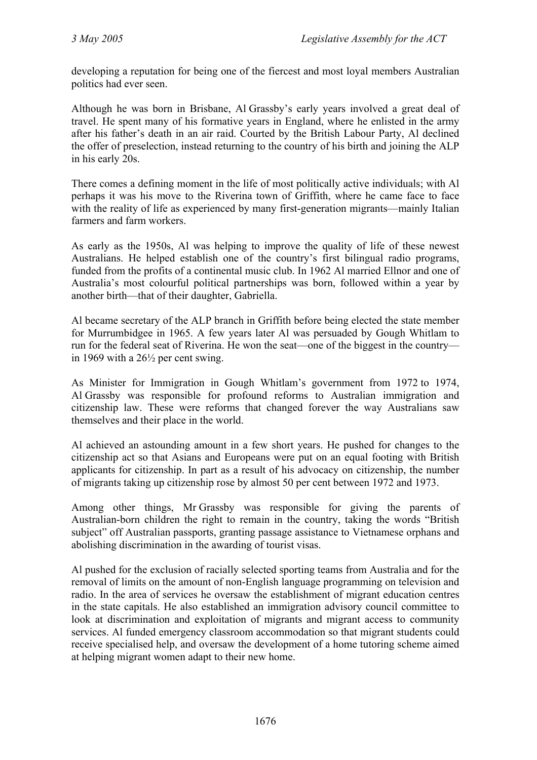developing a reputation for being one of the fiercest and most loyal members Australian politics had ever seen.

Although he was born in Brisbane, Al Grassby's early years involved a great deal of travel. He spent many of his formative years in England, where he enlisted in the army after his father's death in an air raid. Courted by the British Labour Party, Al declined the offer of preselection, instead returning to the country of his birth and joining the ALP in his early 20s.

There comes a defining moment in the life of most politically active individuals; with Al perhaps it was his move to the Riverina town of Griffith, where he came face to face with the reality of life as experienced by many first-generation migrants—mainly Italian farmers and farm workers.

As early as the 1950s, Al was helping to improve the quality of life of these newest Australians. He helped establish one of the country's first bilingual radio programs, funded from the profits of a continental music club. In 1962 Al married Ellnor and one of Australia's most colourful political partnerships was born, followed within a year by another birth—that of their daughter, Gabriella.

Al became secretary of the ALP branch in Griffith before being elected the state member for Murrumbidgee in 1965. A few years later Al was persuaded by Gough Whitlam to run for the federal seat of Riverina. He won the seat—one of the biggest in the country—in 1969 with a 26½ per cent swing.

As Minister for Immigration in Gough Whitlam's government from 1972 to 1974, Al Grassby was responsible for profound reforms to Australian immigration and citizenship law. These were reforms that changed forever the way Australians saw themselves and their place in the world.

Al achieved an astounding amount in a few short years. He pushed for changes to the citizenship act so that Asians and Europeans were put on an equal footing with British applicants for citizenship. In part as a result of his advocacy on citizenship, the number of migrants taking up citizenship rose by almost 50 per cent between 1972 and 1973.

Among other things, Mr Grassby was responsible for giving the parents of Australian-born children the right to remain in the country, taking the words "British subject" off Australian passports, granting passage assistance to Vietnamese orphans and abolishing discrimination in the awarding of tourist visas.

Al pushed for the exclusion of racially selected sporting teams from Australia and for the removal of limits on the amount of non-English language programming on television and radio. In the area of services he oversaw the establishment of migrant education centres in the state capitals. He also established an immigration advisory council committee to look at discrimination and exploitation of migrants and migrant access to community services. Al funded emergency classroom accommodation so that migrant students could receive specialised help, and oversaw the development of a home tutoring scheme aimed at helping migrant women adapt to their new home.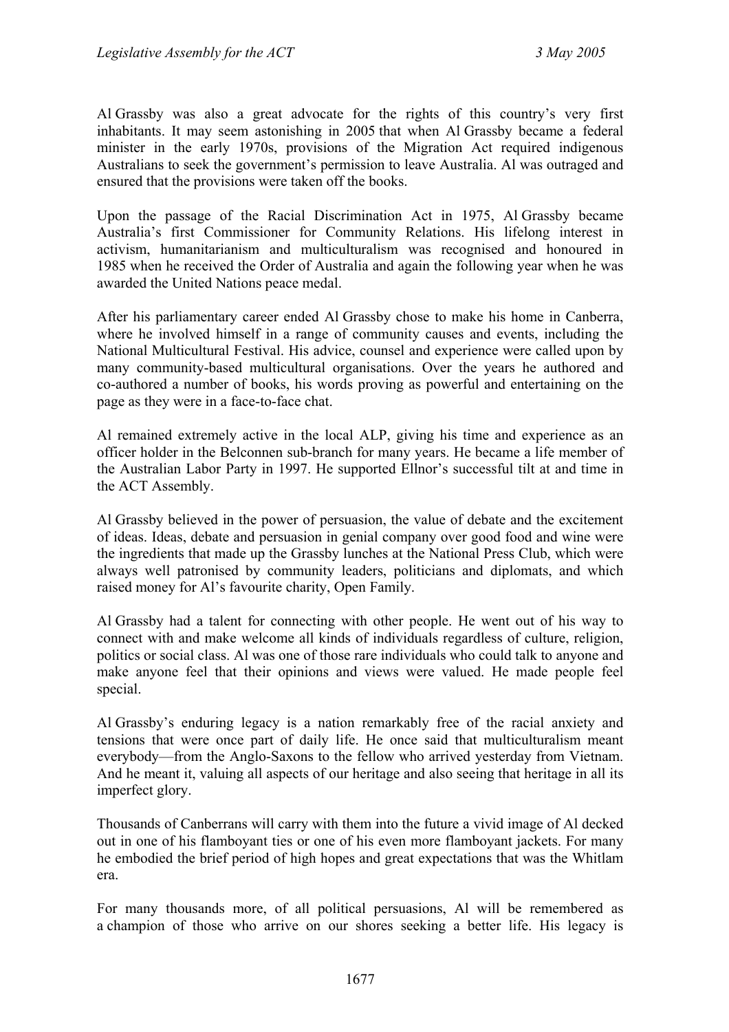Al Grassby was also a great advocate for the rights of this country's very first inhabitants. It may seem astonishing in 2005 that when Al Grassby became a federal minister in the early 1970s, provisions of the Migration Act required indigenous Australians to seek the government's permission to leave Australia. Al was outraged and ensured that the provisions were taken off the books.

Upon the passage of the Racial Discrimination Act in 1975, Al Grassby became Australia's first Commissioner for Community Relations. His lifelong interest in activism, humanitarianism and multiculturalism was recognised and honoured in 1985 when he received the Order of Australia and again the following year when he was awarded the United Nations peace medal.

After his parliamentary career ended Al Grassby chose to make his home in Canberra, where he involved himself in a range of community causes and events, including the National Multicultural Festival. His advice, counsel and experience were called upon by many community-based multicultural organisations. Over the years he authored and co-authored a number of books, his words proving as powerful and entertaining on the page as they were in a face-to-face chat.

Al remained extremely active in the local ALP, giving his time and experience as an officer holder in the Belconnen sub-branch for many years. He became a life member of the Australian Labor Party in 1997. He supported Ellnor's successful tilt at and time in the ACT Assembly.

Al Grassby believed in the power of persuasion, the value of debate and the excitement of ideas. Ideas, debate and persuasion in genial company over good food and wine were the ingredients that made up the Grassby lunches at the National Press Club, which were always well patronised by community leaders, politicians and diplomats, and which raised money for Al's favourite charity, Open Family.

Al Grassby had a talent for connecting with other people. He went out of his way to connect with and make welcome all kinds of individuals regardless of culture, religion, politics or social class. Al was one of those rare individuals who could talk to anyone and make anyone feel that their opinions and views were valued. He made people feel special.

Al Grassby's enduring legacy is a nation remarkably free of the racial anxiety and tensions that were once part of daily life. He once said that multiculturalism meant everybody—from the Anglo-Saxons to the fellow who arrived yesterday from Vietnam. And he meant it, valuing all aspects of our heritage and also seeing that heritage in all its imperfect glory.

Thousands of Canberrans will carry with them into the future a vivid image of Al decked out in one of his flamboyant ties or one of his even more flamboyant jackets. For many he embodied the brief period of high hopes and great expectations that was the Whitlam era.

For many thousands more, of all political persuasions, Al will be remembered as a champion of those who arrive on our shores seeking a better life. His legacy is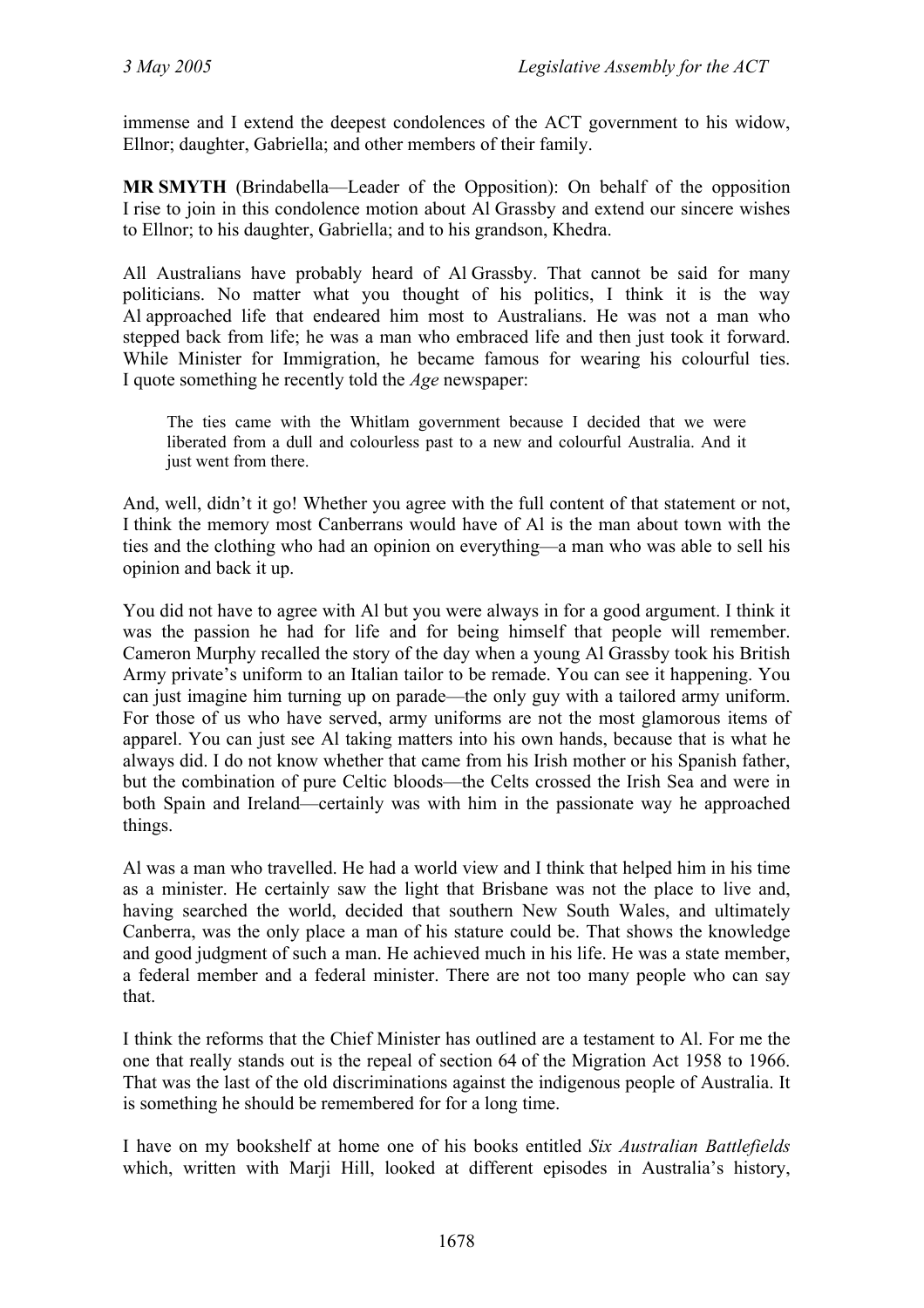immense and I extend the deepest condolences of the ACT government to his widow, Ellnor; daughter, Gabriella; and other members of their family.

**MR SMYTH** (Brindabella—Leader of the Opposition): On behalf of the opposition I rise to join in this condolence motion about Al Grassby and extend our sincere wishes to Ellnor; to his daughter, Gabriella; and to his grandson, Khedra.

All Australians have probably heard of Al Grassby. That cannot be said for many politicians. No matter what you thought of his politics, I think it is the way Al approached life that endeared him most to Australians. He was not a man who stepped back from life; he was a man who embraced life and then just took it forward. While Minister for Immigration, he became famous for wearing his colourful ties. I quote something he recently told the *Age* newspaper:

> The ties came with the Whitlam government because I decided that we were liberated from a dull and colourless past to a new and colourful Australia. And it just went from there.

And, well, didn't it go! Whether you agree with the full content of that statement or not, I think the memory most Canberrans would have of Al is the man about town with the ties and the clothing who had an opinion on everything—a man who was able to sell his opinion and back it up.

You did not have to agree with Al but you were always in for a good argument. I think it was the passion he had for life and for being himself that people will remember. Cameron Murphy recalled the story of the day when a young Al Grassby took his British Army private's uniform to an Italian tailor to be remade. You can see it happening. You can just imagine him turning up on parade—the only guy with a tailored army uniform. For those of us who have served, army uniforms are not the most glamorous items of apparel. You can just see Al taking matters into his own hands, because that is what he always did. I do not know whether that came from his Irish mother or his Spanish father, but the combination of pure Celtic bloods—the Celts crossed the Irish Sea and were in both Spain and Ireland—certainly was with him in the passionate way he approached things.

Al was a man who travelled. He had a world view and I think that helped him in his time as a minister. He certainly saw the light that Brisbane was not the place to live and, having searched the world, decided that southern New South Wales, and ultimately Canberra, was the only place a man of his stature could be. That shows the knowledge and good judgment of such a man. He achieved much in his life. He was a state member, a federal member and a federal minister. There are not too many people who can say that.

I think the reforms that the Chief Minister has outlined are a testament to Al. For me the one that really stands out is the repeal of section 64 of the Migration Act 1958 to 1966. That was the last of the old discriminations against the indigenous people of Australia. It is something he should be remembered for for a long time.

I have on my bookshelf at home one of his books entitled *Six Australian Battlefields* which, written with Marji Hill, looked at different episodes in Australia's history,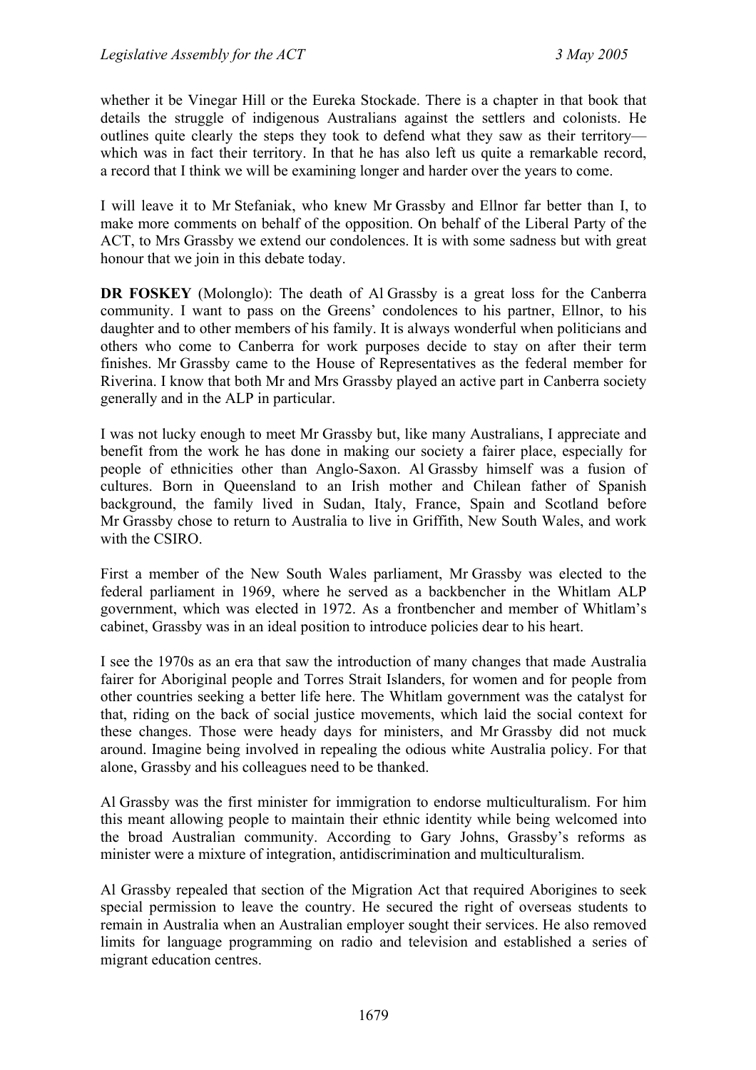whether it be Vinegar Hill or the Eureka Stockade. There is a chapter in that book that details the struggle of indigenous Australians against the settlers and colonists. He outlines quite clearly the steps they took to defend what they saw as their territory—which was in fact their territory. In that he has also left us quite a remarkable record, a record that I think we will be examining longer and harder over the years to come.

I will leave it to Mr Stefaniak, who knew Mr Grassby and Ellnor far better than I, to make more comments on behalf of the opposition. On behalf of the Liberal Party of the ACT, to Mrs Grassby we extend our condolences. It is with some sadness but with great honour that we join in this debate today.

**DR FOSKEY** (Molonglo): The death of Al Grassby is a great loss for the Canberra community. I want to pass on the Greens' condolences to his partner, Ellnor, to his daughter and to other members of his family. It is always wonderful when politicians and others who come to Canberra for work purposes decide to stay on after their term finishes. Mr Grassby came to the House of Representatives as the federal member for Riverina. I know that both Mr and Mrs Grassby played an active part in Canberra society generally and in the ALP in particular.

I was not lucky enough to meet Mr Grassby but, like many Australians, I appreciate and benefit from the work he has done in making our society a fairer place, especially for people of ethnicities other than Anglo-Saxon. Al Grassby himself was a fusion of cultures. Born in Queensland to an Irish mother and Chilean father of Spanish background, the family lived in Sudan, Italy, France, Spain and Scotland before Mr Grassby chose to return to Australia to live in Griffith, New South Wales, and work with the CSIRO.

First a member of the New South Wales parliament, Mr Grassby was elected to the federal parliament in 1969, where he served as a backbencher in the Whitlam ALP government, which was elected in 1972. As a frontbencher and member of Whitlam's cabinet, Grassby was in an ideal position to introduce policies dear to his heart.

I see the 1970s as an era that saw the introduction of many changes that made Australia fairer for Aboriginal people and Torres Strait Islanders, for women and for people from other countries seeking a better life here. The Whitlam government was the catalyst for that, riding on the back of social justice movements, which laid the social context for these changes. Those were heady days for ministers, and Mr Grassby did not muck around. Imagine being involved in repealing the odious white Australia policy. For that alone, Grassby and his colleagues need to be thanked.

Al Grassby was the first minister for immigration to endorse multiculturalism. For him this meant allowing people to maintain their ethnic identity while being welcomed into the broad Australian community. According to Gary Johns, Grassby's reforms as minister were a mixture of integration, antidiscrimination and multiculturalism.

Al Grassby repealed that section of the Migration Act that required Aborigines to seek special permission to leave the country. He secured the right of overseas students to remain in Australia when an Australian employer sought their services. He also removed limits for language programming on radio and television and established a series of migrant education centres.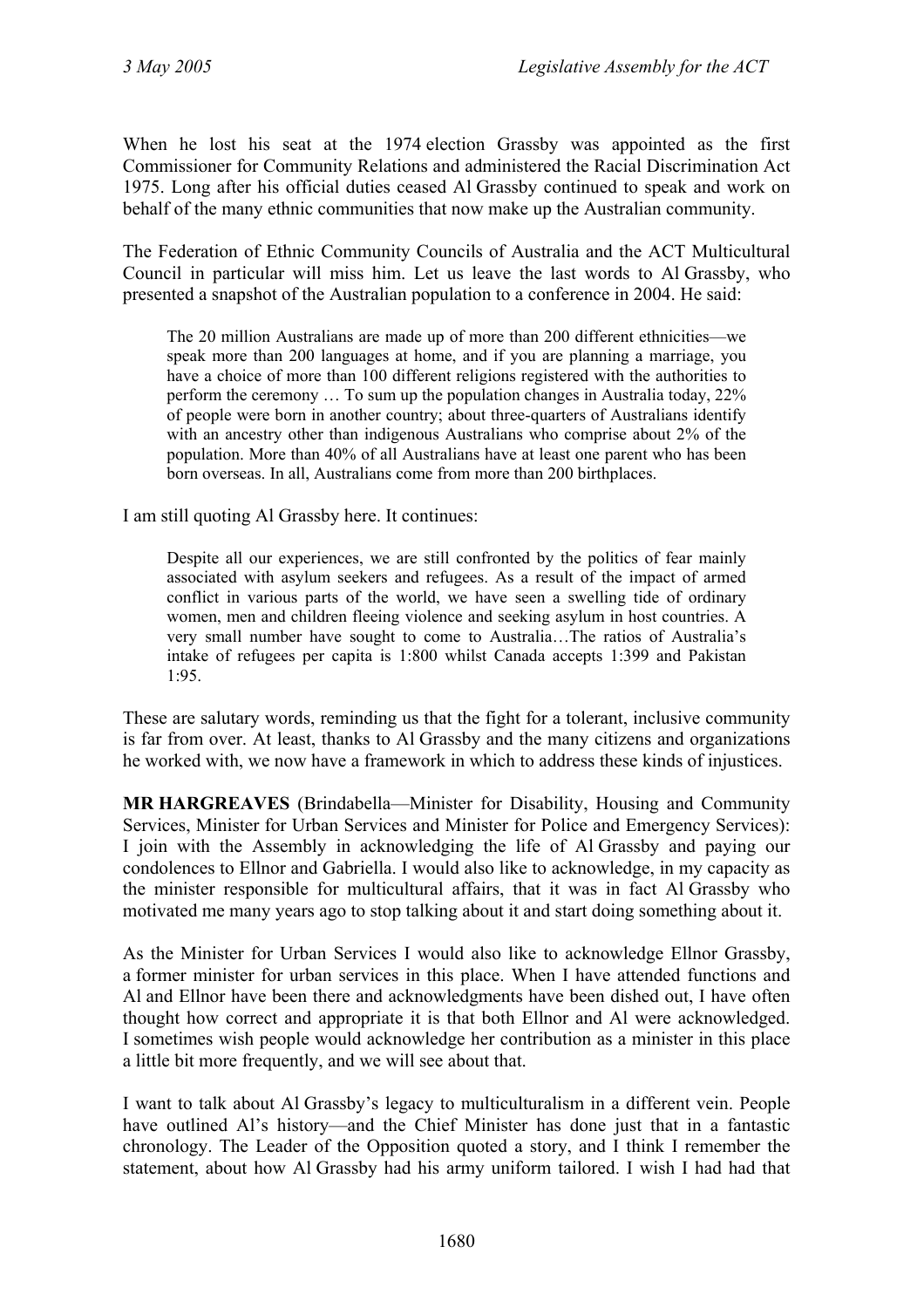When he lost his seat at the 1974 election Grassby was appointed as the first Commissioner for Community Relations and administered the Racial Discrimination Act 1975. Long after his official duties ceased Al Grassby continued to speak and work on behalf of the many ethnic communities that now make up the Australian community.

The Federation of Ethnic Community Councils of Australia and the ACT Multicultural Council in particular will miss him. Let us leave the last words to Al Grassby, who presented a snapshot of the Australian population to a conference in 2004. He said:

> The 20 million Australians are made up of more than 200 different ethnicities—we speak more than 200 languages at home, and if you are planning a marriage, you have a choice of more than 100 different religions registered with the authorities to perform the ceremony … To sum up the population changes in Australia today, 22% of people were born in another country; about three-quarters of Australians identify with an ancestry other than indigenous Australians who comprise about 2% of the population. More than 40% of all Australians have at least one parent who has been born overseas. In all, Australians come from more than 200 birthplaces.

I am still quoting Al Grassby here. It continues:

> Despite all our experiences, we are still confronted by the politics of fear mainly associated with asylum seekers and refugees. As a result of the impact of armed conflict in various parts of the world, we have seen a swelling tide of ordinary women, men and children fleeing violence and seeking asylum in host countries. A very small number have sought to come to Australia…The ratios of Australia's intake of refugees per capita is 1:800 whilst Canada accepts 1:399 and Pakistan 1:95.

These are salutary words, reminding us that the fight for a tolerant, inclusive community is far from over. At least, thanks to Al Grassby and the many citizens and organizations he worked with, we now have a framework in which to address these kinds of injustices.

**MR HARGREAVES** (Brindabella—Minister for Disability, Housing and Community Services, Minister for Urban Services and Minister for Police and Emergency Services): I join with the Assembly in acknowledging the life of Al Grassby and paying our condolences to Ellnor and Gabriella. I would also like to acknowledge, in my capacity as the minister responsible for multicultural affairs, that it was in fact Al Grassby who motivated me many years ago to stop talking about it and start doing something about it.

As the Minister for Urban Services I would also like to acknowledge Ellnor Grassby, a former minister for urban services in this place. When I have attended functions and Al and Ellnor have been there and acknowledgments have been dished out, I have often thought how correct and appropriate it is that both Ellnor and Al were acknowledged. I sometimes wish people would acknowledge her contribution as a minister in this place a little bit more frequently, and we will see about that.

I want to talk about Al Grassby's legacy to multiculturalism in a different vein. People have outlined Al's history—and the Chief Minister has done just that in a fantastic chronology. The Leader of the Opposition quoted a story, and I think I remember the statement, about how Al Grassby had his army uniform tailored. I wish I had had that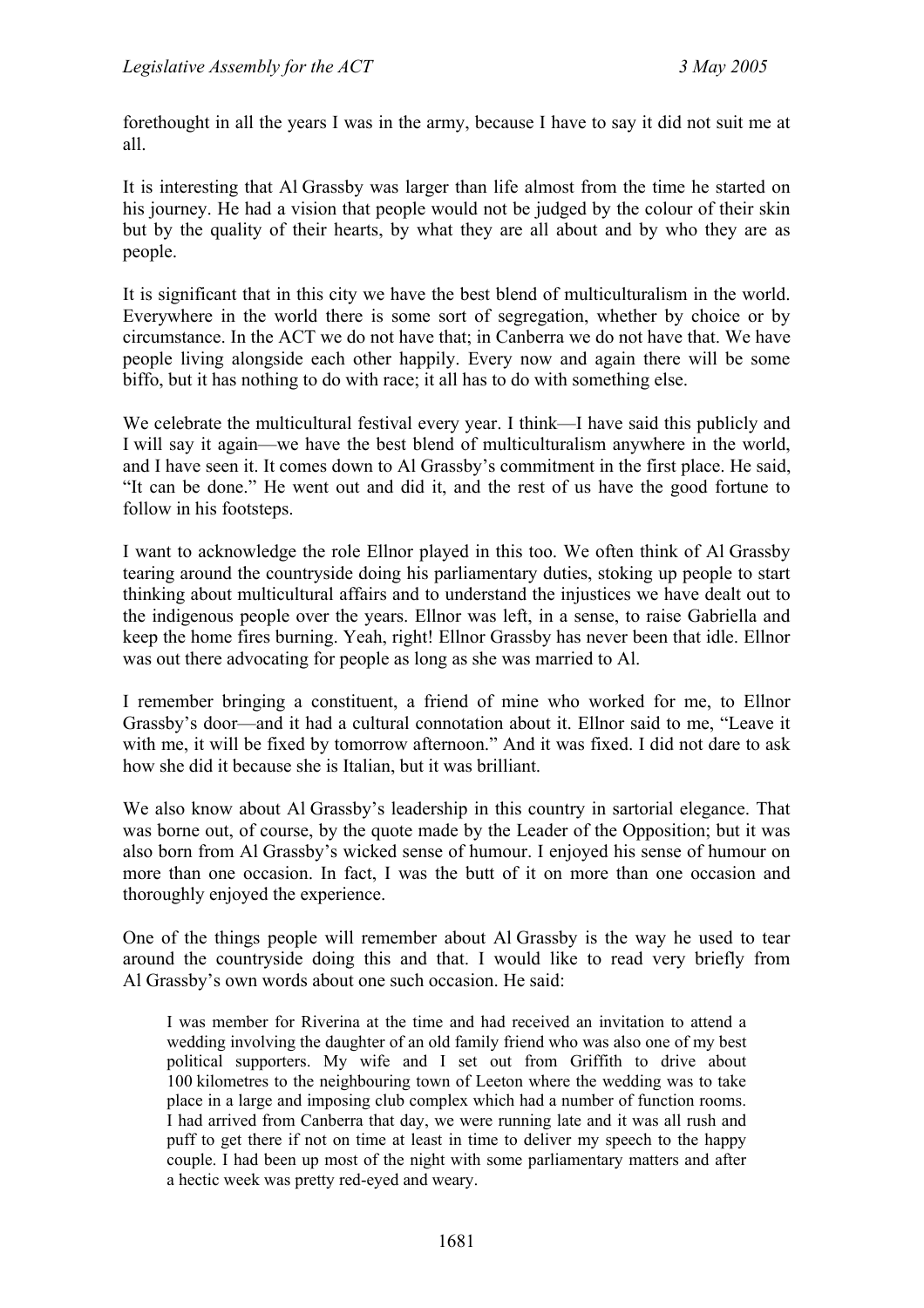forethought in all the years I was in the army, because I have to say it did not suit me at all.

It is interesting that Al Grassby was larger than life almost from the time he started on his journey. He had a vision that people would not be judged by the colour of their skin but by the quality of their hearts, by what they are all about and by who they are as people.

It is significant that in this city we have the best blend of multiculturalism in the world. Everywhere in the world there is some sort of segregation, whether by choice or by circumstance. In the ACT we do not have that; in Canberra we do not have that. We have people living alongside each other happily. Every now and again there will be some biffo, but it has nothing to do with race; it all has to do with something else.

We celebrate the multicultural festival every year. I think—I have said this publicly and I will say it again—we have the best blend of multiculturalism anywhere in the world, and I have seen it. It comes down to Al Grassby's commitment in the first place. He said, "It can be done." He went out and did it, and the rest of us have the good fortune to follow in his footsteps.

I want to acknowledge the role Ellnor played in this too. We often think of Al Grassby tearing around the countryside doing his parliamentary duties, stoking up people to start thinking about multicultural affairs and to understand the injustices we have dealt out to the indigenous people over the years. Ellnor was left, in a sense, to raise Gabriella and keep the home fires burning. Yeah, right! Ellnor Grassby has never been that idle. Ellnor was out there advocating for people as long as she was married to Al.

I remember bringing a constituent, a friend of mine who worked for me, to Ellnor Grassby's door—and it had a cultural connotation about it. Ellnor said to me, "Leave it with me, it will be fixed by tomorrow afternoon." And it was fixed. I did not dare to ask how she did it because she is Italian, but it was brilliant.

We also know about Al Grassby's leadership in this country in sartorial elegance. That was borne out, of course, by the quote made by the Leader of the Opposition; but it was also born from Al Grassby's wicked sense of humour. I enjoyed his sense of humour on more than one occasion. In fact, I was the butt of it on more than one occasion and thoroughly enjoyed the experience.

One of the things people will remember about Al Grassby is the way he used to tear around the countryside doing this and that. I would like to read very briefly from Al Grassby's own words about one such occasion. He said:

> I was member for Riverina at the time and had received an invitation to attend a wedding involving the daughter of an old family friend who was also one of my best political supporters. My wife and I set out from Griffith to drive about 100 kilometres to the neighbouring town of Leeton where the wedding was to take place in a large and imposing club complex which had a number of function rooms. I had arrived from Canberra that day, we were running late and it was all rush and puff to get there if not on time at least in time to deliver my speech to the happy couple. I had been up most of the night with some parliamentary matters and after a hectic week was pretty red-eyed and weary.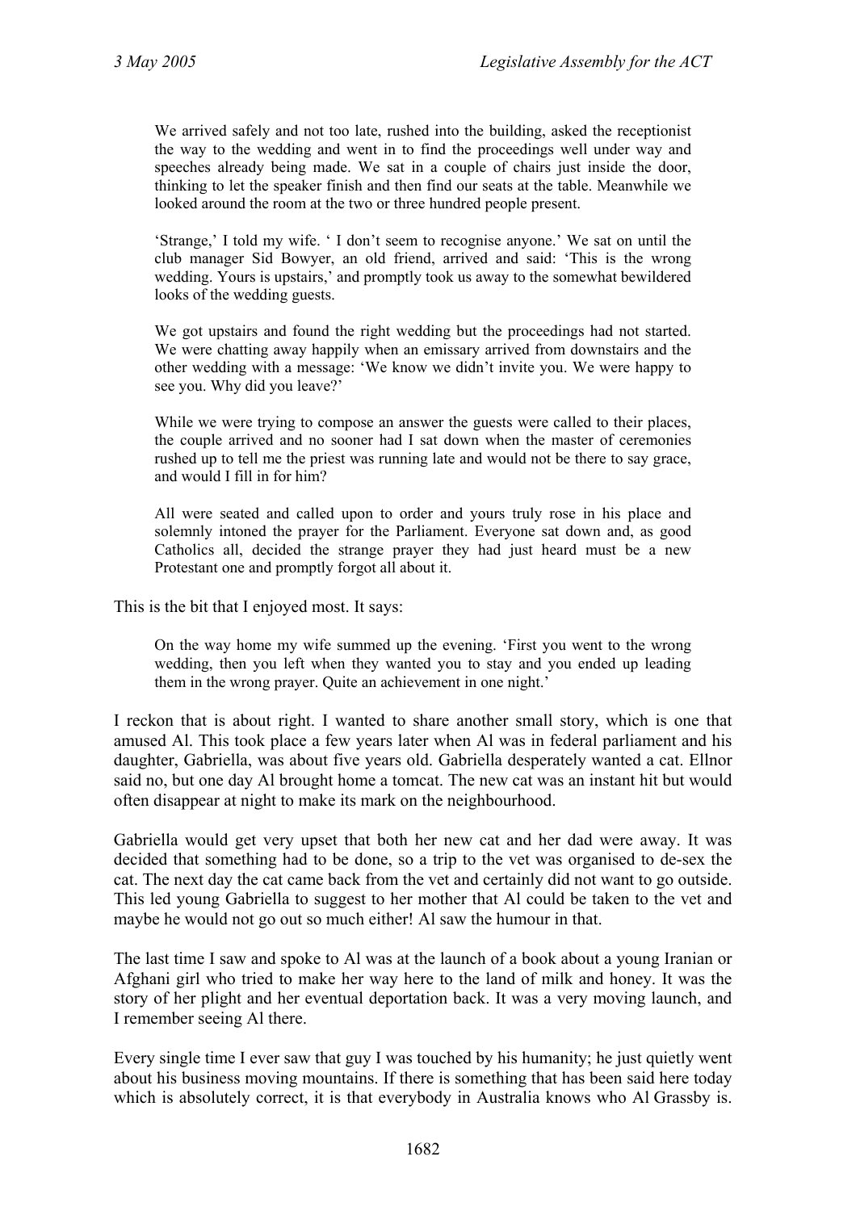> We arrived safely and not too late, rushed into the building, asked the receptionist the way to the wedding and went in to find the proceedings well under way and speeches already being made. We sat in a couple of chairs just inside the door, thinking to let the speaker finish and then find our seats at the table. Meanwhile we looked around the room at the two or three hundred people present.
>
> 'Strange,' I told my wife. ' I don't seem to recognise anyone.' We sat on until the club manager Sid Bowyer, an old friend, arrived and said: 'This is the wrong wedding. Yours is upstairs,' and promptly took us away to the somewhat bewildered looks of the wedding guests.
>
> We got upstairs and found the right wedding but the proceedings had not started. We were chatting away happily when an emissary arrived from downstairs and the other wedding with a message: 'We know we didn't invite you. We were happy to see you. Why did you leave?'
>
> While we were trying to compose an answer the guests were called to their places, the couple arrived and no sooner had I sat down when the master of ceremonies rushed up to tell me the priest was running late and would not be there to say grace, and would I fill in for him?
>
> All were seated and called upon to order and yours truly rose in his place and solemnly intoned the prayer for the Parliament. Everyone sat down and, as good Catholics all, decided the strange prayer they had just heard must be a new Protestant one and promptly forgot all about it.

This is the bit that I enjoyed most. It says:

> On the way home my wife summed up the evening. 'First you went to the wrong wedding, then you left when they wanted you to stay and you ended up leading them in the wrong prayer. Quite an achievement in one night.'

I reckon that is about right. I wanted to share another small story, which is one that amused Al. This took place a few years later when Al was in federal parliament and his daughter, Gabriella, was about five years old. Gabriella desperately wanted a cat. Ellnor said no, but one day Al brought home a tomcat. The new cat was an instant hit but would often disappear at night to make its mark on the neighbourhood.

Gabriella would get very upset that both her new cat and her dad were away. It was decided that something had to be done, so a trip to the vet was organised to de-sex the cat. The next day the cat came back from the vet and certainly did not want to go outside. This led young Gabriella to suggest to her mother that Al could be taken to the vet and maybe he would not go out so much either! Al saw the humour in that.

The last time I saw and spoke to Al was at the launch of a book about a young Iranian or Afghani girl who tried to make her way here to the land of milk and honey. It was the story of her plight and her eventual deportation back. It was a very moving launch, and I remember seeing Al there.

Every single time I ever saw that guy I was touched by his humanity; he just quietly went about his business moving mountains. If there is something that has been said here today which is absolutely correct, it is that everybody in Australia knows who Al Grassby is.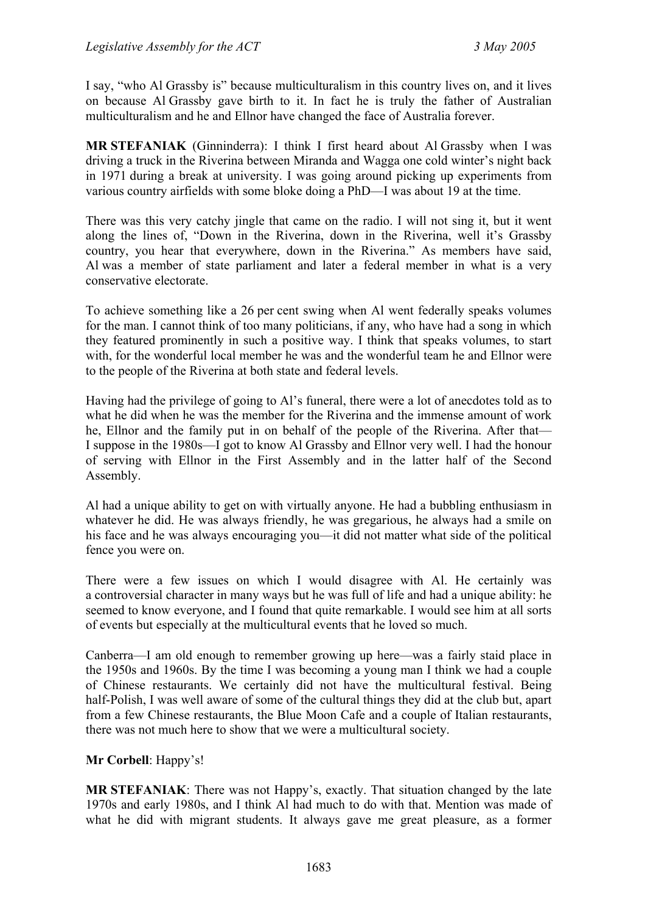I say, "who Al Grassby is" because multiculturalism in this country lives on, and it lives on because Al Grassby gave birth to it. In fact he is truly the father of Australian multiculturalism and he and Ellnor have changed the face of Australia forever.

**MR STEFANIAK** (Ginninderra): I think I first heard about Al Grassby when I was driving a truck in the Riverina between Miranda and Wagga one cold winter's night back in 1971 during a break at university. I was going around picking up experiments from various country airfields with some bloke doing a PhD—I was about 19 at the time.

There was this very catchy jingle that came on the radio. I will not sing it, but it went along the lines of, "Down in the Riverina, down in the Riverina, well it's Grassby country, you hear that everywhere, down in the Riverina." As members have said, Al was a member of state parliament and later a federal member in what is a very conservative electorate.

To achieve something like a 26 per cent swing when Al went federally speaks volumes for the man. I cannot think of too many politicians, if any, who have had a song in which they featured prominently in such a positive way. I think that speaks volumes, to start with, for the wonderful local member he was and the wonderful team he and Ellnor were to the people of the Riverina at both state and federal levels.

Having had the privilege of going to Al's funeral, there were a lot of anecdotes told as to what he did when he was the member for the Riverina and the immense amount of work he, Ellnor and the family put in on behalf of the people of the Riverina. After that—I suppose in the 1980s—I got to know Al Grassby and Ellnor very well. I had the honour of serving with Ellnor in the First Assembly and in the latter half of the Second Assembly.

Al had a unique ability to get on with virtually anyone. He had a bubbling enthusiasm in whatever he did. He was always friendly, he was gregarious, he always had a smile on his face and he was always encouraging you—it did not matter what side of the political fence you were on.

There were a few issues on which I would disagree with Al. He certainly was a controversial character in many ways but he was full of life and had a unique ability: he seemed to know everyone, and I found that quite remarkable. I would see him at all sorts of events but especially at the multicultural events that he loved so much.

Canberra—I am old enough to remember growing up here—was a fairly staid place in the 1950s and 1960s. By the time I was becoming a young man I think we had a couple of Chinese restaurants. We certainly did not have the multicultural festival. Being half-Polish, I was well aware of some of the cultural things they did at the club but, apart from a few Chinese restaurants, the Blue Moon Cafe and a couple of Italian restaurants, there was not much here to show that we were a multicultural society.

**Mr Corbell**: Happy's!

**MR STEFANIAK**: There was not Happy's, exactly. That situation changed by the late 1970s and early 1980s, and I think Al had much to do with that. Mention was made of what he did with migrant students. It always gave me great pleasure, as a former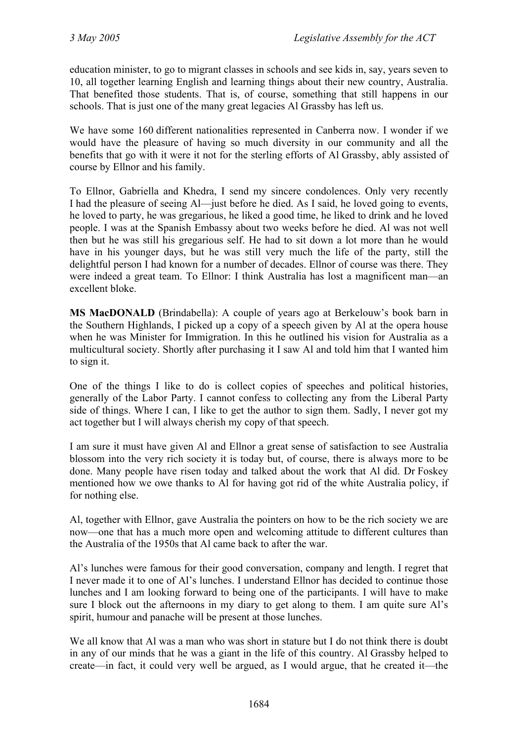education minister, to go to migrant classes in schools and see kids in, say, years seven to 10, all together learning English and learning things about their new country, Australia. That benefited those students. That is, of course, something that still happens in our schools. That is just one of the many great legacies Al Grassby has left us.

We have some 160 different nationalities represented in Canberra now. I wonder if we would have the pleasure of having so much diversity in our community and all the benefits that go with it were it not for the sterling efforts of Al Grassby, ably assisted of course by Ellnor and his family.

To Ellnor, Gabriella and Khedra, I send my sincere condolences. Only very recently I had the pleasure of seeing Al—just before he died. As I said, he loved going to events, he loved to party, he was gregarious, he liked a good time, he liked to drink and he loved people. I was at the Spanish Embassy about two weeks before he died. Al was not well then but he was still his gregarious self. He had to sit down a lot more than he would have in his younger days, but he was still very much the life of the party, still the delightful person I had known for a number of decades. Ellnor of course was there. They were indeed a great team. To Ellnor: I think Australia has lost a magnificent man—an excellent bloke.

**MS MacDONALD** (Brindabella): A couple of years ago at Berkelouw's book barn in the Southern Highlands, I picked up a copy of a speech given by Al at the opera house when he was Minister for Immigration. In this he outlined his vision for Australia as a multicultural society. Shortly after purchasing it I saw Al and told him that I wanted him to sign it.

One of the things I like to do is collect copies of speeches and political histories, generally of the Labor Party. I cannot confess to collecting any from the Liberal Party side of things. Where I can, I like to get the author to sign them. Sadly, I never got my act together but I will always cherish my copy of that speech.

I am sure it must have given Al and Ellnor a great sense of satisfaction to see Australia blossom into the very rich society it is today but, of course, there is always more to be done. Many people have risen today and talked about the work that Al did. Dr Foskey mentioned how we owe thanks to Al for having got rid of the white Australia policy, if for nothing else.

Al, together with Ellnor, gave Australia the pointers on how to be the rich society we are now—one that has a much more open and welcoming attitude to different cultures than the Australia of the 1950s that Al came back to after the war.

Al's lunches were famous for their good conversation, company and length. I regret that I never made it to one of Al's lunches. I understand Ellnor has decided to continue those lunches and I am looking forward to being one of the participants. I will have to make sure I block out the afternoons in my diary to get along to them. I am quite sure Al's spirit, humour and panache will be present at those lunches.

We all know that Al was a man who was short in stature but I do not think there is doubt in any of our minds that he was a giant in the life of this country. Al Grassby helped to create—in fact, it could very well be argued, as I would argue, that he created it—the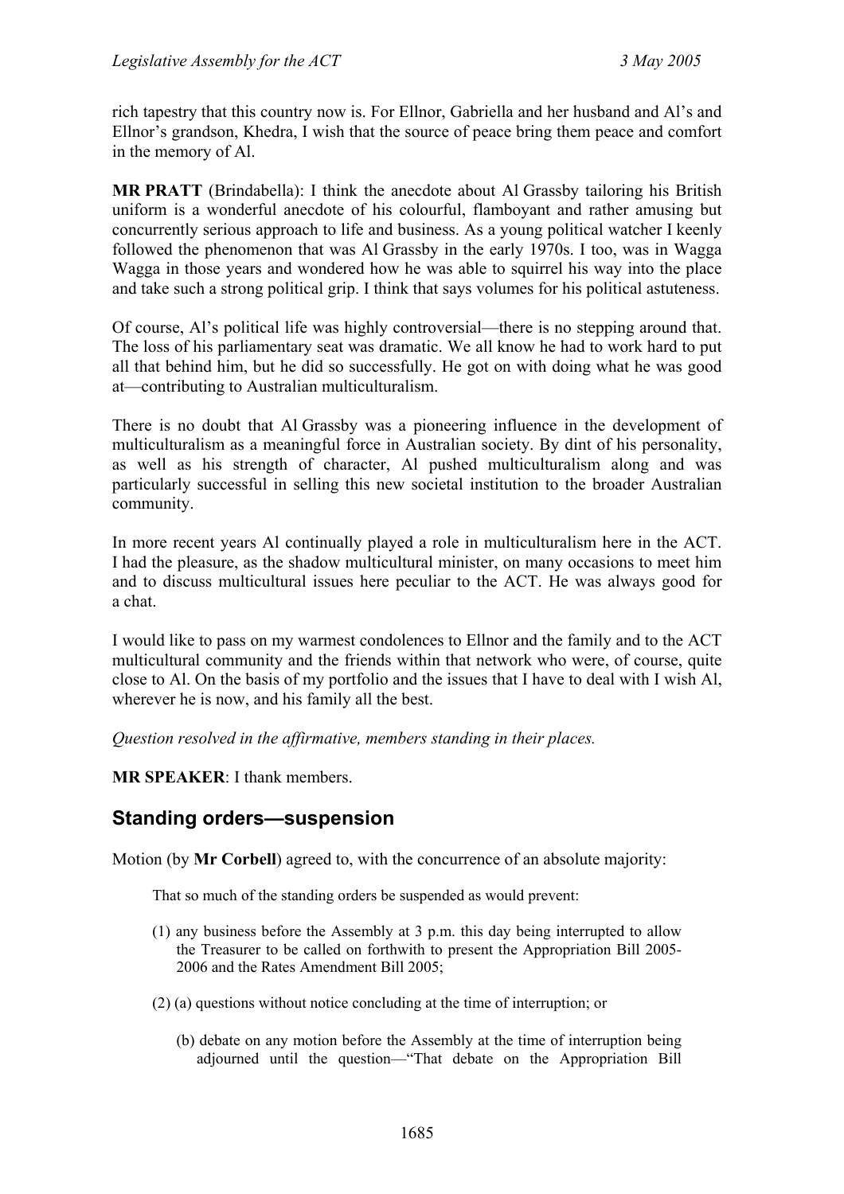rich tapestry that this country now is. For Ellnor, Gabriella and her husband and Al's and Ellnor's grandson, Khedra, I wish that the source of peace bring them peace and comfort in the memory of Al.

**MR PRATT** (Brindabella): I think the anecdote about Al Grassby tailoring his British uniform is a wonderful anecdote of his colourful, flamboyant and rather amusing but concurrently serious approach to life and business. As a young political watcher I keenly followed the phenomenon that was Al Grassby in the early 1970s. I too, was in Wagga Wagga in those years and wondered how he was able to squirrel his way into the place and take such a strong political grip. I think that says volumes for his political astuteness.

Of course, Al's political life was highly controversial—there is no stepping around that. The loss of his parliamentary seat was dramatic. We all know he had to work hard to put all that behind him, but he did so successfully. He got on with doing what he was good at—contributing to Australian multiculturalism.

There is no doubt that Al Grassby was a pioneering influence in the development of multiculturalism as a meaningful force in Australian society. By dint of his personality, as well as his strength of character, Al pushed multiculturalism along and was particularly successful in selling this new societal institution to the broader Australian community.

In more recent years Al continually played a role in multiculturalism here in the ACT. I had the pleasure, as the shadow multicultural minister, on many occasions to meet him and to discuss multicultural issues here peculiar to the ACT. He was always good for a chat.

I would like to pass on my warmest condolences to Ellnor and the family and to the ACT multicultural community and the friends within that network who were, of course, quite close to Al. On the basis of my portfolio and the issues that I have to deal with I wish Al, wherever he is now, and his family all the best.

*Question resolved in the affirmative, members standing in their places.*

**MR SPEAKER**: I thank members.

## Standing orders—suspension

Motion (by **Mr Corbell**) agreed to, with the concurrence of an absolute majority:

> That so much of the standing orders be suspended as would prevent:
>
> (1) any business before the Assembly at 3 p.m. this day being interrupted to allow the Treasurer to be called on forthwith to present the Appropriation Bill 2005-2006 and the Rates Amendment Bill 2005;
>
> (2) (a) questions without notice concluding at the time of interruption; or
>
> (b) debate on any motion before the Assembly at the time of interruption being adjourned until the question—"That debate on the Appropriation Bill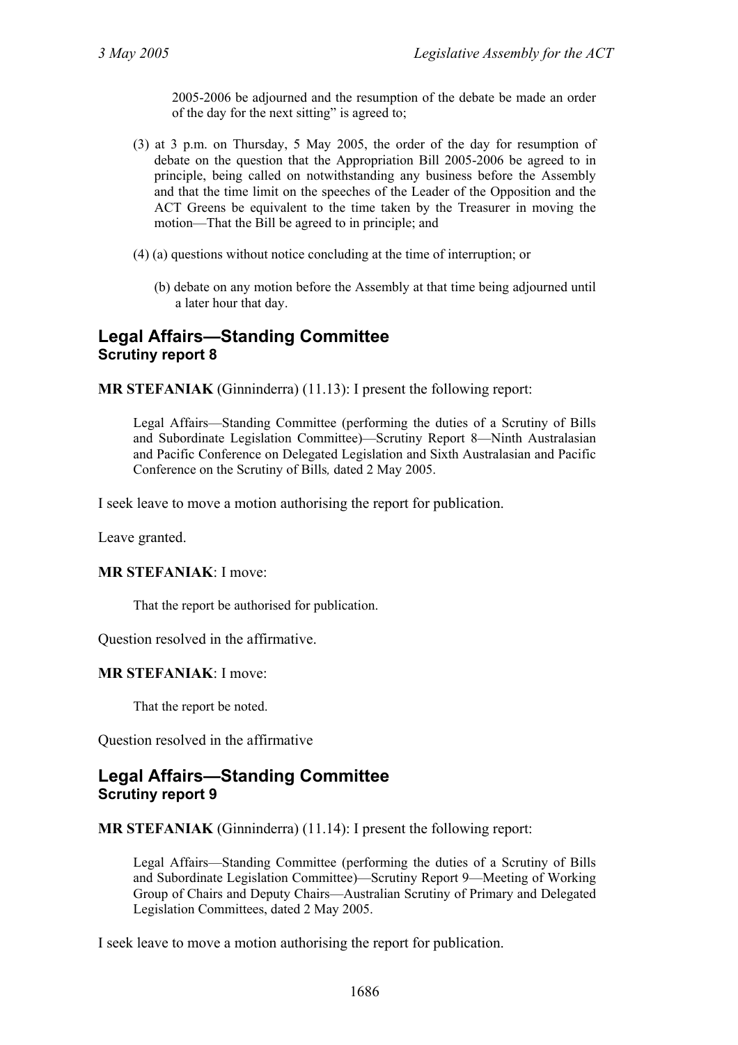2005-2006 be adjourned and the resumption of the debate be made an order of the day for the next sitting" is agreed to;

(3) at 3 p.m. on Thursday, 5 May 2005, the order of the day for resumption of debate on the question that the Appropriation Bill 2005-2006 be agreed to in principle, being called on notwithstanding any business before the Assembly and that the time limit on the speeches of the Leader of the Opposition and the ACT Greens be equivalent to the time taken by the Treasurer in moving the motion—That the Bill be agreed to in principle; and

(4) (a) questions without notice concluding at the time of interruption; or

(b) debate on any motion before the Assembly at that time being adjourned until a later hour that day.

## Legal Affairs—Standing Committee
### Scrutiny report 8

**MR STEFANIAK** (Ginninderra) (11.13): I present the following report:

> Legal Affairs—Standing Committee (performing the duties of a Scrutiny of Bills and Subordinate Legislation Committee)—Scrutiny Report 8—Ninth Australasian and Pacific Conference on Delegated Legislation and Sixth Australasian and Pacific Conference on the Scrutiny of Bills*,* dated 2 May 2005.

I seek leave to move a motion authorising the report for publication.

Leave granted.

**MR STEFANIAK**: I move:

> That the report be authorised for publication.

Question resolved in the affirmative.

**MR STEFANIAK**: I move:

> That the report be noted.

Question resolved in the affirmative

## Legal Affairs—Standing Committee
### Scrutiny report 9

**MR STEFANIAK** (Ginninderra) (11.14): I present the following report:

> Legal Affairs—Standing Committee (performing the duties of a Scrutiny of Bills and Subordinate Legislation Committee)—Scrutiny Report 9—Meeting of Working Group of Chairs and Deputy Chairs—Australian Scrutiny of Primary and Delegated Legislation Committees, dated 2 May 2005.

I seek leave to move a motion authorising the report for publication.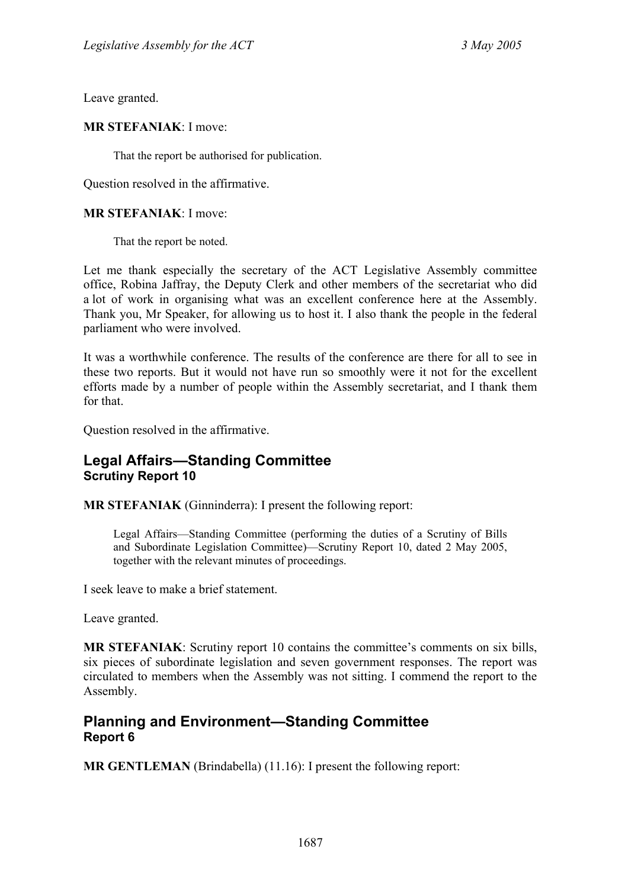Leave granted.

**MR STEFANIAK**: I move:

> That the report be authorised for publication.

Question resolved in the affirmative.

**MR STEFANIAK**: I move:

> That the report be noted.

Let me thank especially the secretary of the ACT Legislative Assembly committee office, Robina Jaffray, the Deputy Clerk and other members of the secretariat who did a lot of work in organising what was an excellent conference here at the Assembly. Thank you, Mr Speaker, for allowing us to host it. I also thank the people in the federal parliament who were involved.

It was a worthwhile conference. The results of the conference are there for all to see in these two reports. But it would not have run so smoothly were it not for the excellent efforts made by a number of people within the Assembly secretariat, and I thank them for that.

Question resolved in the affirmative.

## Legal Affairs—Standing Committee
### Scrutiny Report 10

**MR STEFANIAK** (Ginninderra): I present the following report:

> Legal Affairs—Standing Committee (performing the duties of a Scrutiny of Bills and Subordinate Legislation Committee)—Scrutiny Report 10, dated 2 May 2005, together with the relevant minutes of proceedings.

I seek leave to make a brief statement.

Leave granted.

**MR STEFANIAK**: Scrutiny report 10 contains the committee's comments on six bills, six pieces of subordinate legislation and seven government responses. The report was circulated to members when the Assembly was not sitting. I commend the report to the Assembly.

## Planning and Environment—Standing Committee
### Report 6

**MR GENTLEMAN** (Brindabella) (11.16): I present the following report: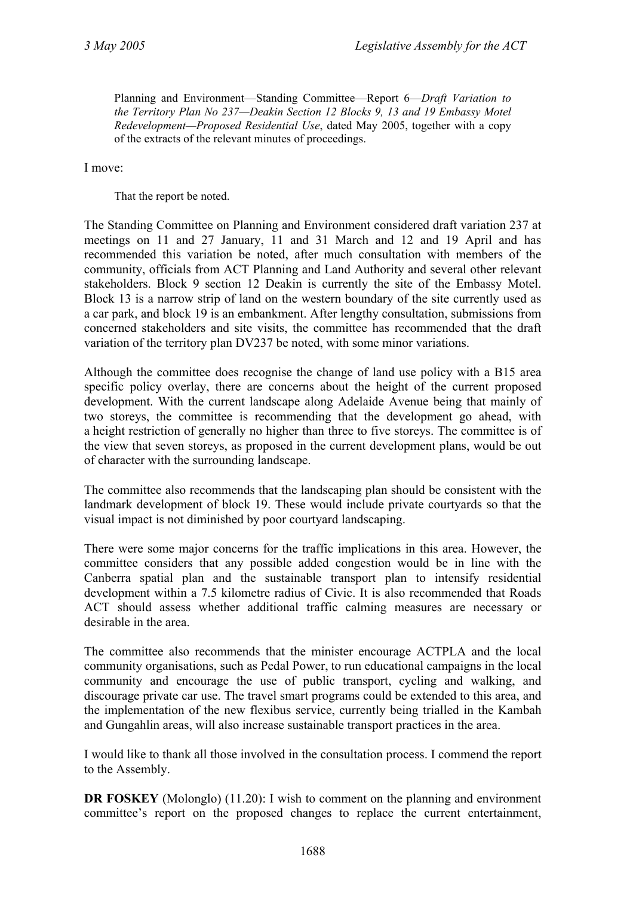Planning and Environment—Standing Committee—Report 6—*Draft Variation to the Territory Plan No 237—Deakin Section 12 Blocks 9, 13 and 19 Embassy Motel Redevelopment—Proposed Residential Use*, dated May 2005, together with a copy of the extracts of the relevant minutes of proceedings.

I move:

> That the report be noted.

The Standing Committee on Planning and Environment considered draft variation 237 at meetings on 11 and 27 January, 11 and 31 March and 12 and 19 April and has recommended this variation be noted, after much consultation with members of the community, officials from ACT Planning and Land Authority and several other relevant stakeholders. Block 9 section 12 Deakin is currently the site of the Embassy Motel. Block 13 is a narrow strip of land on the western boundary of the site currently used as a car park, and block 19 is an embankment. After lengthy consultation, submissions from concerned stakeholders and site visits, the committee has recommended that the draft variation of the territory plan DV237 be noted, with some minor variations.

Although the committee does recognise the change of land use policy with a B15 area specific policy overlay, there are concerns about the height of the current proposed development. With the current landscape along Adelaide Avenue being that mainly of two storeys, the committee is recommending that the development go ahead, with a height restriction of generally no higher than three to five storeys. The committee is of the view that seven storeys, as proposed in the current development plans, would be out of character with the surrounding landscape.

The committee also recommends that the landscaping plan should be consistent with the landmark development of block 19. These would include private courtyards so that the visual impact is not diminished by poor courtyard landscaping.

There were some major concerns for the traffic implications in this area. However, the committee considers that any possible added congestion would be in line with the Canberra spatial plan and the sustainable transport plan to intensify residential development within a 7.5 kilometre radius of Civic. It is also recommended that Roads ACT should assess whether additional traffic calming measures are necessary or desirable in the area.

The committee also recommends that the minister encourage ACTPLA and the local community organisations, such as Pedal Power, to run educational campaigns in the local community and encourage the use of public transport, cycling and walking, and discourage private car use. The travel smart programs could be extended to this area, and the implementation of the new flexibus service, currently being trialled in the Kambah and Gungahlin areas, will also increase sustainable transport practices in the area.

I would like to thank all those involved in the consultation process. I commend the report to the Assembly.

**DR FOSKEY** (Molonglo) (11.20): I wish to comment on the planning and environment committee's report on the proposed changes to replace the current entertainment,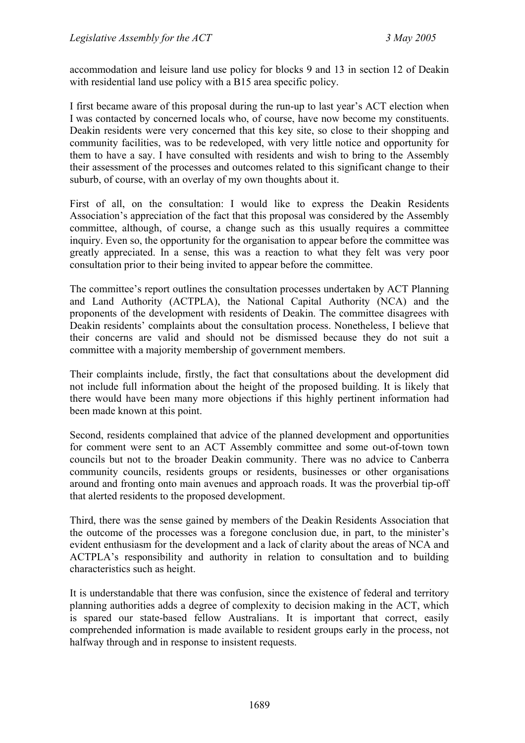accommodation and leisure land use policy for blocks 9 and 13 in section 12 of Deakin with residential land use policy with a B15 area specific policy.

I first became aware of this proposal during the run-up to last year's ACT election when I was contacted by concerned locals who, of course, have now become my constituents. Deakin residents were very concerned that this key site, so close to their shopping and community facilities, was to be redeveloped, with very little notice and opportunity for them to have a say. I have consulted with residents and wish to bring to the Assembly their assessment of the processes and outcomes related to this significant change to their suburb, of course, with an overlay of my own thoughts about it.

First of all, on the consultation: I would like to express the Deakin Residents Association's appreciation of the fact that this proposal was considered by the Assembly committee, although, of course, a change such as this usually requires a committee inquiry. Even so, the opportunity for the organisation to appear before the committee was greatly appreciated. In a sense, this was a reaction to what they felt was very poor consultation prior to their being invited to appear before the committee.

The committee's report outlines the consultation processes undertaken by ACT Planning and Land Authority (ACTPLA), the National Capital Authority (NCA) and the proponents of the development with residents of Deakin. The committee disagrees with Deakin residents' complaints about the consultation process. Nonetheless, I believe that their concerns are valid and should not be dismissed because they do not suit a committee with a majority membership of government members.

Their complaints include, firstly, the fact that consultations about the development did not include full information about the height of the proposed building. It is likely that there would have been many more objections if this highly pertinent information had been made known at this point.

Second, residents complained that advice of the planned development and opportunities for comment were sent to an ACT Assembly committee and some out-of-town town councils but not to the broader Deakin community. There was no advice to Canberra community councils, residents groups or residents, businesses or other organisations around and fronting onto main avenues and approach roads. It was the proverbial tip-off that alerted residents to the proposed development.

Third, there was the sense gained by members of the Deakin Residents Association that the outcome of the processes was a foregone conclusion due, in part, to the minister's evident enthusiasm for the development and a lack of clarity about the areas of NCA and ACTPLA's responsibility and authority in relation to consultation and to building characteristics such as height.

It is understandable that there was confusion, since the existence of federal and territory planning authorities adds a degree of complexity to decision making in the ACT, which is spared our state-based fellow Australians. It is important that correct, easily comprehended information is made available to resident groups early in the process, not halfway through and in response to insistent requests.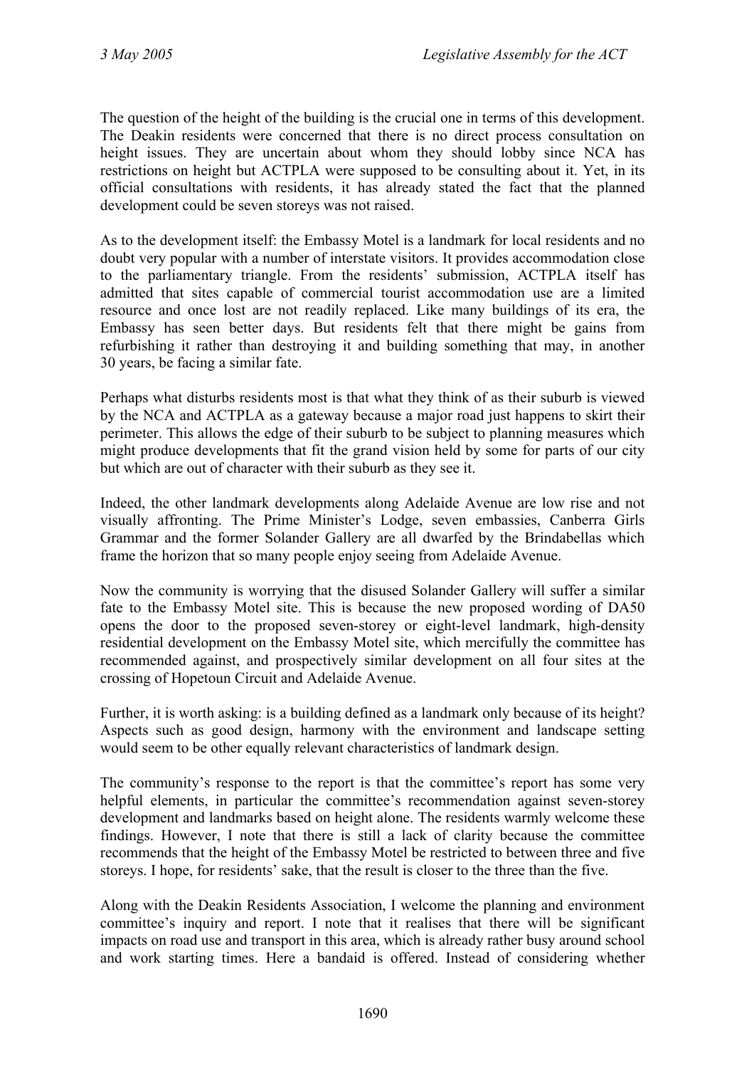The question of the height of the building is the crucial one in terms of this development. The Deakin residents were concerned that there is no direct process consultation on height issues. They are uncertain about whom they should lobby since NCA has restrictions on height but ACTPLA were supposed to be consulting about it. Yet, in its official consultations with residents, it has already stated the fact that the planned development could be seven storeys was not raised.

As to the development itself: the Embassy Motel is a landmark for local residents and no doubt very popular with a number of interstate visitors. It provides accommodation close to the parliamentary triangle. From the residents' submission, ACTPLA itself has admitted that sites capable of commercial tourist accommodation use are a limited resource and once lost are not readily replaced. Like many buildings of its era, the Embassy has seen better days. But residents felt that there might be gains from refurbishing it rather than destroying it and building something that may, in another 30 years, be facing a similar fate.

Perhaps what disturbs residents most is that what they think of as their suburb is viewed by the NCA and ACTPLA as a gateway because a major road just happens to skirt their perimeter. This allows the edge of their suburb to be subject to planning measures which might produce developments that fit the grand vision held by some for parts of our city but which are out of character with their suburb as they see it.

Indeed, the other landmark developments along Adelaide Avenue are low rise and not visually affronting. The Prime Minister's Lodge, seven embassies, Canberra Girls Grammar and the former Solander Gallery are all dwarfed by the Brindabellas which frame the horizon that so many people enjoy seeing from Adelaide Avenue.

Now the community is worrying that the disused Solander Gallery will suffer a similar fate to the Embassy Motel site. This is because the new proposed wording of DA50 opens the door to the proposed seven-storey or eight-level landmark, high-density residential development on the Embassy Motel site, which mercifully the committee has recommended against, and prospectively similar development on all four sites at the crossing of Hopetoun Circuit and Adelaide Avenue.

Further, it is worth asking: is a building defined as a landmark only because of its height? Aspects such as good design, harmony with the environment and landscape setting would seem to be other equally relevant characteristics of landmark design.

The community's response to the report is that the committee's report has some very helpful elements, in particular the committee's recommendation against seven-storey development and landmarks based on height alone. The residents warmly welcome these findings. However, I note that there is still a lack of clarity because the committee recommends that the height of the Embassy Motel be restricted to between three and five storeys. I hope, for residents' sake, that the result is closer to the three than the five.

Along with the Deakin Residents Association, I welcome the planning and environment committee's inquiry and report. I note that it realises that there will be significant impacts on road use and transport in this area, which is already rather busy around school and work starting times. Here a bandaid is offered. Instead of considering whether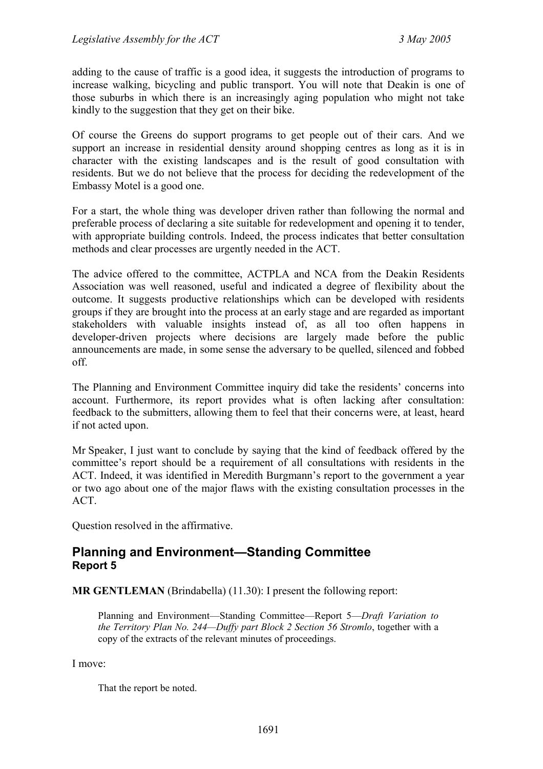adding to the cause of traffic is a good idea, it suggests the introduction of programs to increase walking, bicycling and public transport. You will note that Deakin is one of those suburbs in which there is an increasingly aging population who might not take kindly to the suggestion that they get on their bike.

Of course the Greens do support programs to get people out of their cars. And we support an increase in residential density around shopping centres as long as it is in character with the existing landscapes and is the result of good consultation with residents. But we do not believe that the process for deciding the redevelopment of the Embassy Motel is a good one.

For a start, the whole thing was developer driven rather than following the normal and preferable process of declaring a site suitable for redevelopment and opening it to tender, with appropriate building controls. Indeed, the process indicates that better consultation methods and clear processes are urgently needed in the ACT.

The advice offered to the committee, ACTPLA and NCA from the Deakin Residents Association was well reasoned, useful and indicated a degree of flexibility about the outcome. It suggests productive relationships which can be developed with residents groups if they are brought into the process at an early stage and are regarded as important stakeholders with valuable insights instead of, as all too often happens in developer-driven projects where decisions are largely made before the public announcements are made, in some sense the adversary to be quelled, silenced and fobbed off.

The Planning and Environment Committee inquiry did take the residents' concerns into account. Furthermore, its report provides what is often lacking after consultation: feedback to the submitters, allowing them to feel that their concerns were, at least, heard if not acted upon.

Mr Speaker, I just want to conclude by saying that the kind of feedback offered by the committee's report should be a requirement of all consultations with residents in the ACT. Indeed, it was identified in Meredith Burgmann's report to the government a year or two ago about one of the major flaws with the existing consultation processes in the ACT.

Question resolved in the affirmative.

## Planning and Environment—Standing Committee
### Report 5

**MR GENTLEMAN** (Brindabella) (11.30): I present the following report:

> Planning and Environment—Standing Committee—Report 5—*Draft Variation to the Territory Plan No. 244—Duffy part Block 2 Section 56 Stromlo*, together with a copy of the extracts of the relevant minutes of proceedings.

I move:

> That the report be noted.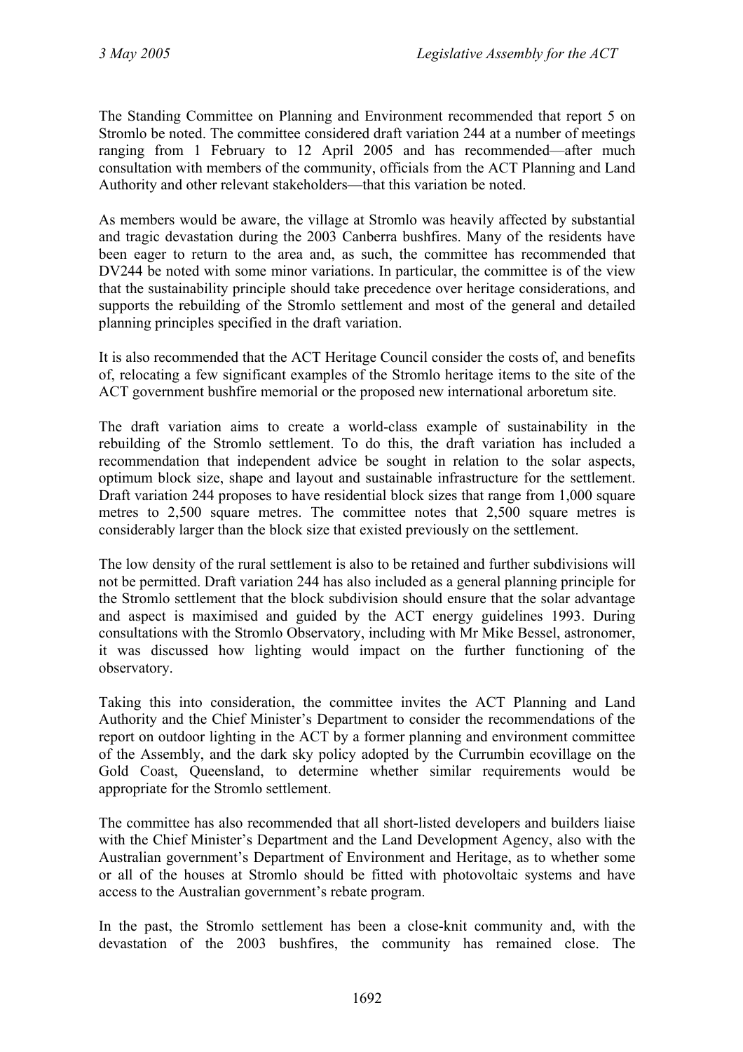The Standing Committee on Planning and Environment recommended that report 5 on Stromlo be noted. The committee considered draft variation 244 at a number of meetings ranging from 1 February to 12 April 2005 and has recommended—after much consultation with members of the community, officials from the ACT Planning and Land Authority and other relevant stakeholders—that this variation be noted.

As members would be aware, the village at Stromlo was heavily affected by substantial and tragic devastation during the 2003 Canberra bushfires. Many of the residents have been eager to return to the area and, as such, the committee has recommended that DV244 be noted with some minor variations. In particular, the committee is of the view that the sustainability principle should take precedence over heritage considerations, and supports the rebuilding of the Stromlo settlement and most of the general and detailed planning principles specified in the draft variation.

It is also recommended that the ACT Heritage Council consider the costs of, and benefits of, relocating a few significant examples of the Stromlo heritage items to the site of the ACT government bushfire memorial or the proposed new international arboretum site.

The draft variation aims to create a world-class example of sustainability in the rebuilding of the Stromlo settlement. To do this, the draft variation has included a recommendation that independent advice be sought in relation to the solar aspects, optimum block size, shape and layout and sustainable infrastructure for the settlement. Draft variation 244 proposes to have residential block sizes that range from 1,000 square metres to 2,500 square metres. The committee notes that 2,500 square metres is considerably larger than the block size that existed previously on the settlement.

The low density of the rural settlement is also to be retained and further subdivisions will not be permitted. Draft variation 244 has also included as a general planning principle for the Stromlo settlement that the block subdivision should ensure that the solar advantage and aspect is maximised and guided by the ACT energy guidelines 1993. During consultations with the Stromlo Observatory, including with Mr Mike Bessel, astronomer, it was discussed how lighting would impact on the further functioning of the observatory.

Taking this into consideration, the committee invites the ACT Planning and Land Authority and the Chief Minister's Department to consider the recommendations of the report on outdoor lighting in the ACT by a former planning and environment committee of the Assembly, and the dark sky policy adopted by the Currumbin ecovillage on the Gold Coast, Queensland, to determine whether similar requirements would be appropriate for the Stromlo settlement.

The committee has also recommended that all short-listed developers and builders liaise with the Chief Minister's Department and the Land Development Agency, also with the Australian government's Department of Environment and Heritage, as to whether some or all of the houses at Stromlo should be fitted with photovoltaic systems and have access to the Australian government's rebate program.

In the past, the Stromlo settlement has been a close-knit community and, with the devastation of the 2003 bushfires, the community has remained close. The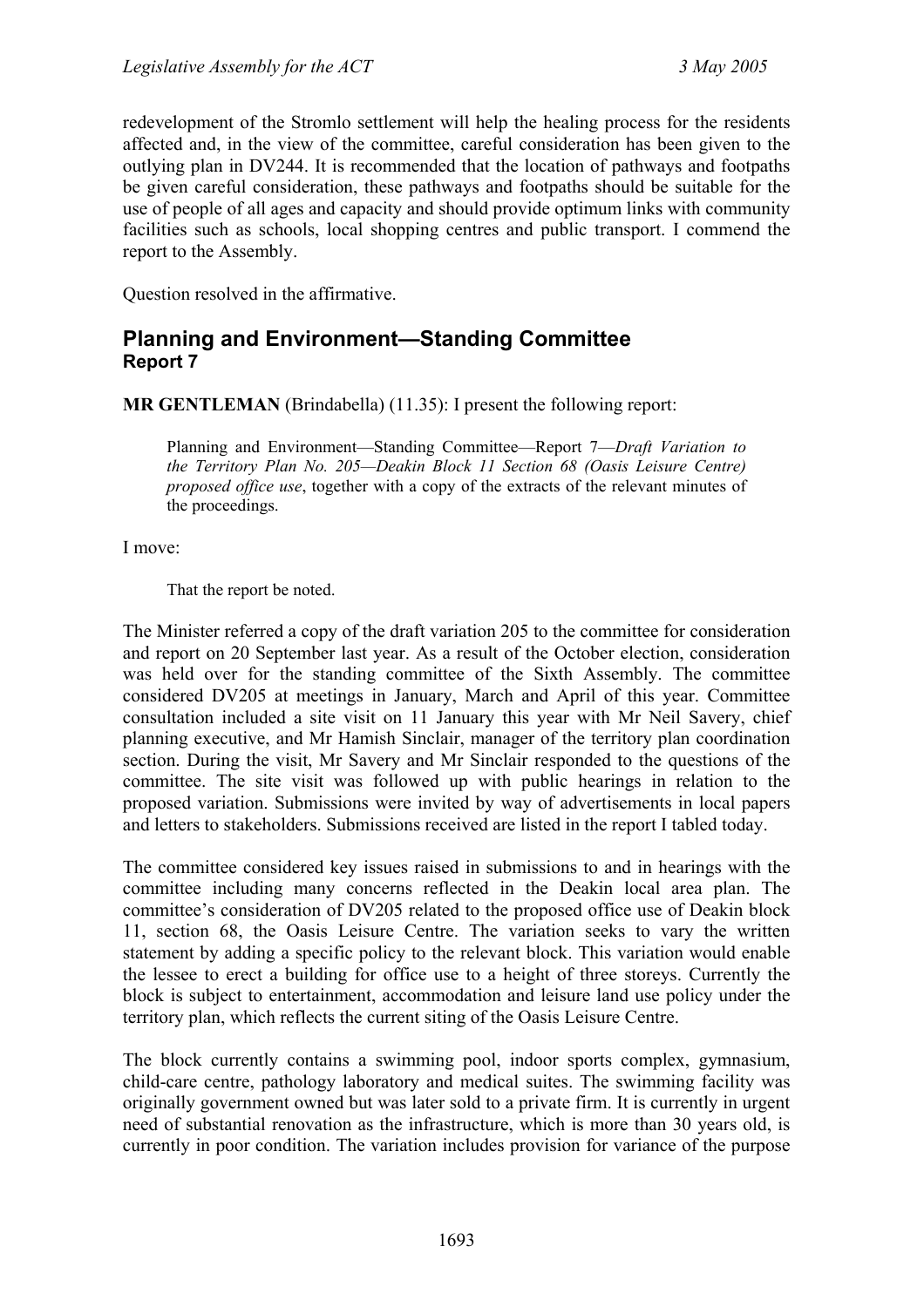redevelopment of the Stromlo settlement will help the healing process for the residents affected and, in the view of the committee, careful consideration has been given to the outlying plan in DV244. It is recommended that the location of pathways and footpaths be given careful consideration, these pathways and footpaths should be suitable for the use of people of all ages and capacity and should provide optimum links with community facilities such as schools, local shopping centres and public transport. I commend the report to the Assembly.

Question resolved in the affirmative.

## Planning and Environment—Standing Committee
### Report 7

**MR GENTLEMAN** (Brindabella) (11.35): I present the following report:

> Planning and Environment—Standing Committee—Report 7—*Draft Variation to the Territory Plan No. 205—Deakin Block 11 Section 68 (Oasis Leisure Centre) proposed office use*, together with a copy of the extracts of the relevant minutes of the proceedings.

I move:

> That the report be noted.

The Minister referred a copy of the draft variation 205 to the committee for consideration and report on 20 September last year. As a result of the October election, consideration was held over for the standing committee of the Sixth Assembly. The committee considered DV205 at meetings in January, March and April of this year. Committee consultation included a site visit on 11 January this year with Mr Neil Savery, chief planning executive, and Mr Hamish Sinclair, manager of the territory plan coordination section. During the visit, Mr Savery and Mr Sinclair responded to the questions of the committee. The site visit was followed up with public hearings in relation to the proposed variation. Submissions were invited by way of advertisements in local papers and letters to stakeholders. Submissions received are listed in the report I tabled today.

The committee considered key issues raised in submissions to and in hearings with the committee including many concerns reflected in the Deakin local area plan. The committee's consideration of DV205 related to the proposed office use of Deakin block 11, section 68, the Oasis Leisure Centre. The variation seeks to vary the written statement by adding a specific policy to the relevant block. This variation would enable the lessee to erect a building for office use to a height of three storeys. Currently the block is subject to entertainment, accommodation and leisure land use policy under the territory plan, which reflects the current siting of the Oasis Leisure Centre.

The block currently contains a swimming pool, indoor sports complex, gymnasium, child-care centre, pathology laboratory and medical suites. The swimming facility was originally government owned but was later sold to a private firm. It is currently in urgent need of substantial renovation as the infrastructure, which is more than 30 years old, is currently in poor condition. The variation includes provision for variance of the purpose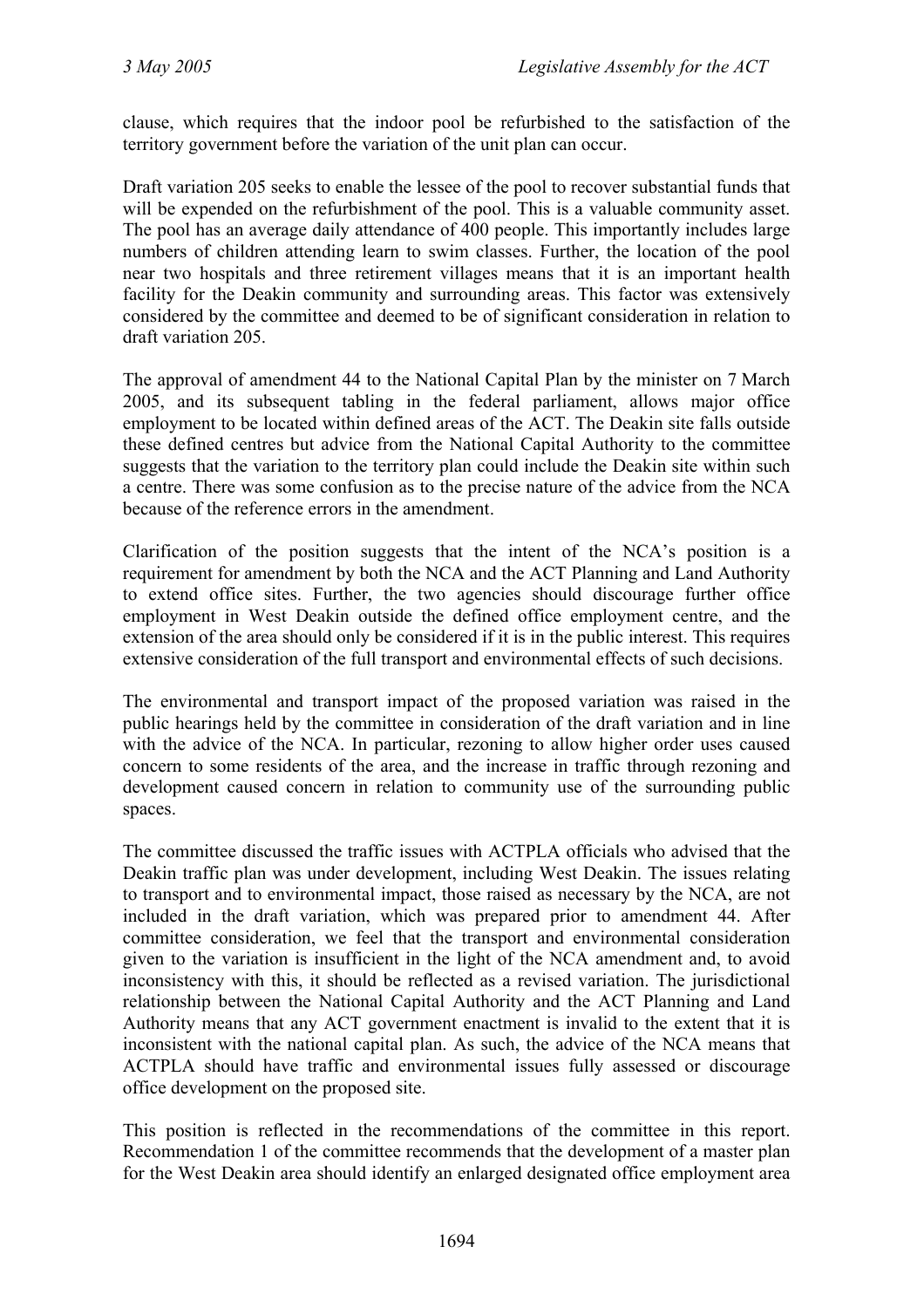clause, which requires that the indoor pool be refurbished to the satisfaction of the territory government before the variation of the unit plan can occur.

Draft variation 205 seeks to enable the lessee of the pool to recover substantial funds that will be expended on the refurbishment of the pool. This is a valuable community asset. The pool has an average daily attendance of 400 people. This importantly includes large numbers of children attending learn to swim classes. Further, the location of the pool near two hospitals and three retirement villages means that it is an important health facility for the Deakin community and surrounding areas. This factor was extensively considered by the committee and deemed to be of significant consideration in relation to draft variation 205.

The approval of amendment 44 to the National Capital Plan by the minister on 7 March 2005, and its subsequent tabling in the federal parliament, allows major office employment to be located within defined areas of the ACT. The Deakin site falls outside these defined centres but advice from the National Capital Authority to the committee suggests that the variation to the territory plan could include the Deakin site within such a centre. There was some confusion as to the precise nature of the advice from the NCA because of the reference errors in the amendment.

Clarification of the position suggests that the intent of the NCA's position is a requirement for amendment by both the NCA and the ACT Planning and Land Authority to extend office sites. Further, the two agencies should discourage further office employment in West Deakin outside the defined office employment centre, and the extension of the area should only be considered if it is in the public interest. This requires extensive consideration of the full transport and environmental effects of such decisions.

The environmental and transport impact of the proposed variation was raised in the public hearings held by the committee in consideration of the draft variation and in line with the advice of the NCA. In particular, rezoning to allow higher order uses caused concern to some residents of the area, and the increase in traffic through rezoning and development caused concern in relation to community use of the surrounding public spaces.

The committee discussed the traffic issues with ACTPLA officials who advised that the Deakin traffic plan was under development, including West Deakin. The issues relating to transport and to environmental impact, those raised as necessary by the NCA, are not included in the draft variation, which was prepared prior to amendment 44. After committee consideration, we feel that the transport and environmental consideration given to the variation is insufficient in the light of the NCA amendment and, to avoid inconsistency with this, it should be reflected as a revised variation. The jurisdictional relationship between the National Capital Authority and the ACT Planning and Land Authority means that any ACT government enactment is invalid to the extent that it is inconsistent with the national capital plan. As such, the advice of the NCA means that ACTPLA should have traffic and environmental issues fully assessed or discourage office development on the proposed site.

This position is reflected in the recommendations of the committee in this report. Recommendation 1 of the committee recommends that the development of a master plan for the West Deakin area should identify an enlarged designated office employment area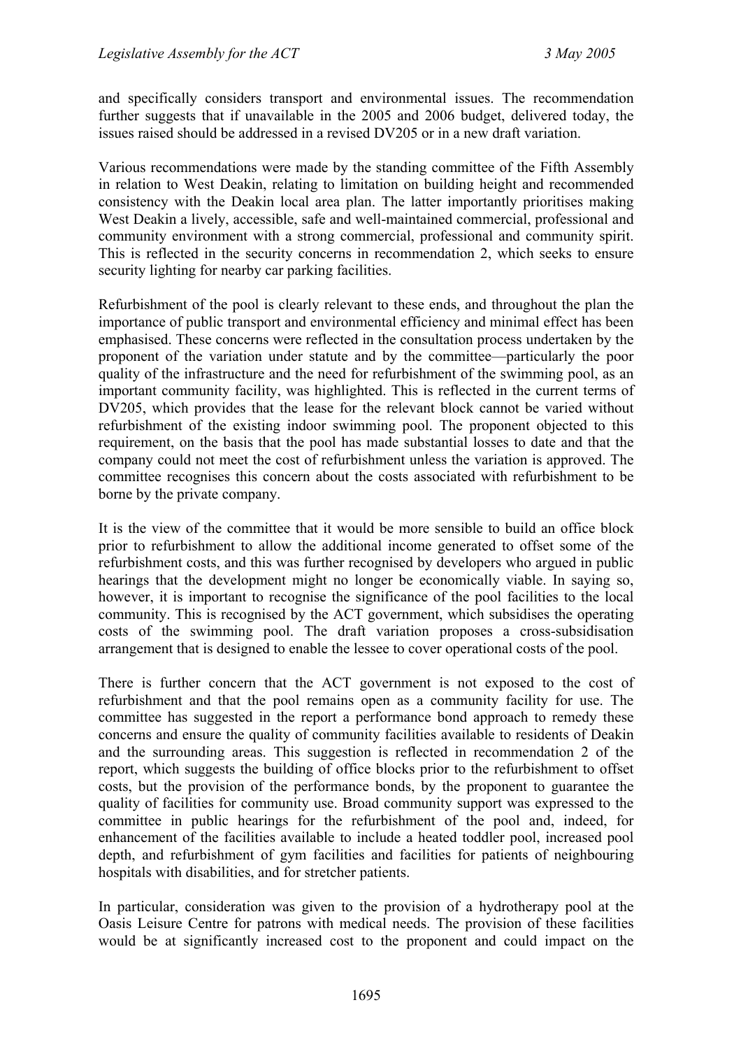and specifically considers transport and environmental issues. The recommendation further suggests that if unavailable in the 2005 and 2006 budget, delivered today, the issues raised should be addressed in a revised DV205 or in a new draft variation.

Various recommendations were made by the standing committee of the Fifth Assembly in relation to West Deakin, relating to limitation on building height and recommended consistency with the Deakin local area plan. The latter importantly prioritises making West Deakin a lively, accessible, safe and well-maintained commercial, professional and community environment with a strong commercial, professional and community spirit. This is reflected in the security concerns in recommendation 2, which seeks to ensure security lighting for nearby car parking facilities.

Refurbishment of the pool is clearly relevant to these ends, and throughout the plan the importance of public transport and environmental efficiency and minimal effect has been emphasised. These concerns were reflected in the consultation process undertaken by the proponent of the variation under statute and by the committee—particularly the poor quality of the infrastructure and the need for refurbishment of the swimming pool, as an important community facility, was highlighted. This is reflected in the current terms of DV205, which provides that the lease for the relevant block cannot be varied without refurbishment of the existing indoor swimming pool. The proponent objected to this requirement, on the basis that the pool has made substantial losses to date and that the company could not meet the cost of refurbishment unless the variation is approved. The committee recognises this concern about the costs associated with refurbishment to be borne by the private company.

It is the view of the committee that it would be more sensible to build an office block prior to refurbishment to allow the additional income generated to offset some of the refurbishment costs, and this was further recognised by developers who argued in public hearings that the development might no longer be economically viable. In saying so, however, it is important to recognise the significance of the pool facilities to the local community. This is recognised by the ACT government, which subsidises the operating costs of the swimming pool. The draft variation proposes a cross-subsidisation arrangement that is designed to enable the lessee to cover operational costs of the pool.

There is further concern that the ACT government is not exposed to the cost of refurbishment and that the pool remains open as a community facility for use. The committee has suggested in the report a performance bond approach to remedy these concerns and ensure the quality of community facilities available to residents of Deakin and the surrounding areas. This suggestion is reflected in recommendation 2 of the report, which suggests the building of office blocks prior to the refurbishment to offset costs, but the provision of the performance bonds, by the proponent to guarantee the quality of facilities for community use. Broad community support was expressed to the committee in public hearings for the refurbishment of the pool and, indeed, for enhancement of the facilities available to include a heated toddler pool, increased pool depth, and refurbishment of gym facilities and facilities for patients of neighbouring hospitals with disabilities, and for stretcher patients.

In particular, consideration was given to the provision of a hydrotherapy pool at the Oasis Leisure Centre for patrons with medical needs. The provision of these facilities would be at significantly increased cost to the proponent and could impact on the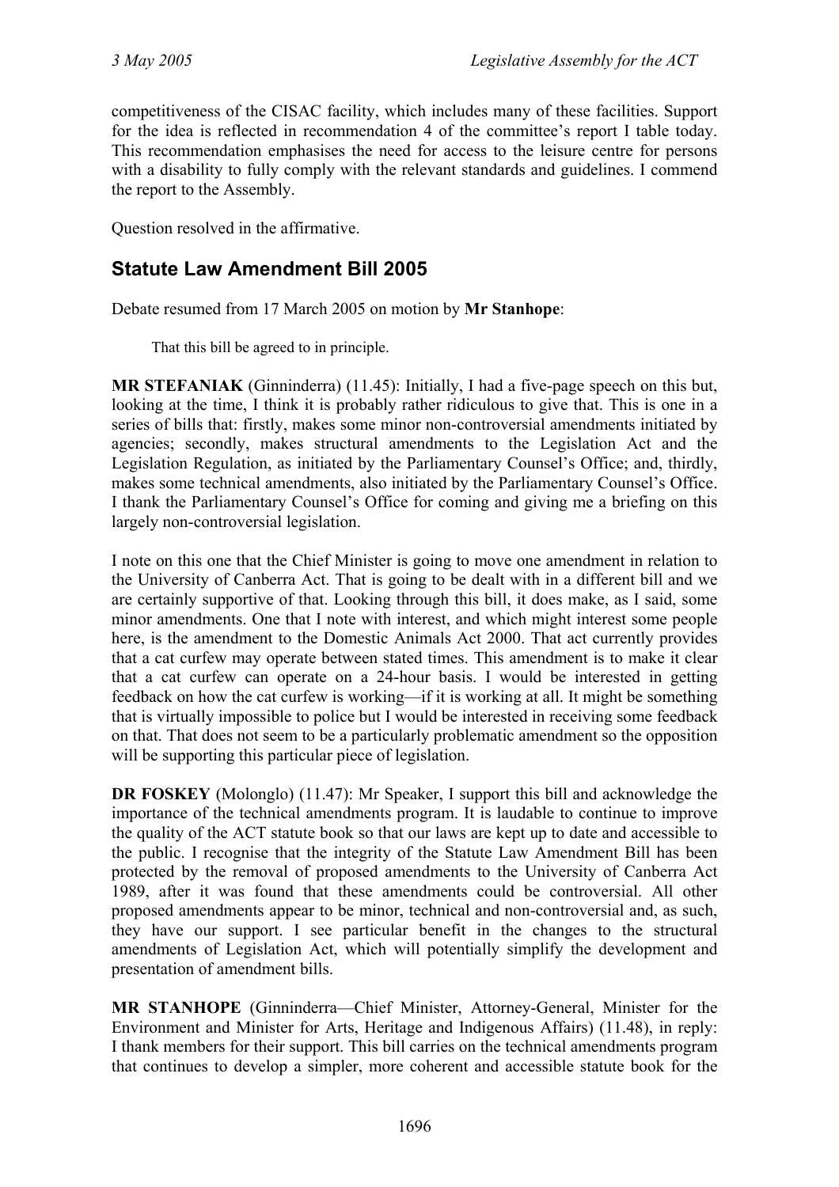competitiveness of the CISAC facility, which includes many of these facilities. Support for the idea is reflected in recommendation 4 of the committee's report I table today. This recommendation emphasises the need for access to the leisure centre for persons with a disability to fully comply with the relevant standards and guidelines. I commend the report to the Assembly.

Question resolved in the affirmative.

## Statute Law Amendment Bill 2005

Debate resumed from 17 March 2005 on motion by **Mr Stanhope**:

> That this bill be agreed to in principle.

**MR STEFANIAK** (Ginninderra) (11.45): Initially, I had a five-page speech on this but, looking at the time, I think it is probably rather ridiculous to give that. This is one in a series of bills that: firstly, makes some minor non-controversial amendments initiated by agencies; secondly, makes structural amendments to the Legislation Act and the Legislation Regulation, as initiated by the Parliamentary Counsel's Office; and, thirdly, makes some technical amendments, also initiated by the Parliamentary Counsel's Office. I thank the Parliamentary Counsel's Office for coming and giving me a briefing on this largely non-controversial legislation.

I note on this one that the Chief Minister is going to move one amendment in relation to the University of Canberra Act. That is going to be dealt with in a different bill and we are certainly supportive of that. Looking through this bill, it does make, as I said, some minor amendments. One that I note with interest, and which might interest some people here, is the amendment to the Domestic Animals Act 2000. That act currently provides that a cat curfew may operate between stated times. This amendment is to make it clear that a cat curfew can operate on a 24-hour basis. I would be interested in getting feedback on how the cat curfew is working—if it is working at all. It might be something that is virtually impossible to police but I would be interested in receiving some feedback on that. That does not seem to be a particularly problematic amendment so the opposition will be supporting this particular piece of legislation.

**DR FOSKEY** (Molonglo) (11.47): Mr Speaker, I support this bill and acknowledge the importance of the technical amendments program. It is laudable to continue to improve the quality of the ACT statute book so that our laws are kept up to date and accessible to the public. I recognise that the integrity of the Statute Law Amendment Bill has been protected by the removal of proposed amendments to the University of Canberra Act 1989, after it was found that these amendments could be controversial. All other proposed amendments appear to be minor, technical and non-controversial and, as such, they have our support. I see particular benefit in the changes to the structural amendments of Legislation Act, which will potentially simplify the development and presentation of amendment bills.

**MR STANHOPE** (Ginninderra—Chief Minister, Attorney-General, Minister for the Environment and Minister for Arts, Heritage and Indigenous Affairs) (11.48), in reply: I thank members for their support. This bill carries on the technical amendments program that continues to develop a simpler, more coherent and accessible statute book for the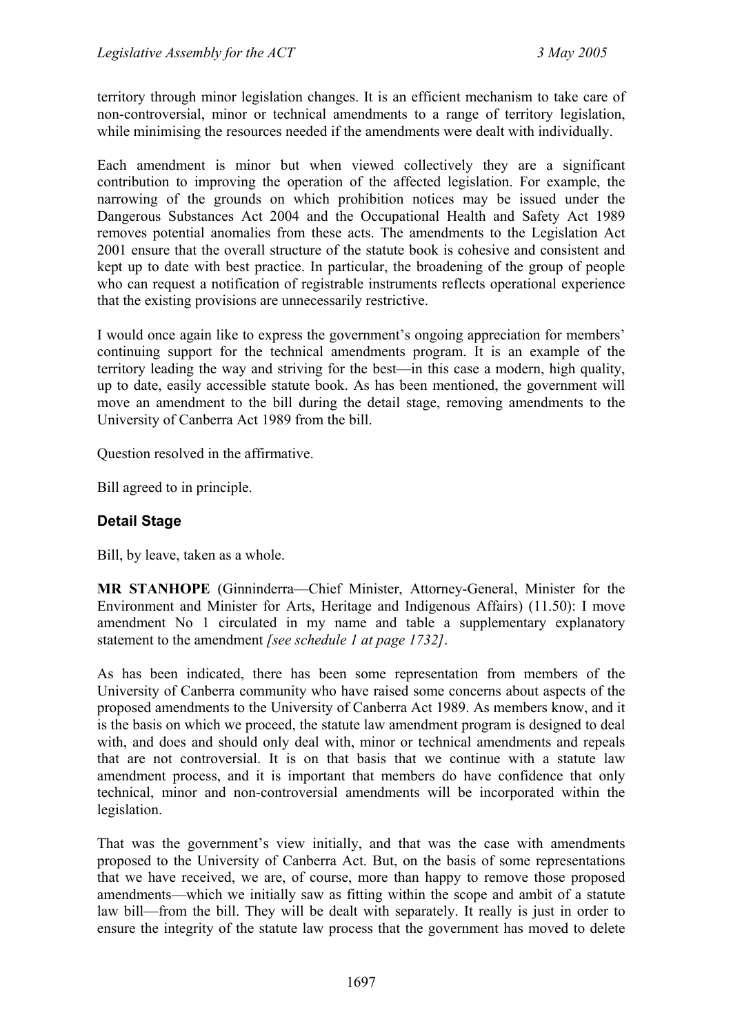territory through minor legislation changes. It is an efficient mechanism to take care of non-controversial, minor or technical amendments to a range of territory legislation, while minimising the resources needed if the amendments were dealt with individually.

Each amendment is minor but when viewed collectively they are a significant contribution to improving the operation of the affected legislation. For example, the narrowing of the grounds on which prohibition notices may be issued under the Dangerous Substances Act 2004 and the Occupational Health and Safety Act 1989 removes potential anomalies from these acts. The amendments to the Legislation Act 2001 ensure that the overall structure of the statute book is cohesive and consistent and kept up to date with best practice. In particular, the broadening of the group of people who can request a notification of registrable instruments reflects operational experience that the existing provisions are unnecessarily restrictive.

I would once again like to express the government's ongoing appreciation for members' continuing support for the technical amendments program. It is an example of the territory leading the way and striving for the best—in this case a modern, high quality, up to date, easily accessible statute book. As has been mentioned, the government will move an amendment to the bill during the detail stage, removing amendments to the University of Canberra Act 1989 from the bill.

Question resolved in the affirmative.

Bill agreed to in principle.

### Detail Stage

Bill, by leave, taken as a whole.

**MR STANHOPE** (Ginninderra—Chief Minister, Attorney-General, Minister for the Environment and Minister for Arts, Heritage and Indigenous Affairs) (11.50): I move amendment No 1 circulated in my name and table a supplementary explanatory statement to the amendment *[see schedule 1 at page 1732]*.

As has been indicated, there has been some representation from members of the University of Canberra community who have raised some concerns about aspects of the proposed amendments to the University of Canberra Act 1989. As members know, and it is the basis on which we proceed, the statute law amendment program is designed to deal with, and does and should only deal with, minor or technical amendments and repeals that are not controversial. It is on that basis that we continue with a statute law amendment process, and it is important that members do have confidence that only technical, minor and non-controversial amendments will be incorporated within the legislation.

That was the government's view initially, and that was the case with amendments proposed to the University of Canberra Act. But, on the basis of some representations that we have received, we are, of course, more than happy to remove those proposed amendments—which we initially saw as fitting within the scope and ambit of a statute law bill—from the bill. They will be dealt with separately. It really is just in order to ensure the integrity of the statute law process that the government has moved to delete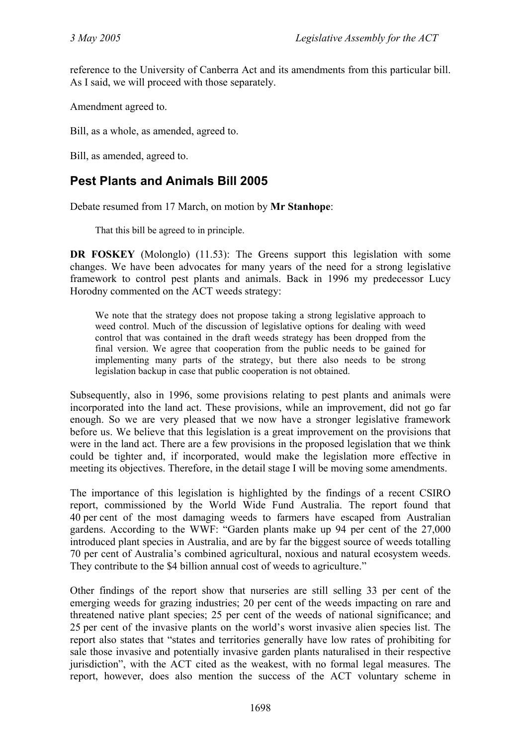reference to the University of Canberra Act and its amendments from this particular bill. As I said, we will proceed with those separately.

Amendment agreed to.

Bill, as a whole, as amended, agreed to.

Bill, as amended, agreed to.

## Pest Plants and Animals Bill 2005

Debate resumed from 17 March, on motion by **Mr Stanhope**:

> That this bill be agreed to in principle.

**DR FOSKEY** (Molonglo) (11.53): The Greens support this legislation with some changes. We have been advocates for many years of the need for a strong legislative framework to control pest plants and animals. Back in 1996 my predecessor Lucy Horodny commented on the ACT weeds strategy:

> We note that the strategy does not propose taking a strong legislative approach to weed control. Much of the discussion of legislative options for dealing with weed control that was contained in the draft weeds strategy has been dropped from the final version. We agree that cooperation from the public needs to be gained for implementing many parts of the strategy, but there also needs to be strong legislation backup in case that public cooperation is not obtained.

Subsequently, also in 1996, some provisions relating to pest plants and animals were incorporated into the land act. These provisions, while an improvement, did not go far enough. So we are very pleased that we now have a stronger legislative framework before us. We believe that this legislation is a great improvement on the provisions that were in the land act. There are a few provisions in the proposed legislation that we think could be tighter and, if incorporated, would make the legislation more effective in meeting its objectives. Therefore, in the detail stage I will be moving some amendments.

The importance of this legislation is highlighted by the findings of a recent CSIRO report, commissioned by the World Wide Fund Australia. The report found that 40 per cent of the most damaging weeds to farmers have escaped from Australian gardens. According to the WWF: "Garden plants make up 94 per cent of the 27,000 introduced plant species in Australia, and are by far the biggest source of weeds totalling 70 per cent of Australia's combined agricultural, noxious and natural ecosystem weeds. They contribute to the $4 billion annual cost of weeds to agriculture."

Other findings of the report show that nurseries are still selling 33 per cent of the emerging weeds for grazing industries; 20 per cent of the weeds impacting on rare and threatened native plant species; 25 per cent of the weeds of national significance; and 25 per cent of the invasive plants on the world's worst invasive alien species list. The report also states that "states and territories generally have low rates of prohibiting for sale those invasive and potentially invasive garden plants naturalised in their respective jurisdiction", with the ACT cited as the weakest, with no formal legal measures. The report, however, does also mention the success of the ACT voluntary scheme in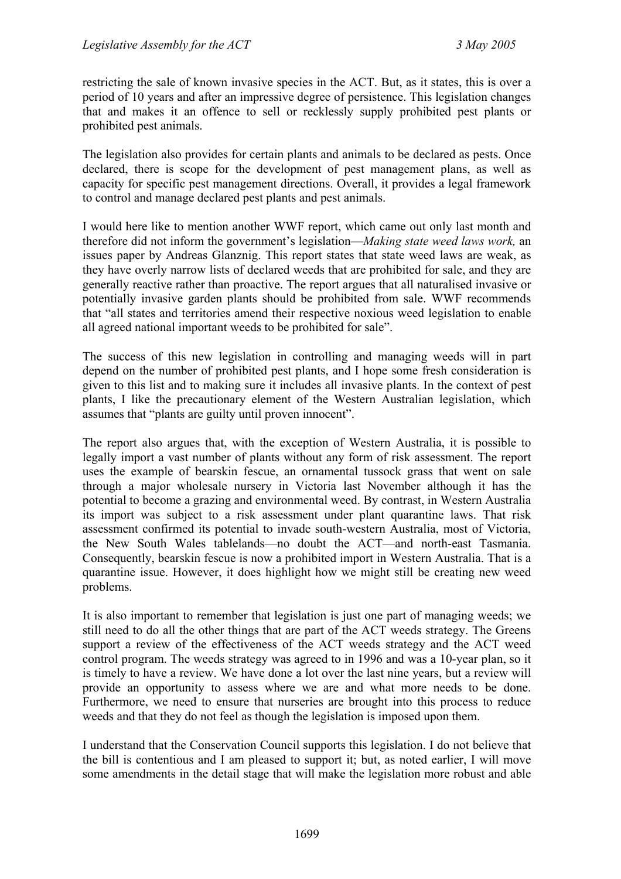restricting the sale of known invasive species in the ACT. But, as it states, this is over a period of 10 years and after an impressive degree of persistence. This legislation changes that and makes it an offence to sell or recklessly supply prohibited pest plants or prohibited pest animals.

The legislation also provides for certain plants and animals to be declared as pests. Once declared, there is scope for the development of pest management plans, as well as capacity for specific pest management directions. Overall, it provides a legal framework to control and manage declared pest plants and pest animals.

I would here like to mention another WWF report, which came out only last month and therefore did not inform the government's legislation—*Making state weed laws work,* an issues paper by Andreas Glanznig. This report states that state weed laws are weak, as they have overly narrow lists of declared weeds that are prohibited for sale, and they are generally reactive rather than proactive. The report argues that all naturalised invasive or potentially invasive garden plants should be prohibited from sale. WWF recommends that "all states and territories amend their respective noxious weed legislation to enable all agreed national important weeds to be prohibited for sale".

The success of this new legislation in controlling and managing weeds will in part depend on the number of prohibited pest plants, and I hope some fresh consideration is given to this list and to making sure it includes all invasive plants. In the context of pest plants, I like the precautionary element of the Western Australian legislation, which assumes that "plants are guilty until proven innocent".

The report also argues that, with the exception of Western Australia, it is possible to legally import a vast number of plants without any form of risk assessment. The report uses the example of bearskin fescue, an ornamental tussock grass that went on sale through a major wholesale nursery in Victoria last November although it has the potential to become a grazing and environmental weed. By contrast, in Western Australia its import was subject to a risk assessment under plant quarantine laws. That risk assessment confirmed its potential to invade south-western Australia, most of Victoria, the New South Wales tablelands—no doubt the ACT—and north-east Tasmania. Consequently, bearskin fescue is now a prohibited import in Western Australia. That is a quarantine issue. However, it does highlight how we might still be creating new weed problems.

It is also important to remember that legislation is just one part of managing weeds; we still need to do all the other things that are part of the ACT weeds strategy. The Greens support a review of the effectiveness of the ACT weeds strategy and the ACT weed control program. The weeds strategy was agreed to in 1996 and was a 10-year plan, so it is timely to have a review. We have done a lot over the last nine years, but a review will provide an opportunity to assess where we are and what more needs to be done. Furthermore, we need to ensure that nurseries are brought into this process to reduce weeds and that they do not feel as though the legislation is imposed upon them.

I understand that the Conservation Council supports this legislation. I do not believe that the bill is contentious and I am pleased to support it; but, as noted earlier, I will move some amendments in the detail stage that will make the legislation more robust and able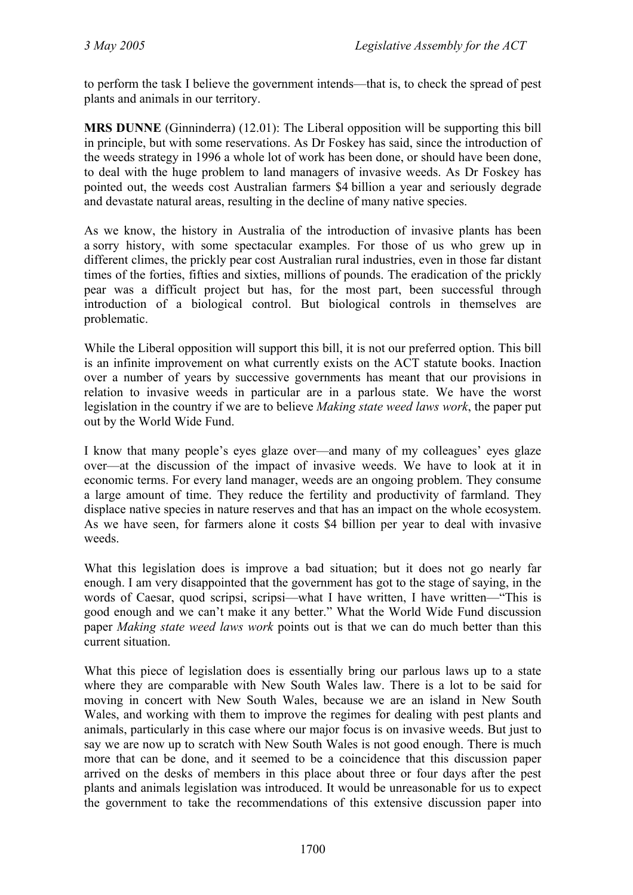to perform the task I believe the government intends—that is, to check the spread of pest plants and animals in our territory.

**MRS DUNNE** (Ginninderra) (12.01): The Liberal opposition will be supporting this bill in principle, but with some reservations. As Dr Foskey has said, since the introduction of the weeds strategy in 1996 a whole lot of work has been done, or should have been done, to deal with the huge problem to land managers of invasive weeds. As Dr Foskey has pointed out, the weeds cost Australian farmers $4 billion a year and seriously degrade and devastate natural areas, resulting in the decline of many native species.

As we know, the history in Australia of the introduction of invasive plants has been a sorry history, with some spectacular examples. For those of us who grew up in different climes, the prickly pear cost Australian rural industries, even in those far distant times of the forties, fifties and sixties, millions of pounds. The eradication of the prickly pear was a difficult project but has, for the most part, been successful through introduction of a biological control. But biological controls in themselves are problematic.

While the Liberal opposition will support this bill, it is not our preferred option. This bill is an infinite improvement on what currently exists on the ACT statute books. Inaction over a number of years by successive governments has meant that our provisions in relation to invasive weeds in particular are in a parlous state. We have the worst legislation in the country if we are to believe *Making state weed laws work*, the paper put out by the World Wide Fund.

I know that many people's eyes glaze over—and many of my colleagues' eyes glaze over—at the discussion of the impact of invasive weeds. We have to look at it in economic terms. For every land manager, weeds are an ongoing problem. They consume a large amount of time. They reduce the fertility and productivity of farmland. They displace native species in nature reserves and that has an impact on the whole ecosystem. As we have seen, for farmers alone it costs $4 billion per year to deal with invasive weeds.

What this legislation does is improve a bad situation; but it does not go nearly far enough. I am very disappointed that the government has got to the stage of saying, in the words of Caesar, quod scripsi, scripsi—what I have written, I have written—"This is good enough and we can't make it any better." What the World Wide Fund discussion paper *Making state weed laws work* points out is that we can do much better than this current situation.

What this piece of legislation does is essentially bring our parlous laws up to a state where they are comparable with New South Wales law. There is a lot to be said for moving in concert with New South Wales, because we are an island in New South Wales, and working with them to improve the regimes for dealing with pest plants and animals, particularly in this case where our major focus is on invasive weeds. But just to say we are now up to scratch with New South Wales is not good enough. There is much more that can be done, and it seemed to be a coincidence that this discussion paper arrived on the desks of members in this place about three or four days after the pest plants and animals legislation was introduced. It would be unreasonable for us to expect the government to take the recommendations of this extensive discussion paper into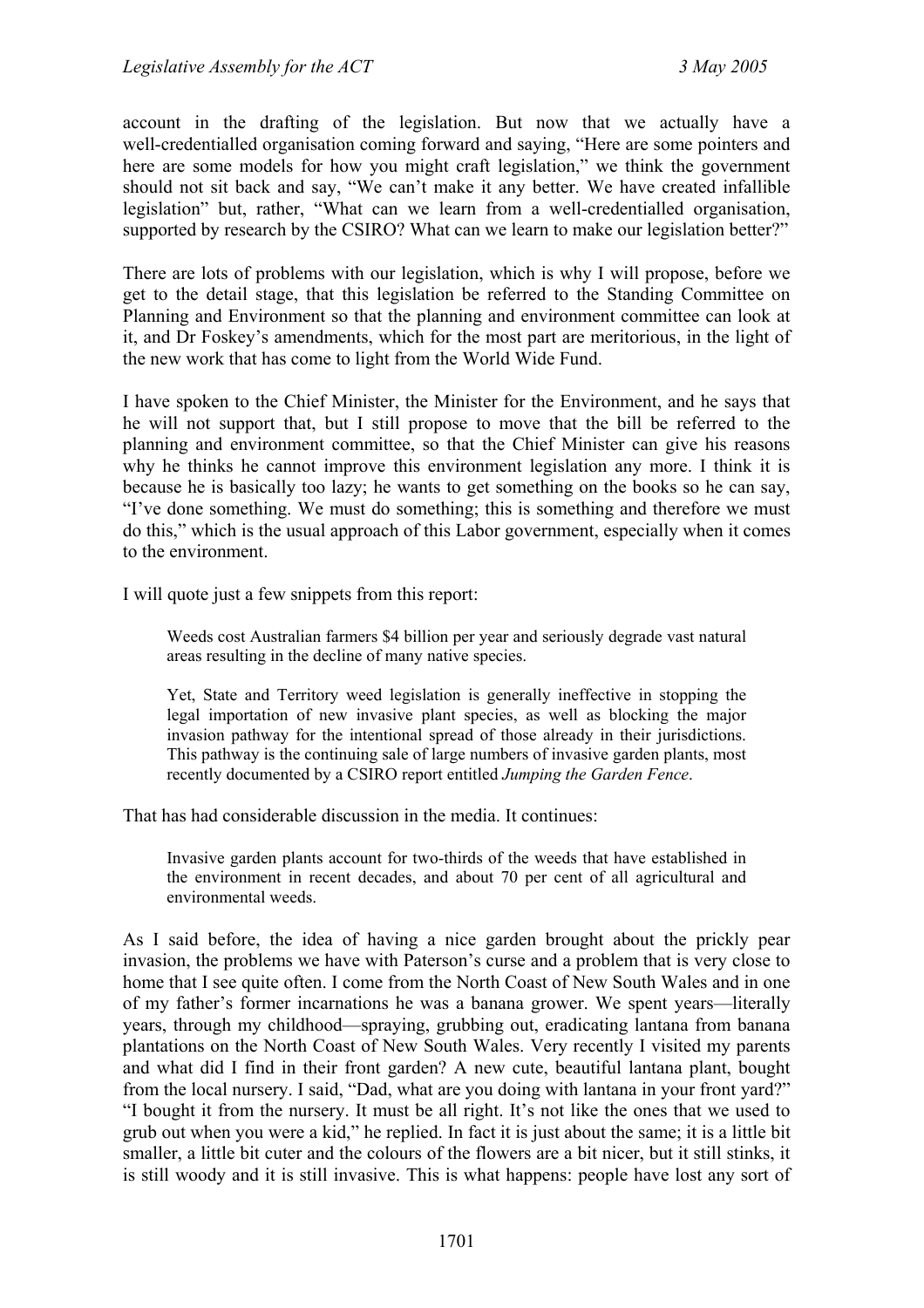account in the drafting of the legislation. But now that we actually have a well-credentialled organisation coming forward and saying, "Here are some pointers and here are some models for how you might craft legislation," we think the government should not sit back and say, "We can't make it any better. We have created infallible legislation" but, rather, "What can we learn from a well-credentialled organisation, supported by research by the CSIRO? What can we learn to make our legislation better?"

There are lots of problems with our legislation, which is why I will propose, before we get to the detail stage, that this legislation be referred to the Standing Committee on Planning and Environment so that the planning and environment committee can look at it, and Dr Foskey's amendments, which for the most part are meritorious, in the light of the new work that has come to light from the World Wide Fund.

I have spoken to the Chief Minister, the Minister for the Environment, and he says that he will not support that, but I still propose to move that the bill be referred to the planning and environment committee, so that the Chief Minister can give his reasons why he thinks he cannot improve this environment legislation any more. I think it is because he is basically too lazy; he wants to get something on the books so he can say, "I've done something. We must do something; this is something and therefore we must do this," which is the usual approach of this Labor government, especially when it comes to the environment.

I will quote just a few snippets from this report:

> Weeds cost Australian farmers $4 billion per year and seriously degrade vast natural areas resulting in the decline of many native species.
>
> Yet, State and Territory weed legislation is generally ineffective in stopping the legal importation of new invasive plant species, as well as blocking the major invasion pathway for the intentional spread of those already in their jurisdictions. This pathway is the continuing sale of large numbers of invasive garden plants, most recently documented by a CSIRO report entitled *Jumping the Garden Fence*.

That has had considerable discussion in the media. It continues:

> Invasive garden plants account for two-thirds of the weeds that have established in the environment in recent decades, and about 70 per cent of all agricultural and environmental weeds.

As I said before, the idea of having a nice garden brought about the prickly pear invasion, the problems we have with Paterson's curse and a problem that is very close to home that I see quite often. I come from the North Coast of New South Wales and in one of my father's former incarnations he was a banana grower. We spent years—literally years, through my childhood—spraying, grubbing out, eradicating lantana from banana plantations on the North Coast of New South Wales. Very recently I visited my parents and what did I find in their front garden? A new cute, beautiful lantana plant, bought from the local nursery. I said, "Dad, what are you doing with lantana in your front yard?" "I bought it from the nursery. It must be all right. It's not like the ones that we used to grub out when you were a kid," he replied. In fact it is just about the same; it is a little bit smaller, a little bit cuter and the colours of the flowers are a bit nicer, but it still stinks, it is still woody and it is still invasive. This is what happens: people have lost any sort of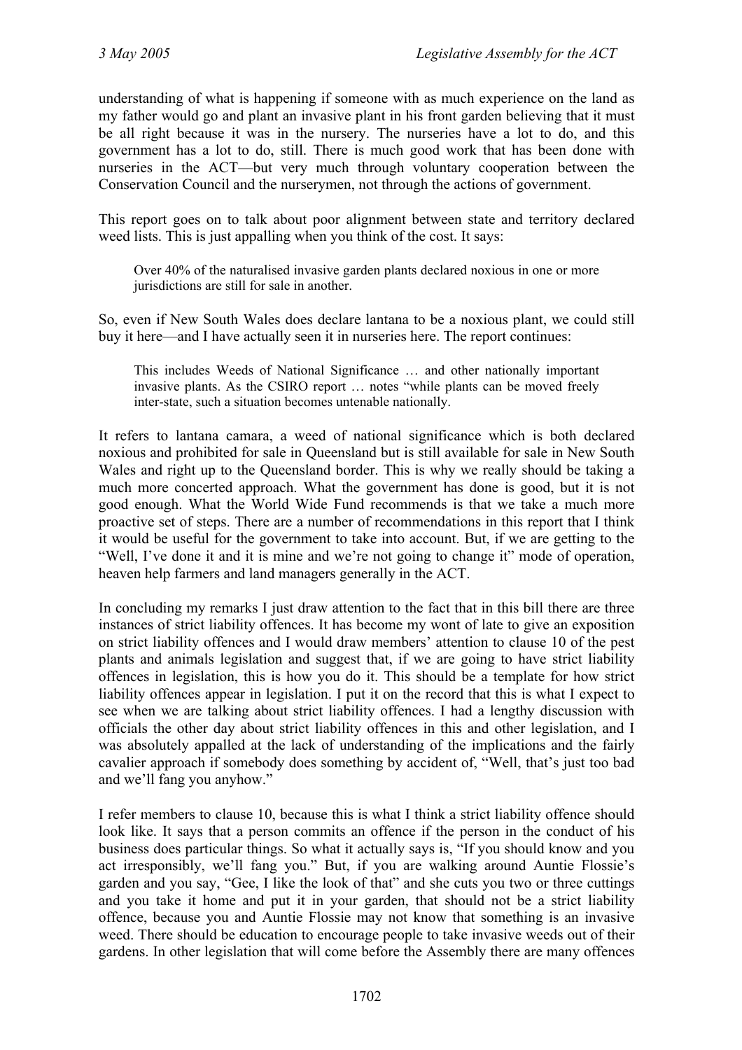understanding of what is happening if someone with as much experience on the land as my father would go and plant an invasive plant in his front garden believing that it must be all right because it was in the nursery. The nurseries have a lot to do, and this government has a lot to do, still. There is much good work that has been done with nurseries in the ACT—but very much through voluntary cooperation between the Conservation Council and the nurserymen, not through the actions of government.

This report goes on to talk about poor alignment between state and territory declared weed lists. This is just appalling when you think of the cost. It says:

> Over 40% of the naturalised invasive garden plants declared noxious in one or more jurisdictions are still for sale in another.

So, even if New South Wales does declare lantana to be a noxious plant, we could still buy it here—and I have actually seen it in nurseries here. The report continues:

> This includes Weeds of National Significance … and other nationally important invasive plants. As the CSIRO report … notes "while plants can be moved freely inter-state, such a situation becomes untenable nationally.

It refers to lantana camara, a weed of national significance which is both declared noxious and prohibited for sale in Queensland but is still available for sale in New South Wales and right up to the Queensland border. This is why we really should be taking a much more concerted approach. What the government has done is good, but it is not good enough. What the World Wide Fund recommends is that we take a much more proactive set of steps. There are a number of recommendations in this report that I think it would be useful for the government to take into account. But, if we are getting to the "Well, I've done it and it is mine and we're not going to change it" mode of operation, heaven help farmers and land managers generally in the ACT.

In concluding my remarks I just draw attention to the fact that in this bill there are three instances of strict liability offences. It has become my wont of late to give an exposition on strict liability offences and I would draw members' attention to clause 10 of the pest plants and animals legislation and suggest that, if we are going to have strict liability offences in legislation, this is how you do it. This should be a template for how strict liability offences appear in legislation. I put it on the record that this is what I expect to see when we are talking about strict liability offences. I had a lengthy discussion with officials the other day about strict liability offences in this and other legislation, and I was absolutely appalled at the lack of understanding of the implications and the fairly cavalier approach if somebody does something by accident of, "Well, that's just too bad and we'll fang you anyhow."

I refer members to clause 10, because this is what I think a strict liability offence should look like. It says that a person commits an offence if the person in the conduct of his business does particular things. So what it actually says is, "If you should know and you act irresponsibly, we'll fang you." But, if you are walking around Auntie Flossie's garden and you say, "Gee, I like the look of that" and she cuts you two or three cuttings and you take it home and put it in your garden, that should not be a strict liability offence, because you and Auntie Flossie may not know that something is an invasive weed. There should be education to encourage people to take invasive weeds out of their gardens. In other legislation that will come before the Assembly there are many offences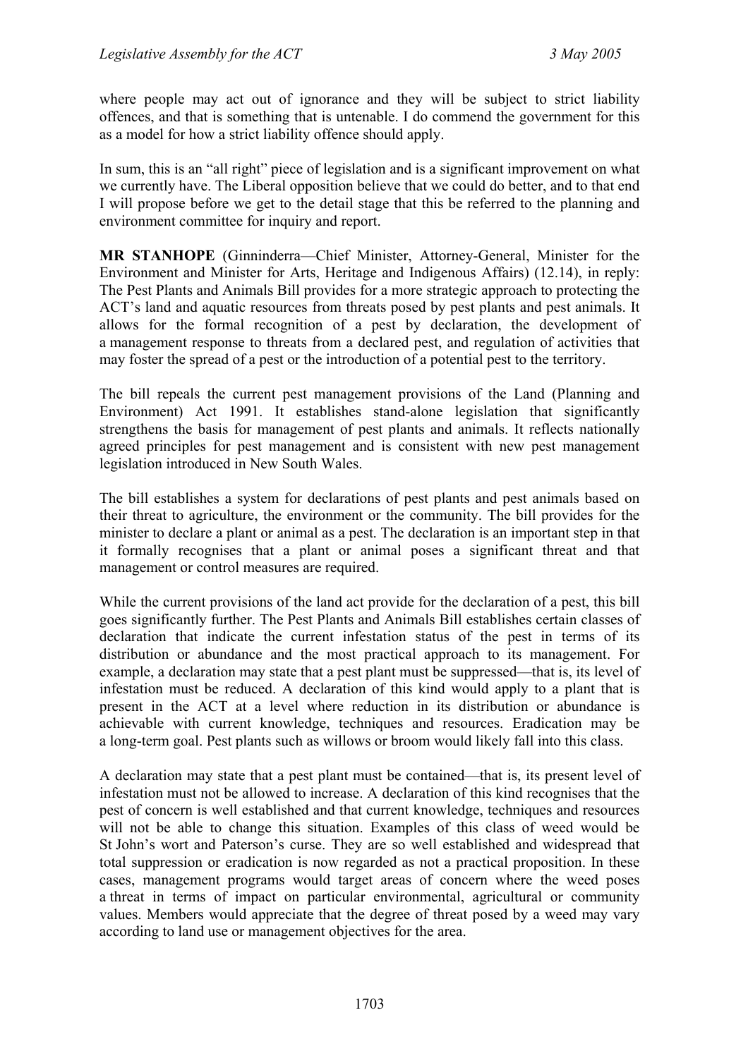where people may act out of ignorance and they will be subject to strict liability offences, and that is something that is untenable. I do commend the government for this as a model for how a strict liability offence should apply.

In sum, this is an "all right" piece of legislation and is a significant improvement on what we currently have. The Liberal opposition believe that we could do better, and to that end I will propose before we get to the detail stage that this be referred to the planning and environment committee for inquiry and report.

**MR STANHOPE** (Ginninderra—Chief Minister, Attorney-General, Minister for the Environment and Minister for Arts, Heritage and Indigenous Affairs) (12.14), in reply: The Pest Plants and Animals Bill provides for a more strategic approach to protecting the ACT's land and aquatic resources from threats posed by pest plants and pest animals. It allows for the formal recognition of a pest by declaration, the development of a management response to threats from a declared pest, and regulation of activities that may foster the spread of a pest or the introduction of a potential pest to the territory.

The bill repeals the current pest management provisions of the Land (Planning and Environment) Act 1991. It establishes stand-alone legislation that significantly strengthens the basis for management of pest plants and animals. It reflects nationally agreed principles for pest management and is consistent with new pest management legislation introduced in New South Wales.

The bill establishes a system for declarations of pest plants and pest animals based on their threat to agriculture, the environment or the community. The bill provides for the minister to declare a plant or animal as a pest. The declaration is an important step in that it formally recognises that a plant or animal poses a significant threat and that management or control measures are required.

While the current provisions of the land act provide for the declaration of a pest, this bill goes significantly further. The Pest Plants and Animals Bill establishes certain classes of declaration that indicate the current infestation status of the pest in terms of its distribution or abundance and the most practical approach to its management. For example, a declaration may state that a pest plant must be suppressed—that is, its level of infestation must be reduced. A declaration of this kind would apply to a plant that is present in the ACT at a level where reduction in its distribution or abundance is achievable with current knowledge, techniques and resources. Eradication may be a long-term goal. Pest plants such as willows or broom would likely fall into this class.

A declaration may state that a pest plant must be contained—that is, its present level of infestation must not be allowed to increase. A declaration of this kind recognises that the pest of concern is well established and that current knowledge, techniques and resources will not be able to change this situation. Examples of this class of weed would be St John's wort and Paterson's curse. They are so well established and widespread that total suppression or eradication is now regarded as not a practical proposition. In these cases, management programs would target areas of concern where the weed poses a threat in terms of impact on particular environmental, agricultural or community values. Members would appreciate that the degree of threat posed by a weed may vary according to land use or management objectives for the area.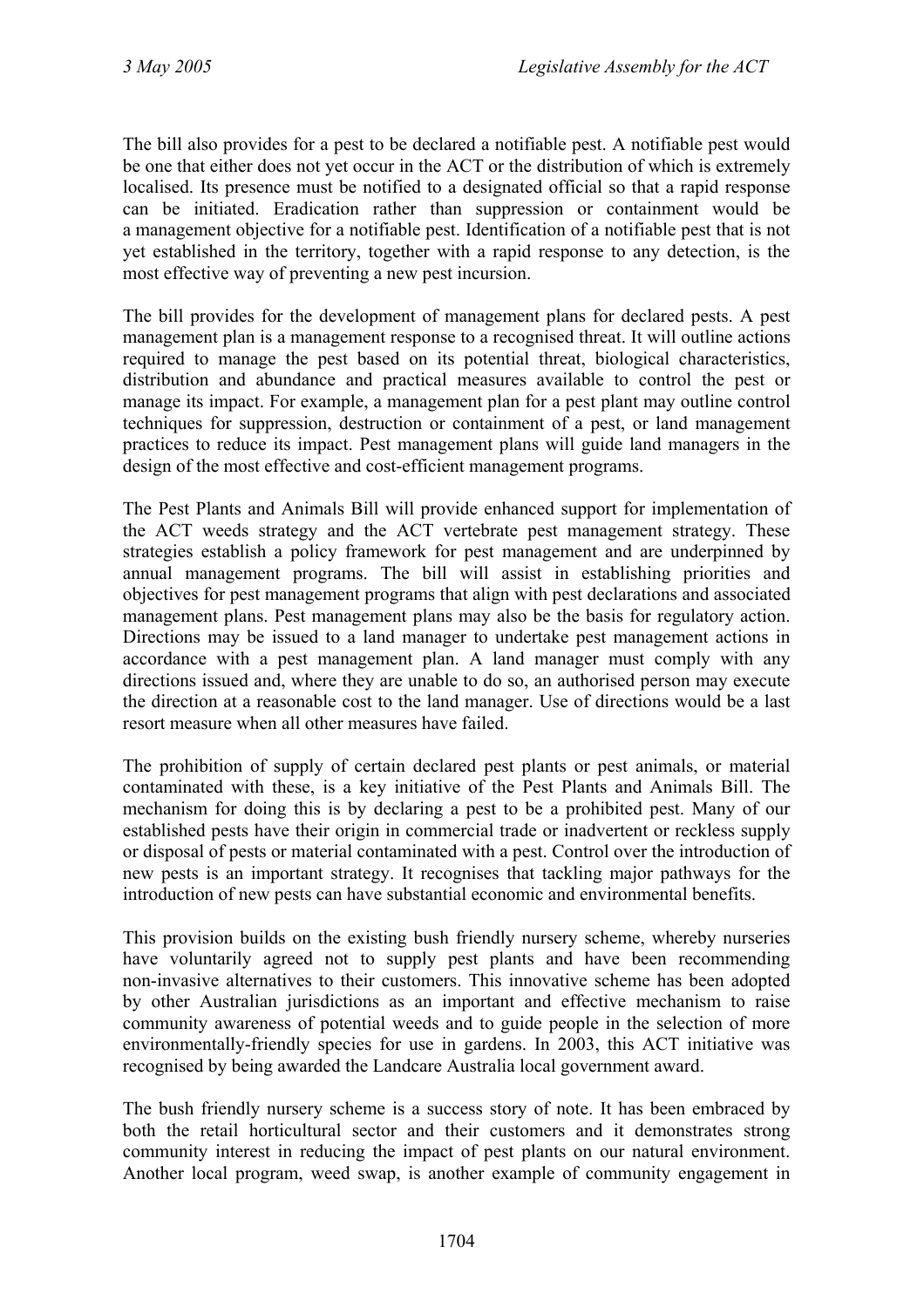The bill also provides for a pest to be declared a notifiable pest. A notifiable pest would be one that either does not yet occur in the ACT or the distribution of which is extremely localised. Its presence must be notified to a designated official so that a rapid response can be initiated. Eradication rather than suppression or containment would be a management objective for a notifiable pest. Identification of a notifiable pest that is not yet established in the territory, together with a rapid response to any detection, is the most effective way of preventing a new pest incursion.

The bill provides for the development of management plans for declared pests. A pest management plan is a management response to a recognised threat. It will outline actions required to manage the pest based on its potential threat, biological characteristics, distribution and abundance and practical measures available to control the pest or manage its impact. For example, a management plan for a pest plant may outline control techniques for suppression, destruction or containment of a pest, or land management practices to reduce its impact. Pest management plans will guide land managers in the design of the most effective and cost-efficient management programs.

The Pest Plants and Animals Bill will provide enhanced support for implementation of the ACT weeds strategy and the ACT vertebrate pest management strategy. These strategies establish a policy framework for pest management and are underpinned by annual management programs. The bill will assist in establishing priorities and objectives for pest management programs that align with pest declarations and associated management plans. Pest management plans may also be the basis for regulatory action. Directions may be issued to a land manager to undertake pest management actions in accordance with a pest management plan. A land manager must comply with any directions issued and, where they are unable to do so, an authorised person may execute the direction at a reasonable cost to the land manager. Use of directions would be a last resort measure when all other measures have failed.

The prohibition of supply of certain declared pest plants or pest animals, or material contaminated with these, is a key initiative of the Pest Plants and Animals Bill. The mechanism for doing this is by declaring a pest to be a prohibited pest. Many of our established pests have their origin in commercial trade or inadvertent or reckless supply or disposal of pests or material contaminated with a pest. Control over the introduction of new pests is an important strategy. It recognises that tackling major pathways for the introduction of new pests can have substantial economic and environmental benefits.

This provision builds on the existing bush friendly nursery scheme, whereby nurseries have voluntarily agreed not to supply pest plants and have been recommending non-invasive alternatives to their customers. This innovative scheme has been adopted by other Australian jurisdictions as an important and effective mechanism to raise community awareness of potential weeds and to guide people in the selection of more environmentally-friendly species for use in gardens. In 2003, this ACT initiative was recognised by being awarded the Landcare Australia local government award.

The bush friendly nursery scheme is a success story of note. It has been embraced by both the retail horticultural sector and their customers and it demonstrates strong community interest in reducing the impact of pest plants on our natural environment. Another local program, weed swap, is another example of community engagement in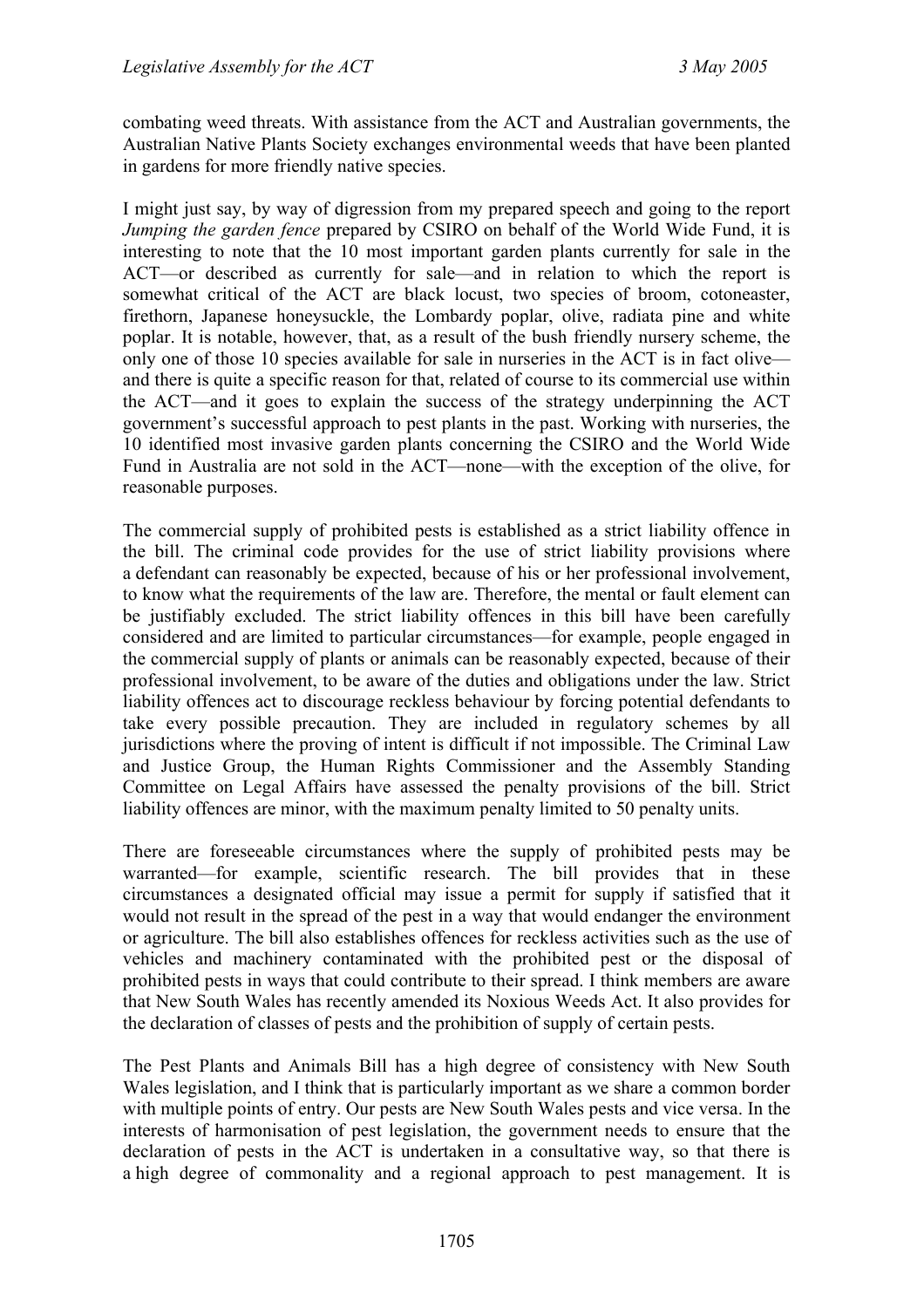combating weed threats. With assistance from the ACT and Australian governments, the Australian Native Plants Society exchanges environmental weeds that have been planted in gardens for more friendly native species.

I might just say, by way of digression from my prepared speech and going to the report *Jumping the garden fence* prepared by CSIRO on behalf of the World Wide Fund, it is interesting to note that the 10 most important garden plants currently for sale in the ACT—or described as currently for sale—and in relation to which the report is somewhat critical of the ACT are black locust, two species of broom, cotoneaster, firethorn, Japanese honeysuckle, the Lombardy poplar, olive, radiata pine and white poplar. It is notable, however, that, as a result of the bush friendly nursery scheme, the only one of those 10 species available for sale in nurseries in the ACT is in fact olive—and there is quite a specific reason for that, related of course to its commercial use within the ACT—and it goes to explain the success of the strategy underpinning the ACT government's successful approach to pest plants in the past. Working with nurseries, the 10 identified most invasive garden plants concerning the CSIRO and the World Wide Fund in Australia are not sold in the ACT—none—with the exception of the olive, for reasonable purposes.

The commercial supply of prohibited pests is established as a strict liability offence in the bill. The criminal code provides for the use of strict liability provisions where a defendant can reasonably be expected, because of his or her professional involvement, to know what the requirements of the law are. Therefore, the mental or fault element can be justifiably excluded. The strict liability offences in this bill have been carefully considered and are limited to particular circumstances—for example, people engaged in the commercial supply of plants or animals can be reasonably expected, because of their professional involvement, to be aware of the duties and obligations under the law. Strict liability offences act to discourage reckless behaviour by forcing potential defendants to take every possible precaution. They are included in regulatory schemes by all jurisdictions where the proving of intent is difficult if not impossible. The Criminal Law and Justice Group, the Human Rights Commissioner and the Assembly Standing Committee on Legal Affairs have assessed the penalty provisions of the bill. Strict liability offences are minor, with the maximum penalty limited to 50 penalty units.

There are foreseeable circumstances where the supply of prohibited pests may be warranted—for example, scientific research. The bill provides that in these circumstances a designated official may issue a permit for supply if satisfied that it would not result in the spread of the pest in a way that would endanger the environment or agriculture. The bill also establishes offences for reckless activities such as the use of vehicles and machinery contaminated with the prohibited pest or the disposal of prohibited pests in ways that could contribute to their spread. I think members are aware that New South Wales has recently amended its Noxious Weeds Act. It also provides for the declaration of classes of pests and the prohibition of supply of certain pests.

The Pest Plants and Animals Bill has a high degree of consistency with New South Wales legislation, and I think that is particularly important as we share a common border with multiple points of entry. Our pests are New South Wales pests and vice versa. In the interests of harmonisation of pest legislation, the government needs to ensure that the declaration of pests in the ACT is undertaken in a consultative way, so that there is a high degree of commonality and a regional approach to pest management. It is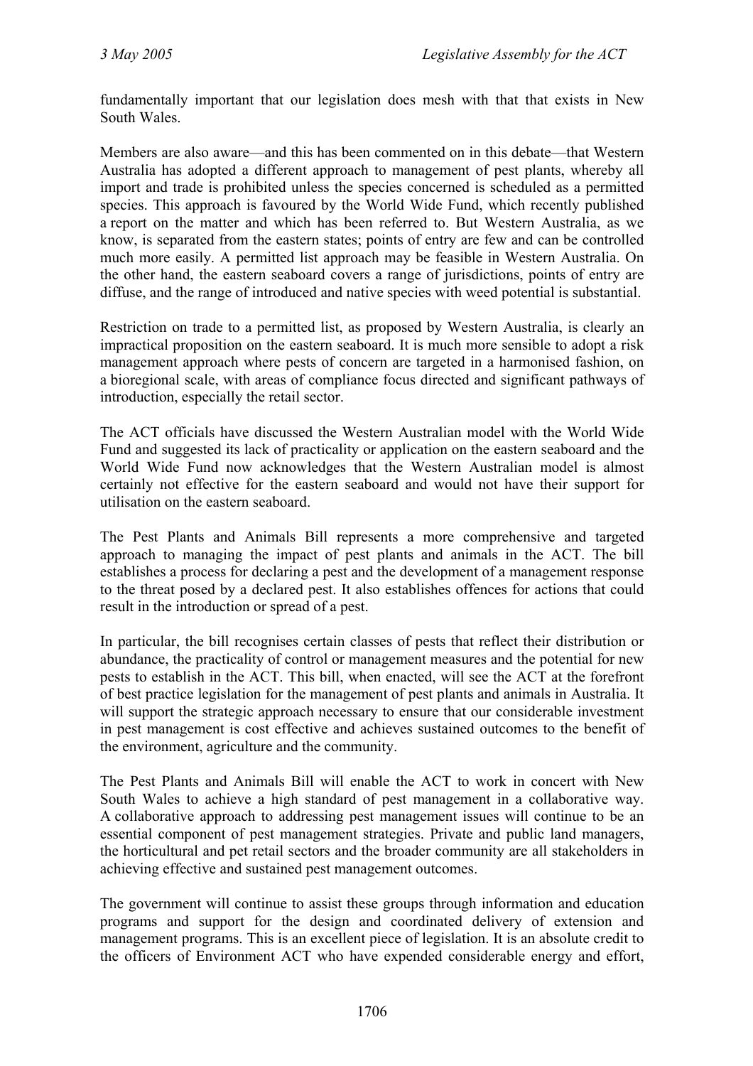fundamentally important that our legislation does mesh with that that exists in New South Wales.

Members are also aware—and this has been commented on in this debate—that Western Australia has adopted a different approach to management of pest plants, whereby all import and trade is prohibited unless the species concerned is scheduled as a permitted species. This approach is favoured by the World Wide Fund, which recently published a report on the matter and which has been referred to. But Western Australia, as we know, is separated from the eastern states; points of entry are few and can be controlled much more easily. A permitted list approach may be feasible in Western Australia. On the other hand, the eastern seaboard covers a range of jurisdictions, points of entry are diffuse, and the range of introduced and native species with weed potential is substantial.

Restriction on trade to a permitted list, as proposed by Western Australia, is clearly an impractical proposition on the eastern seaboard. It is much more sensible to adopt a risk management approach where pests of concern are targeted in a harmonised fashion, on a bioregional scale, with areas of compliance focus directed and significant pathways of introduction, especially the retail sector.

The ACT officials have discussed the Western Australian model with the World Wide Fund and suggested its lack of practicality or application on the eastern seaboard and the World Wide Fund now acknowledges that the Western Australian model is almost certainly not effective for the eastern seaboard and would not have their support for utilisation on the eastern seaboard.

The Pest Plants and Animals Bill represents a more comprehensive and targeted approach to managing the impact of pest plants and animals in the ACT. The bill establishes a process for declaring a pest and the development of a management response to the threat posed by a declared pest. It also establishes offences for actions that could result in the introduction or spread of a pest.

In particular, the bill recognises certain classes of pests that reflect their distribution or abundance, the practicality of control or management measures and the potential for new pests to establish in the ACT. This bill, when enacted, will see the ACT at the forefront of best practice legislation for the management of pest plants and animals in Australia. It will support the strategic approach necessary to ensure that our considerable investment in pest management is cost effective and achieves sustained outcomes to the benefit of the environment, agriculture and the community.

The Pest Plants and Animals Bill will enable the ACT to work in concert with New South Wales to achieve a high standard of pest management in a collaborative way. A collaborative approach to addressing pest management issues will continue to be an essential component of pest management strategies. Private and public land managers, the horticultural and pet retail sectors and the broader community are all stakeholders in achieving effective and sustained pest management outcomes.

The government will continue to assist these groups through information and education programs and support for the design and coordinated delivery of extension and management programs. This is an excellent piece of legislation. It is an absolute credit to the officers of Environment ACT who have expended considerable energy and effort,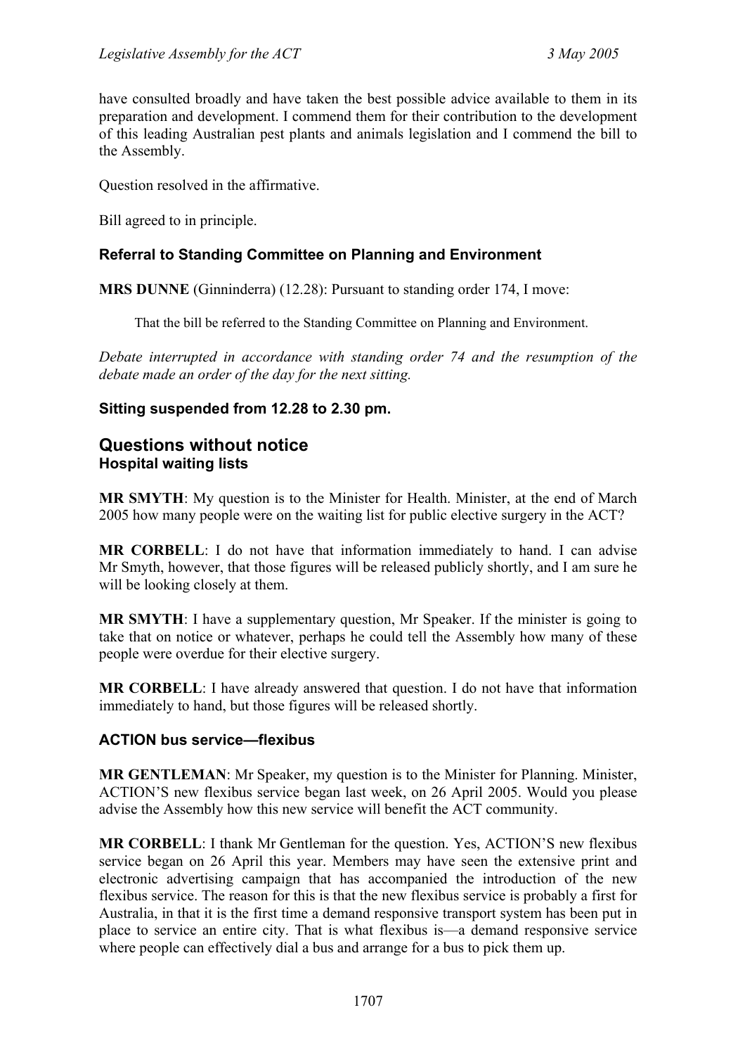have consulted broadly and have taken the best possible advice available to them in its preparation and development. I commend them for their contribution to the development of this leading Australian pest plants and animals legislation and I commend the bill to the Assembly.

Question resolved in the affirmative.

Bill agreed to in principle.

### Referral to Standing Committee on Planning and Environment

**MRS DUNNE** (Ginninderra) (12.28): Pursuant to standing order 174, I move:

> That the bill be referred to the Standing Committee on Planning and Environment.

*Debate interrupted in accordance with standing order 74 and the resumption of the debate made an order of the day for the next sitting.*

### Sitting suspended from 12.28 to 2.30 pm.

## Questions without notice

### Hospital waiting lists

**MR SMYTH**: My question is to the Minister for Health. Minister, at the end of March 2005 how many people were on the waiting list for public elective surgery in the ACT?

**MR CORBELL**: I do not have that information immediately to hand. I can advise Mr Smyth, however, that those figures will be released publicly shortly, and I am sure he will be looking closely at them.

**MR SMYTH**: I have a supplementary question, Mr Speaker. If the minister is going to take that on notice or whatever, perhaps he could tell the Assembly how many of these people were overdue for their elective surgery.

**MR CORBELL**: I have already answered that question. I do not have that information immediately to hand, but those figures will be released shortly.

### ACTION bus service—flexibus

**MR GENTLEMAN**: Mr Speaker, my question is to the Minister for Planning. Minister, ACTION'S new flexibus service began last week, on 26 April 2005. Would you please advise the Assembly how this new service will benefit the ACT community.

**MR CORBELL**: I thank Mr Gentleman for the question. Yes, ACTION'S new flexibus service began on 26 April this year. Members may have seen the extensive print and electronic advertising campaign that has accompanied the introduction of the new flexibus service. The reason for this is that the new flexibus service is probably a first for Australia, in that it is the first time a demand responsive transport system has been put in place to service an entire city. That is what flexibus is—a demand responsive service where people can effectively dial a bus and arrange for a bus to pick them up.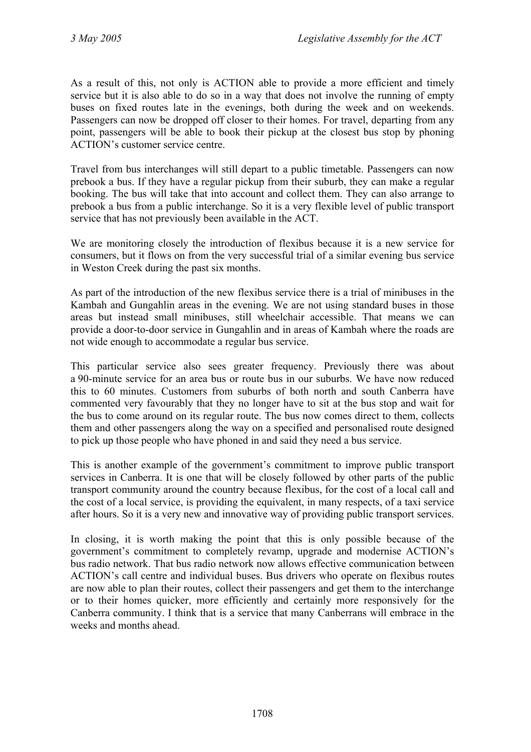As a result of this, not only is ACTION able to provide a more efficient and timely service but it is also able to do so in a way that does not involve the running of empty buses on fixed routes late in the evenings, both during the week and on weekends. Passengers can now be dropped off closer to their homes. For travel, departing from any point, passengers will be able to book their pickup at the closest bus stop by phoning ACTION's customer service centre.

Travel from bus interchanges will still depart to a public timetable. Passengers can now prebook a bus. If they have a regular pickup from their suburb, they can make a regular booking. The bus will take that into account and collect them. They can also arrange to prebook a bus from a public interchange. So it is a very flexible level of public transport service that has not previously been available in the ACT.

We are monitoring closely the introduction of flexibus because it is a new service for consumers, but it flows on from the very successful trial of a similar evening bus service in Weston Creek during the past six months.

As part of the introduction of the new flexibus service there is a trial of minibuses in the Kambah and Gungahlin areas in the evening. We are not using standard buses in those areas but instead small minibuses, still wheelchair accessible. That means we can provide a door-to-door service in Gungahlin and in areas of Kambah where the roads are not wide enough to accommodate a regular bus service.

This particular service also sees greater frequency. Previously there was about a 90-minute service for an area bus or route bus in our suburbs. We have now reduced this to 60 minutes. Customers from suburbs of both north and south Canberra have commented very favourably that they no longer have to sit at the bus stop and wait for the bus to come around on its regular route. The bus now comes direct to them, collects them and other passengers along the way on a specified and personalised route designed to pick up those people who have phoned in and said they need a bus service.

This is another example of the government's commitment to improve public transport services in Canberra. It is one that will be closely followed by other parts of the public transport community around the country because flexibus, for the cost of a local call and the cost of a local service, is providing the equivalent, in many respects, of a taxi service after hours. So it is a very new and innovative way of providing public transport services.

In closing, it is worth making the point that this is only possible because of the government's commitment to completely revamp, upgrade and modernise ACTION's bus radio network. That bus radio network now allows effective communication between ACTION's call centre and individual buses. Bus drivers who operate on flexibus routes are now able to plan their routes, collect their passengers and get them to the interchange or to their homes quicker, more efficiently and certainly more responsively for the Canberra community. I think that is a service that many Canberrans will embrace in the weeks and months ahead.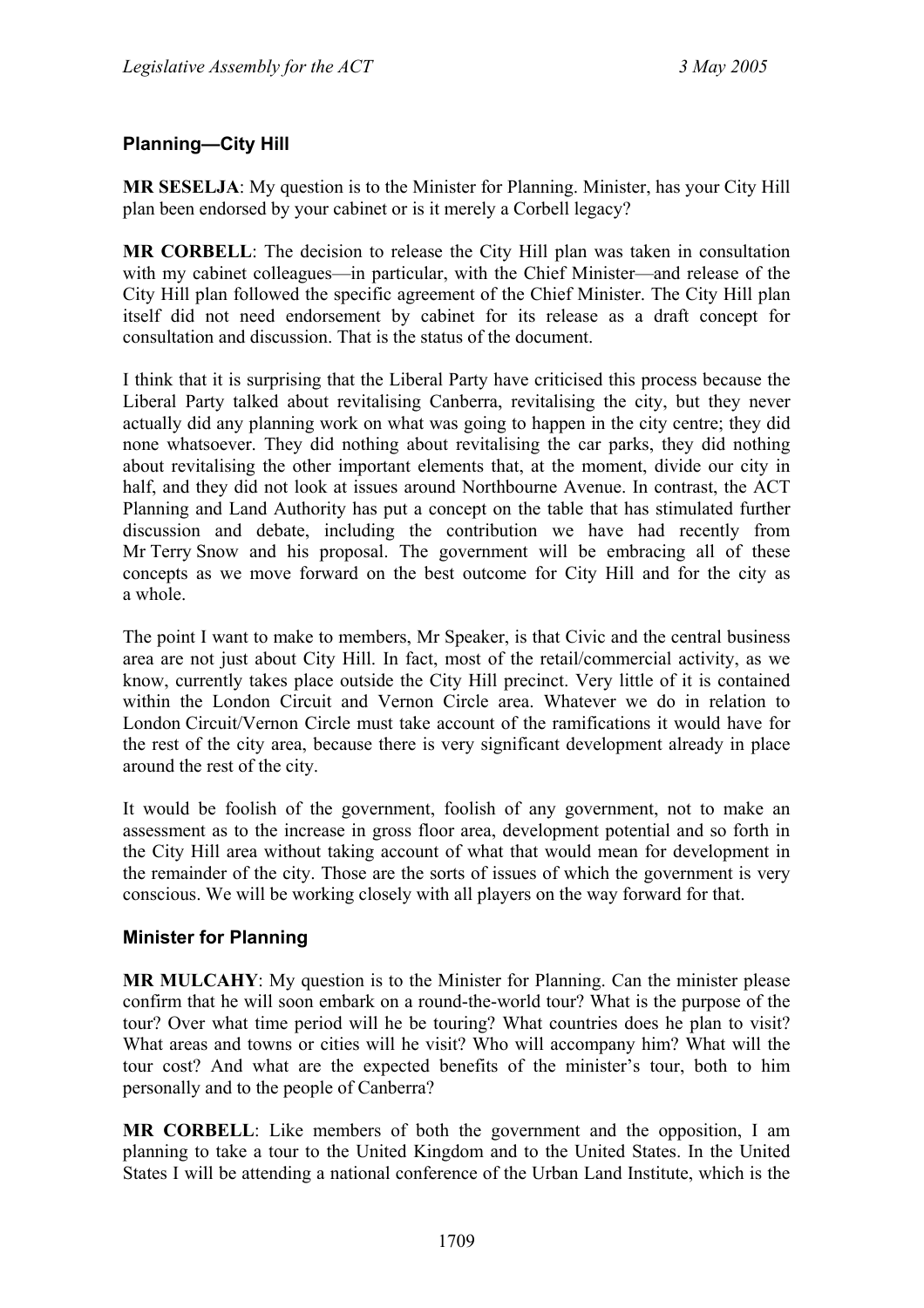### Planning—City Hill

**MR SESELJA**: My question is to the Minister for Planning. Minister, has your City Hill plan been endorsed by your cabinet or is it merely a Corbell legacy?

**MR CORBELL**: The decision to release the City Hill plan was taken in consultation with my cabinet colleagues—in particular, with the Chief Minister—and release of the City Hill plan followed the specific agreement of the Chief Minister. The City Hill plan itself did not need endorsement by cabinet for its release as a draft concept for consultation and discussion. That is the status of the document.

I think that it is surprising that the Liberal Party have criticised this process because the Liberal Party talked about revitalising Canberra, revitalising the city, but they never actually did any planning work on what was going to happen in the city centre; they did none whatsoever. They did nothing about revitalising the car parks, they did nothing about revitalising the other important elements that, at the moment, divide our city in half, and they did not look at issues around Northbourne Avenue. In contrast, the ACT Planning and Land Authority has put a concept on the table that has stimulated further discussion and debate, including the contribution we have had recently from Mr Terry Snow and his proposal. The government will be embracing all of these concepts as we move forward on the best outcome for City Hill and for the city as a whole.

The point I want to make to members, Mr Speaker, is that Civic and the central business area are not just about City Hill. In fact, most of the retail/commercial activity, as we know, currently takes place outside the City Hill precinct. Very little of it is contained within the London Circuit and Vernon Circle area. Whatever we do in relation to London Circuit/Vernon Circle must take account of the ramifications it would have for the rest of the city area, because there is very significant development already in place around the rest of the city.

It would be foolish of the government, foolish of any government, not to make an assessment as to the increase in gross floor area, development potential and so forth in the City Hill area without taking account of what that would mean for development in the remainder of the city. Those are the sorts of issues of which the government is very conscious. We will be working closely with all players on the way forward for that.

### Minister for Planning

**MR MULCAHY**: My question is to the Minister for Planning. Can the minister please confirm that he will soon embark on a round-the-world tour? What is the purpose of the tour? Over what time period will he be touring? What countries does he plan to visit? What areas and towns or cities will he visit? Who will accompany him? What will the tour cost? And what are the expected benefits of the minister's tour, both to him personally and to the people of Canberra?

**MR CORBELL**: Like members of both the government and the opposition, I am planning to take a tour to the United Kingdom and to the United States. In the United States I will be attending a national conference of the Urban Land Institute, which is the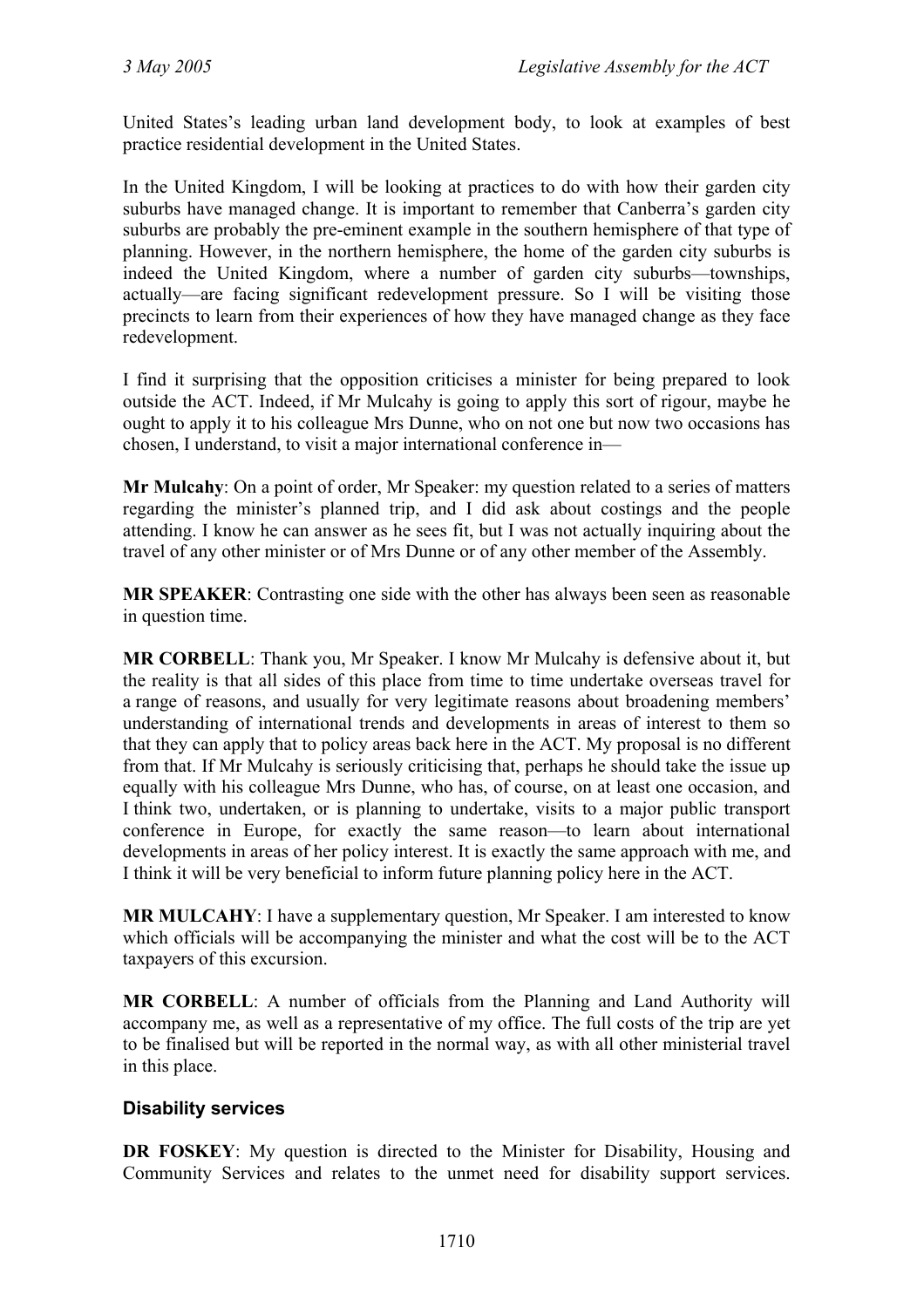United States's leading urban land development body, to look at examples of best practice residential development in the United States.

In the United Kingdom, I will be looking at practices to do with how their garden city suburbs have managed change. It is important to remember that Canberra's garden city suburbs are probably the pre-eminent example in the southern hemisphere of that type of planning. However, in the northern hemisphere, the home of the garden city suburbs is indeed the United Kingdom, where a number of garden city suburbs—townships, actually—are facing significant redevelopment pressure. So I will be visiting those precincts to learn from their experiences of how they have managed change as they face redevelopment.

I find it surprising that the opposition criticises a minister for being prepared to look outside the ACT. Indeed, if Mr Mulcahy is going to apply this sort of rigour, maybe he ought to apply it to his colleague Mrs Dunne, who on not one but now two occasions has chosen, I understand, to visit a major international conference in—

**Mr Mulcahy**: On a point of order, Mr Speaker: my question related to a series of matters regarding the minister's planned trip, and I did ask about costings and the people attending. I know he can answer as he sees fit, but I was not actually inquiring about the travel of any other minister or of Mrs Dunne or of any other member of the Assembly.

**MR SPEAKER**: Contrasting one side with the other has always been seen as reasonable in question time.

**MR CORBELL**: Thank you, Mr Speaker. I know Mr Mulcahy is defensive about it, but the reality is that all sides of this place from time to time undertake overseas travel for a range of reasons, and usually for very legitimate reasons about broadening members' understanding of international trends and developments in areas of interest to them so that they can apply that to policy areas back here in the ACT. My proposal is no different from that. If Mr Mulcahy is seriously criticising that, perhaps he should take the issue up equally with his colleague Mrs Dunne, who has, of course, on at least one occasion, and I think two, undertaken, or is planning to undertake, visits to a major public transport conference in Europe, for exactly the same reason—to learn about international developments in areas of her policy interest. It is exactly the same approach with me, and I think it will be very beneficial to inform future planning policy here in the ACT.

**MR MULCAHY**: I have a supplementary question, Mr Speaker. I am interested to know which officials will be accompanying the minister and what the cost will be to the ACT taxpayers of this excursion.

**MR CORBELL**: A number of officials from the Planning and Land Authority will accompany me, as well as a representative of my office. The full costs of the trip are yet to be finalised but will be reported in the normal way, as with all other ministerial travel in this place.

### Disability services

**DR FOSKEY**: My question is directed to the Minister for Disability, Housing and Community Services and relates to the unmet need for disability support services.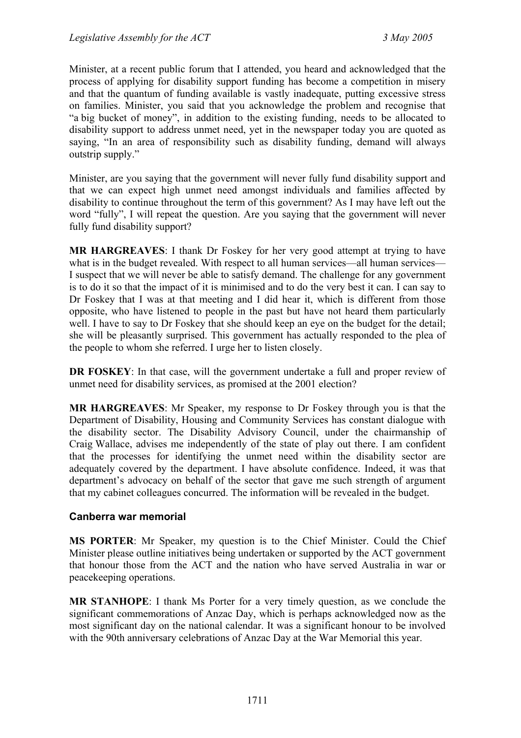Minister, at a recent public forum that I attended, you heard and acknowledged that the process of applying for disability support funding has become a competition in misery and that the quantum of funding available is vastly inadequate, putting excessive stress on families. Minister, you said that you acknowledge the problem and recognise that "a big bucket of money", in addition to the existing funding, needs to be allocated to disability support to address unmet need, yet in the newspaper today you are quoted as saying, "In an area of responsibility such as disability funding, demand will always outstrip supply."

Minister, are you saying that the government will never fully fund disability support and that we can expect high unmet need amongst individuals and families affected by disability to continue throughout the term of this government? As I may have left out the word "fully", I will repeat the question. Are you saying that the government will never fully fund disability support?

**MR HARGREAVES**: I thank Dr Foskey for her very good attempt at trying to have what is in the budget revealed. With respect to all human services—all human services—I suspect that we will never be able to satisfy demand. The challenge for any government is to do it so that the impact of it is minimised and to do the very best it can. I can say to Dr Foskey that I was at that meeting and I did hear it, which is different from those opposite, who have listened to people in the past but have not heard them particularly well. I have to say to Dr Foskey that she should keep an eye on the budget for the detail; she will be pleasantly surprised. This government has actually responded to the plea of the people to whom she referred. I urge her to listen closely.

**DR FOSKEY**: In that case, will the government undertake a full and proper review of unmet need for disability services, as promised at the 2001 election?

**MR HARGREAVES**: Mr Speaker, my response to Dr Foskey through you is that the Department of Disability, Housing and Community Services has constant dialogue with the disability sector. The Disability Advisory Council, under the chairmanship of Craig Wallace, advises me independently of the state of play out there. I am confident that the processes for identifying the unmet need within the disability sector are adequately covered by the department. I have absolute confidence. Indeed, it was that department's advocacy on behalf of the sector that gave me such strength of argument that my cabinet colleagues concurred. The information will be revealed in the budget.

### Canberra war memorial

**MS PORTER**: Mr Speaker, my question is to the Chief Minister. Could the Chief Minister please outline initiatives being undertaken or supported by the ACT government that honour those from the ACT and the nation who have served Australia in war or peacekeeping operations.

**MR STANHOPE**: I thank Ms Porter for a very timely question, as we conclude the significant commemorations of Anzac Day, which is perhaps acknowledged now as the most significant day on the national calendar. It was a significant honour to be involved with the 90th anniversary celebrations of Anzac Day at the War Memorial this year.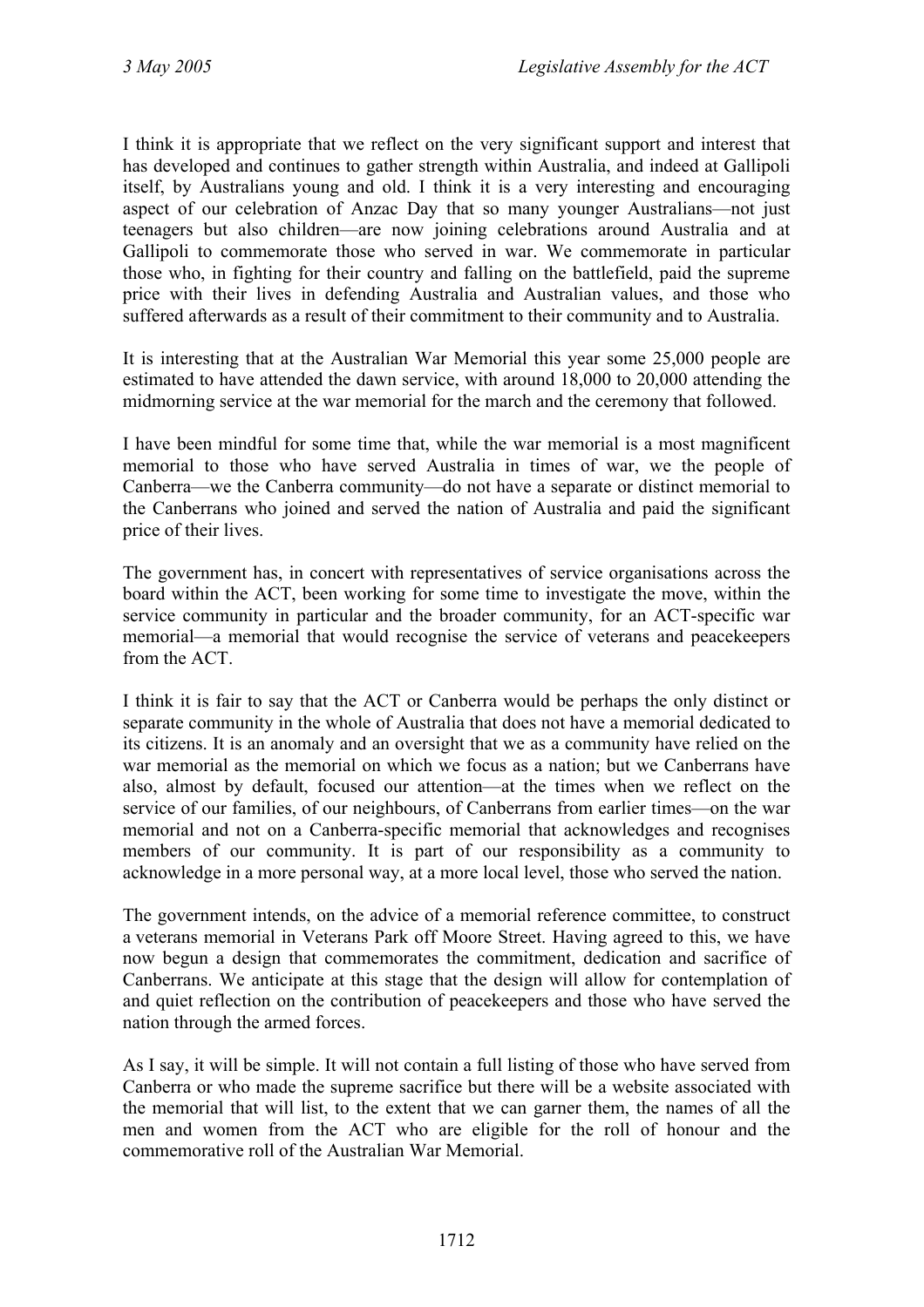I think it is appropriate that we reflect on the very significant support and interest that has developed and continues to gather strength within Australia, and indeed at Gallipoli itself, by Australians young and old. I think it is a very interesting and encouraging aspect of our celebration of Anzac Day that so many younger Australians—not just teenagers but also children—are now joining celebrations around Australia and at Gallipoli to commemorate those who served in war. We commemorate in particular those who, in fighting for their country and falling on the battlefield, paid the supreme price with their lives in defending Australia and Australian values, and those who suffered afterwards as a result of their commitment to their community and to Australia.

It is interesting that at the Australian War Memorial this year some 25,000 people are estimated to have attended the dawn service, with around 18,000 to 20,000 attending the midmorning service at the war memorial for the march and the ceremony that followed.

I have been mindful for some time that, while the war memorial is a most magnificent memorial to those who have served Australia in times of war, we the people of Canberra—we the Canberra community—do not have a separate or distinct memorial to the Canberrans who joined and served the nation of Australia and paid the significant price of their lives.

The government has, in concert with representatives of service organisations across the board within the ACT, been working for some time to investigate the move, within the service community in particular and the broader community, for an ACT-specific war memorial—a memorial that would recognise the service of veterans and peacekeepers from the ACT.

I think it is fair to say that the ACT or Canberra would be perhaps the only distinct or separate community in the whole of Australia that does not have a memorial dedicated to its citizens. It is an anomaly and an oversight that we as a community have relied on the war memorial as the memorial on which we focus as a nation; but we Canberrans have also, almost by default, focused our attention—at the times when we reflect on the service of our families, of our neighbours, of Canberrans from earlier times—on the war memorial and not on a Canberra-specific memorial that acknowledges and recognises members of our community. It is part of our responsibility as a community to acknowledge in a more personal way, at a more local level, those who served the nation.

The government intends, on the advice of a memorial reference committee, to construct a veterans memorial in Veterans Park off Moore Street. Having agreed to this, we have now begun a design that commemorates the commitment, dedication and sacrifice of Canberrans. We anticipate at this stage that the design will allow for contemplation of and quiet reflection on the contribution of peacekeepers and those who have served the nation through the armed forces.

As I say, it will be simple. It will not contain a full listing of those who have served from Canberra or who made the supreme sacrifice but there will be a website associated with the memorial that will list, to the extent that we can garner them, the names of all the men and women from the ACT who are eligible for the roll of honour and the commemorative roll of the Australian War Memorial.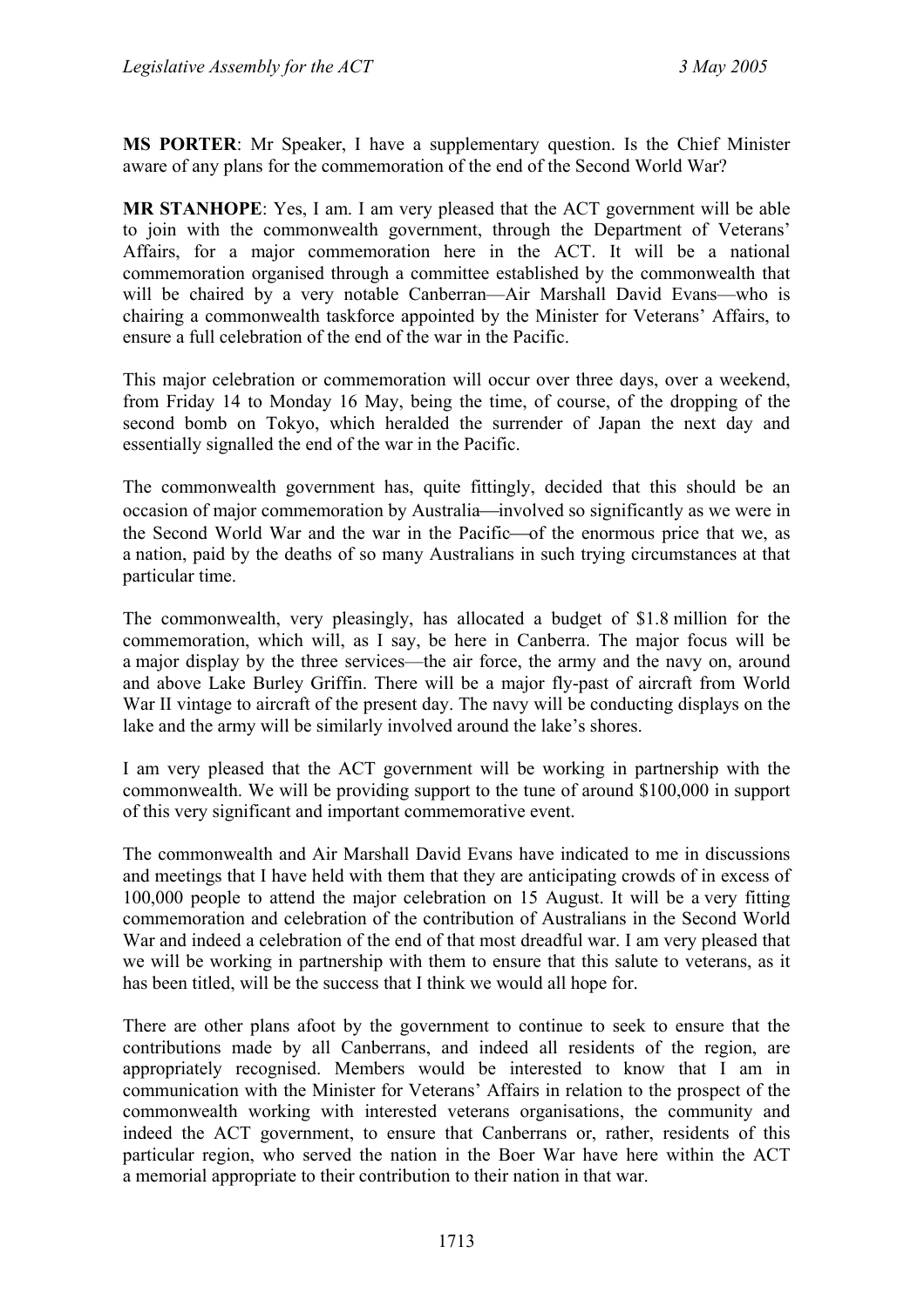**MS PORTER**: Mr Speaker, I have a supplementary question. Is the Chief Minister aware of any plans for the commemoration of the end of the Second World War?

**MR STANHOPE**: Yes, I am. I am very pleased that the ACT government will be able to join with the commonwealth government, through the Department of Veterans' Affairs, for a major commemoration here in the ACT. It will be a national commemoration organised through a committee established by the commonwealth that will be chaired by a very notable Canberran—Air Marshall David Evans—who is chairing a commonwealth taskforce appointed by the Minister for Veterans' Affairs, to ensure a full celebration of the end of the war in the Pacific.

This major celebration or commemoration will occur over three days, over a weekend, from Friday 14 to Monday 16 May, being the time, of course, of the dropping of the second bomb on Tokyo, which heralded the surrender of Japan the next day and essentially signalled the end of the war in the Pacific.

The commonwealth government has, quite fittingly, decided that this should be an occasion of major commemoration by Australia—involved so significantly as we were in the Second World War and the war in the Pacific—of the enormous price that we, as a nation, paid by the deaths of so many Australians in such trying circumstances at that particular time.

The commonwealth, very pleasingly, has allocated a budget of $1.8 million for the commemoration, which will, as I say, be here in Canberra. The major focus will be a major display by the three services—the air force, the army and the navy on, around and above Lake Burley Griffin. There will be a major fly-past of aircraft from World War II vintage to aircraft of the present day. The navy will be conducting displays on the lake and the army will be similarly involved around the lake's shores.

I am very pleased that the ACT government will be working in partnership with the commonwealth. We will be providing support to the tune of around $100,000 in support of this very significant and important commemorative event.

The commonwealth and Air Marshall David Evans have indicated to me in discussions and meetings that I have held with them that they are anticipating crowds of in excess of 100,000 people to attend the major celebration on 15 August. It will be a very fitting commemoration and celebration of the contribution of Australians in the Second World War and indeed a celebration of the end of that most dreadful war. I am very pleased that we will be working in partnership with them to ensure that this salute to veterans, as it has been titled, will be the success that I think we would all hope for.

There are other plans afoot by the government to continue to seek to ensure that the contributions made by all Canberrans, and indeed all residents of the region, are appropriately recognised. Members would be interested to know that I am in communication with the Minister for Veterans' Affairs in relation to the prospect of the commonwealth working with interested veterans organisations, the community and indeed the ACT government, to ensure that Canberrans or, rather, residents of this particular region, who served the nation in the Boer War have here within the ACT a memorial appropriate to their contribution to their nation in that war.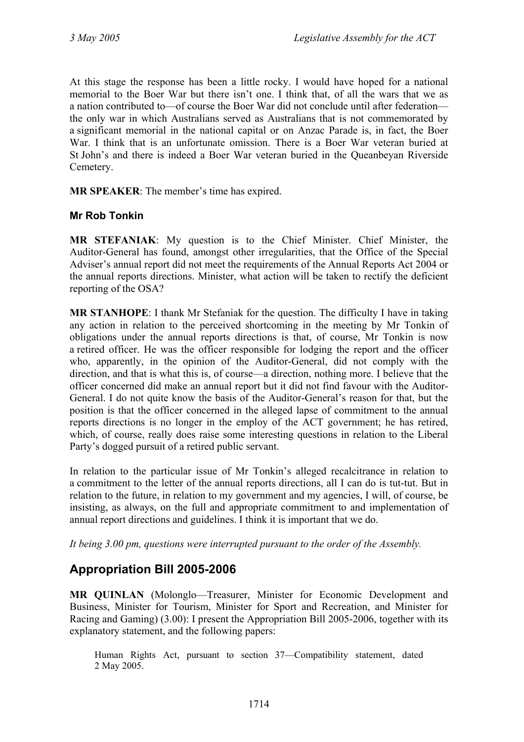At this stage the response has been a little rocky. I would have hoped for a national memorial to the Boer War but there isn't one. I think that, of all the wars that we as a nation contributed to—of course the Boer War did not conclude until after federation—the only war in which Australians served as Australians that is not commemorated by a significant memorial in the national capital or on Anzac Parade is, in fact, the Boer War. I think that is an unfortunate omission. There is a Boer War veteran buried at St John's and there is indeed a Boer War veteran buried in the Queanbeyan Riverside Cemetery.

**MR SPEAKER**: The member's time has expired.

### Mr Rob Tonkin

**MR STEFANIAK**: My question is to the Chief Minister. Chief Minister, the Auditor-General has found, amongst other irregularities, that the Office of the Special Adviser's annual report did not meet the requirements of the Annual Reports Act 2004 or the annual reports directions. Minister, what action will be taken to rectify the deficient reporting of the OSA?

**MR STANHOPE**: I thank Mr Stefaniak for the question. The difficulty I have in taking any action in relation to the perceived shortcoming in the meeting by Mr Tonkin of obligations under the annual reports directions is that, of course, Mr Tonkin is now a retired officer. He was the officer responsible for lodging the report and the officer who, apparently, in the opinion of the Auditor-General, did not comply with the direction, and that is what this is, of course—a direction, nothing more. I believe that the officer concerned did make an annual report but it did not find favour with the Auditor-General. I do not quite know the basis of the Auditor-General's reason for that, but the position is that the officer concerned in the alleged lapse of commitment to the annual reports directions is no longer in the employ of the ACT government; he has retired, which, of course, really does raise some interesting questions in relation to the Liberal Party's dogged pursuit of a retired public servant.

In relation to the particular issue of Mr Tonkin's alleged recalcitrance in relation to a commitment to the letter of the annual reports directions, all I can do is tut-tut. But in relation to the future, in relation to my government and my agencies, I will, of course, be insisting, as always, on the full and appropriate commitment to and implementation of annual report directions and guidelines. I think it is important that we do.

*It being 3.00 pm, questions were interrupted pursuant to the order of the Assembly.*

## Appropriation Bill 2005-2006

**MR QUINLAN** (Molonglo—Treasurer, Minister for Economic Development and Business, Minister for Tourism, Minister for Sport and Recreation, and Minister for Racing and Gaming) (3.00): I present the Appropriation Bill 2005-2006, together with its explanatory statement, and the following papers:

> Human Rights Act, pursuant to section 37—Compatibility statement, dated 2 May 2005.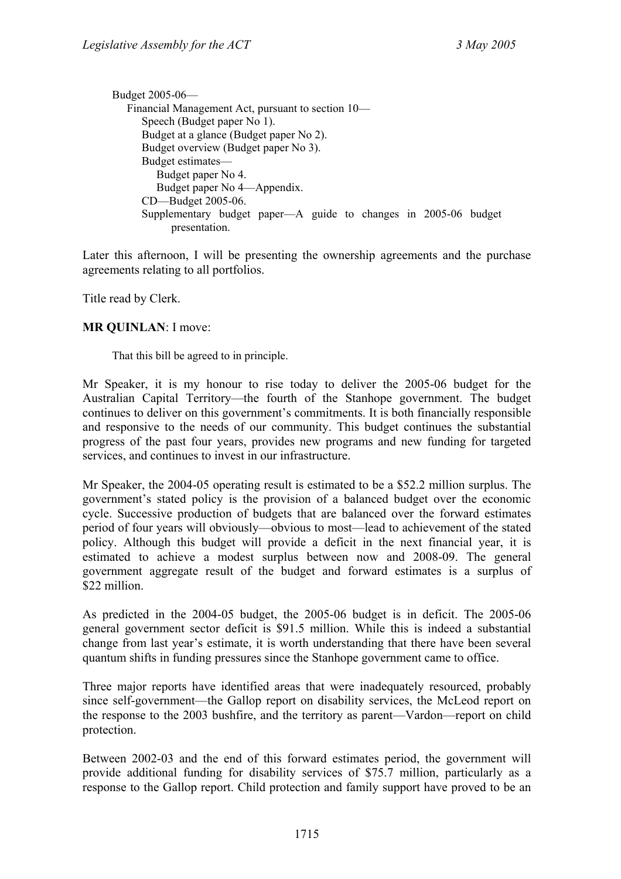Budget 2005-06—

Financial Management Act, pursuant to section 10—

Speech (Budget paper No 1).

Budget at a glance (Budget paper No 2).

Budget overview (Budget paper No 3).

Budget estimates—

Budget paper No 4.

Budget paper No 4—Appendix.

CD—Budget 2005-06.

Supplementary budget paper—A guide to changes in 2005-06 budget presentation.

Later this afternoon, I will be presenting the ownership agreements and the purchase agreements relating to all portfolios.

Title read by Clerk.

**MR QUINLAN**: I move:

> That this bill be agreed to in principle.

Mr Speaker, it is my honour to rise today to deliver the 2005-06 budget for the Australian Capital Territory—the fourth of the Stanhope government. The budget continues to deliver on this government's commitments. It is both financially responsible and responsive to the needs of our community. This budget continues the substantial progress of the past four years, provides new programs and new funding for targeted services, and continues to invest in our infrastructure.

Mr Speaker, the 2004-05 operating result is estimated to be a $52.2 million surplus. The government's stated policy is the provision of a balanced budget over the economic cycle. Successive production of budgets that are balanced over the forward estimates period of four years will obviously—obvious to most—lead to achievement of the stated policy. Although this budget will provide a deficit in the next financial year, it is estimated to achieve a modest surplus between now and 2008-09. The general government aggregate result of the budget and forward estimates is a surplus of $22 million.

As predicted in the 2004-05 budget, the 2005-06 budget is in deficit. The 2005-06 general government sector deficit is $91.5 million. While this is indeed a substantial change from last year's estimate, it is worth understanding that there have been several quantum shifts in funding pressures since the Stanhope government came to office.

Three major reports have identified areas that were inadequately resourced, probably since self-government—the Gallop report on disability services, the McLeod report on the response to the 2003 bushfire, and the territory as parent—Vardon—report on child protection.

Between 2002-03 and the end of this forward estimates period, the government will provide additional funding for disability services of $75.7 million, particularly as a response to the Gallop report. Child protection and family support have proved to be an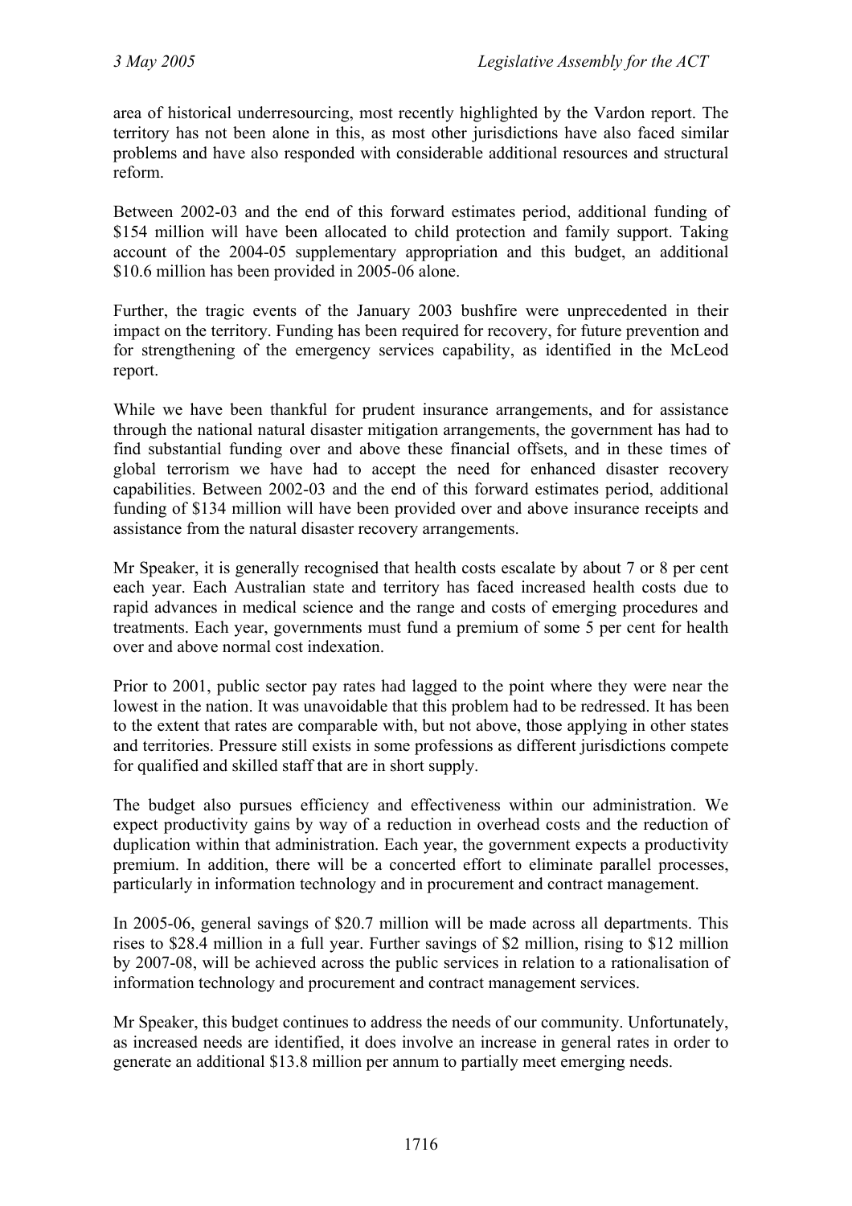area of historical underresourcing, most recently highlighted by the Vardon report. The territory has not been alone in this, as most other jurisdictions have also faced similar problems and have also responded with considerable additional resources and structural reform.

Between 2002-03 and the end of this forward estimates period, additional funding of $154 million will have been allocated to child protection and family support. Taking account of the 2004-05 supplementary appropriation and this budget, an additional $10.6 million has been provided in 2005-06 alone.

Further, the tragic events of the January 2003 bushfire were unprecedented in their impact on the territory. Funding has been required for recovery, for future prevention and for strengthening of the emergency services capability, as identified in the McLeod report.

While we have been thankful for prudent insurance arrangements, and for assistance through the national natural disaster mitigation arrangements, the government has had to find substantial funding over and above these financial offsets, and in these times of global terrorism we have had to accept the need for enhanced disaster recovery capabilities. Between 2002-03 and the end of this forward estimates period, additional funding of $134 million will have been provided over and above insurance receipts and assistance from the natural disaster recovery arrangements.

Mr Speaker, it is generally recognised that health costs escalate by about 7 or 8 per cent each year. Each Australian state and territory has faced increased health costs due to rapid advances in medical science and the range and costs of emerging procedures and treatments. Each year, governments must fund a premium of some 5 per cent for health over and above normal cost indexation.

Prior to 2001, public sector pay rates had lagged to the point where they were near the lowest in the nation. It was unavoidable that this problem had to be redressed. It has been to the extent that rates are comparable with, but not above, those applying in other states and territories. Pressure still exists in some professions as different jurisdictions compete for qualified and skilled staff that are in short supply.

The budget also pursues efficiency and effectiveness within our administration. We expect productivity gains by way of a reduction in overhead costs and the reduction of duplication within that administration. Each year, the government expects a productivity premium. In addition, there will be a concerted effort to eliminate parallel processes, particularly in information technology and in procurement and contract management.

In 2005-06, general savings of $20.7 million will be made across all departments. This rises to $28.4 million in a full year. Further savings of $2 million, rising to $12 million by 2007-08, will be achieved across the public services in relation to a rationalisation of information technology and procurement and contract management services.

Mr Speaker, this budget continues to address the needs of our community. Unfortunately, as increased needs are identified, it does involve an increase in general rates in order to generate an additional $13.8 million per annum to partially meet emerging needs.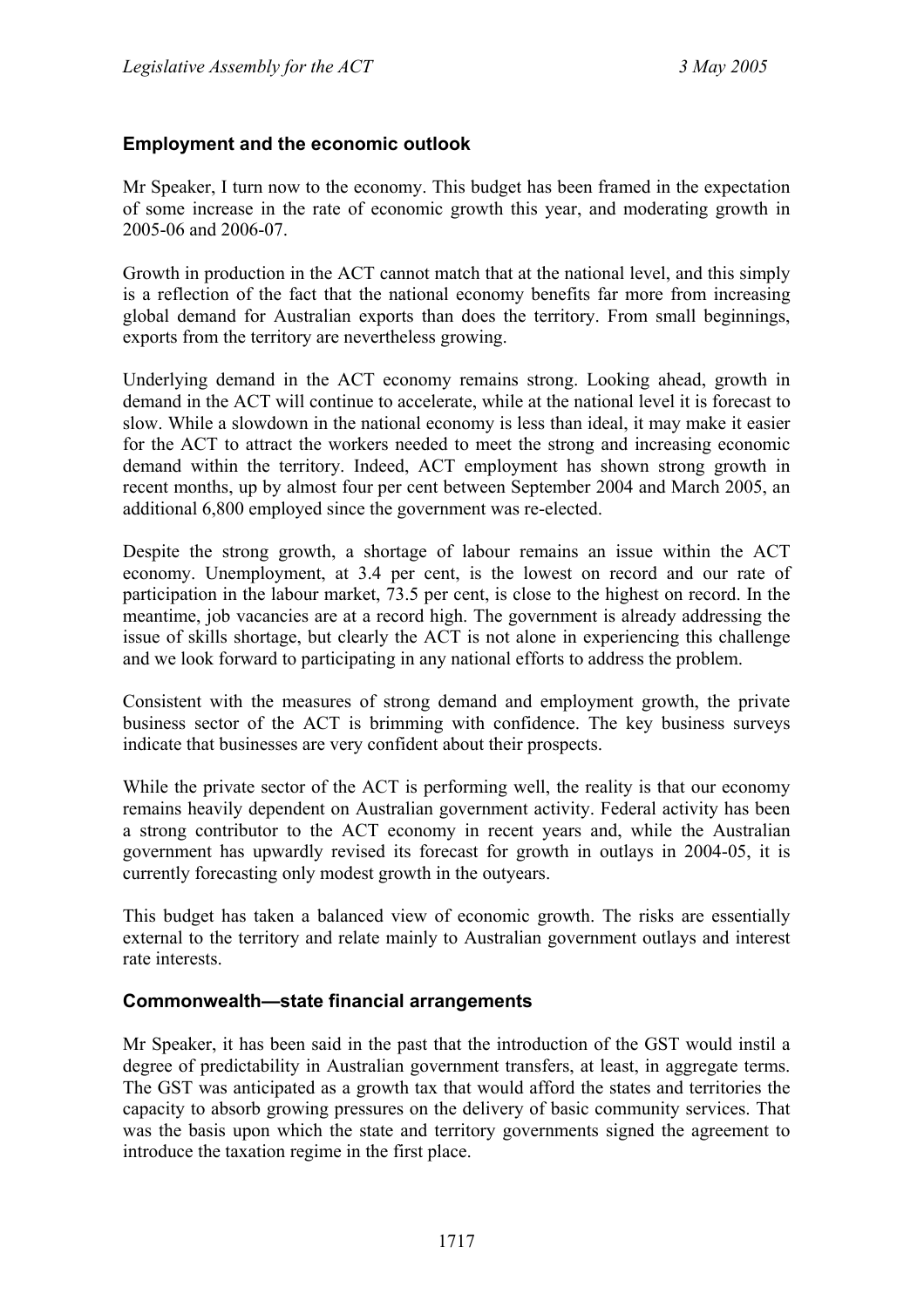### Employment and the economic outlook

Mr Speaker, I turn now to the economy. This budget has been framed in the expectation of some increase in the rate of economic growth this year, and moderating growth in 2005-06 and 2006-07.

Growth in production in the ACT cannot match that at the national level, and this simply is a reflection of the fact that the national economy benefits far more from increasing global demand for Australian exports than does the territory. From small beginnings, exports from the territory are nevertheless growing.

Underlying demand in the ACT economy remains strong. Looking ahead, growth in demand in the ACT will continue to accelerate, while at the national level it is forecast to slow. While a slowdown in the national economy is less than ideal, it may make it easier for the ACT to attract the workers needed to meet the strong and increasing economic demand within the territory. Indeed, ACT employment has shown strong growth in recent months, up by almost four per cent between September 2004 and March 2005, an additional 6,800 employed since the government was re-elected.

Despite the strong growth, a shortage of labour remains an issue within the ACT economy. Unemployment, at 3.4 per cent, is the lowest on record and our rate of participation in the labour market, 73.5 per cent, is close to the highest on record. In the meantime, job vacancies are at a record high. The government is already addressing the issue of skills shortage, but clearly the ACT is not alone in experiencing this challenge and we look forward to participating in any national efforts to address the problem.

Consistent with the measures of strong demand and employment growth, the private business sector of the ACT is brimming with confidence. The key business surveys indicate that businesses are very confident about their prospects.

While the private sector of the ACT is performing well, the reality is that our economy remains heavily dependent on Australian government activity. Federal activity has been a strong contributor to the ACT economy in recent years and, while the Australian government has upwardly revised its forecast for growth in outlays in 2004-05, it is currently forecasting only modest growth in the outyears.

This budget has taken a balanced view of economic growth. The risks are essentially external to the territory and relate mainly to Australian government outlays and interest rate interests.

### Commonwealth—state financial arrangements

Mr Speaker, it has been said in the past that the introduction of the GST would instil a degree of predictability in Australian government transfers, at least, in aggregate terms. The GST was anticipated as a growth tax that would afford the states and territories the capacity to absorb growing pressures on the delivery of basic community services. That was the basis upon which the state and territory governments signed the agreement to introduce the taxation regime in the first place.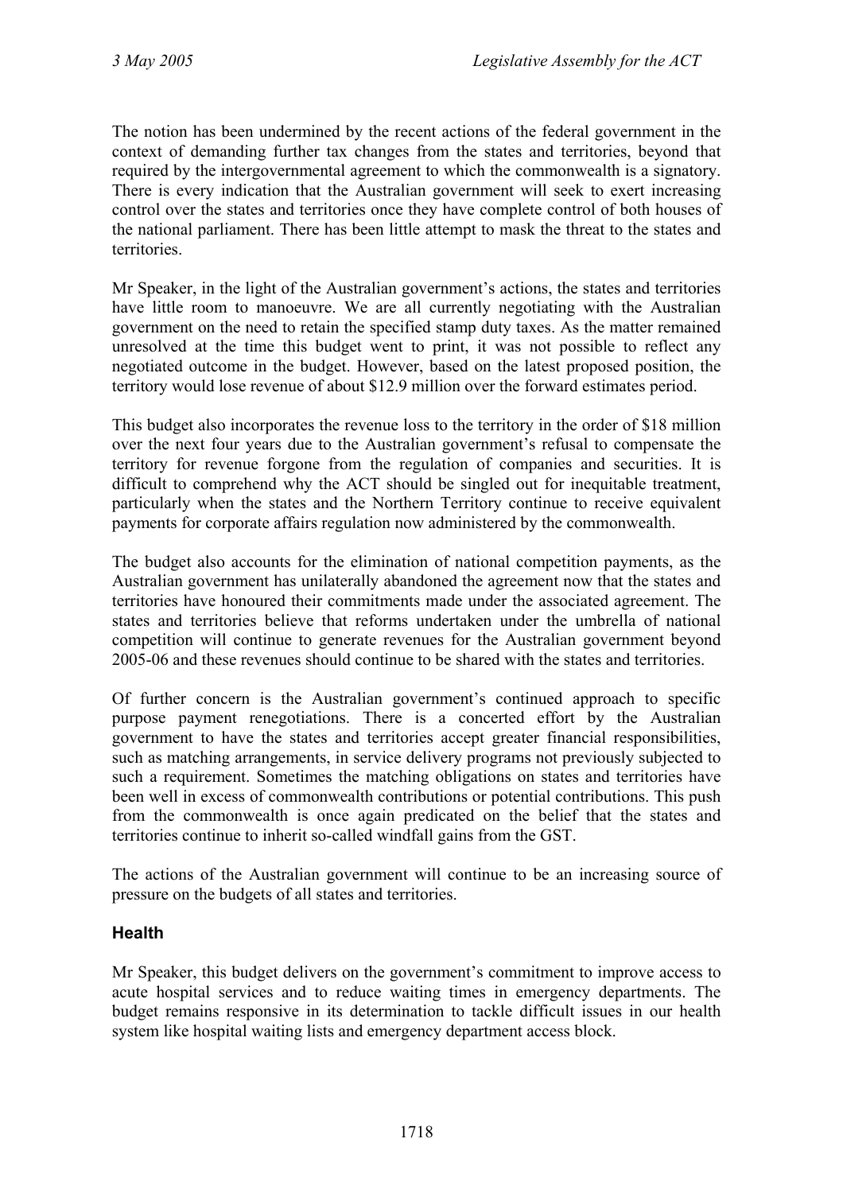The notion has been undermined by the recent actions of the federal government in the context of demanding further tax changes from the states and territories, beyond that required by the intergovernmental agreement to which the commonwealth is a signatory. There is every indication that the Australian government will seek to exert increasing control over the states and territories once they have complete control of both houses of the national parliament. There has been little attempt to mask the threat to the states and territories.

Mr Speaker, in the light of the Australian government's actions, the states and territories have little room to manoeuvre. We are all currently negotiating with the Australian government on the need to retain the specified stamp duty taxes. As the matter remained unresolved at the time this budget went to print, it was not possible to reflect any negotiated outcome in the budget. However, based on the latest proposed position, the territory would lose revenue of about $12.9 million over the forward estimates period.

This budget also incorporates the revenue loss to the territory in the order of $18 million over the next four years due to the Australian government's refusal to compensate the territory for revenue forgone from the regulation of companies and securities. It is difficult to comprehend why the ACT should be singled out for inequitable treatment, particularly when the states and the Northern Territory continue to receive equivalent payments for corporate affairs regulation now administered by the commonwealth.

The budget also accounts for the elimination of national competition payments, as the Australian government has unilaterally abandoned the agreement now that the states and territories have honoured their commitments made under the associated agreement. The states and territories believe that reforms undertaken under the umbrella of national competition will continue to generate revenues for the Australian government beyond 2005-06 and these revenues should continue to be shared with the states and territories.

Of further concern is the Australian government's continued approach to specific purpose payment renegotiations. There is a concerted effort by the Australian government to have the states and territories accept greater financial responsibilities, such as matching arrangements, in service delivery programs not previously subjected to such a requirement. Sometimes the matching obligations on states and territories have been well in excess of commonwealth contributions or potential contributions. This push from the commonwealth is once again predicated on the belief that the states and territories continue to inherit so-called windfall gains from the GST.

The actions of the Australian government will continue to be an increasing source of pressure on the budgets of all states and territories.

### Health

Mr Speaker, this budget delivers on the government's commitment to improve access to acute hospital services and to reduce waiting times in emergency departments. The budget remains responsive in its determination to tackle difficult issues in our health system like hospital waiting lists and emergency department access block.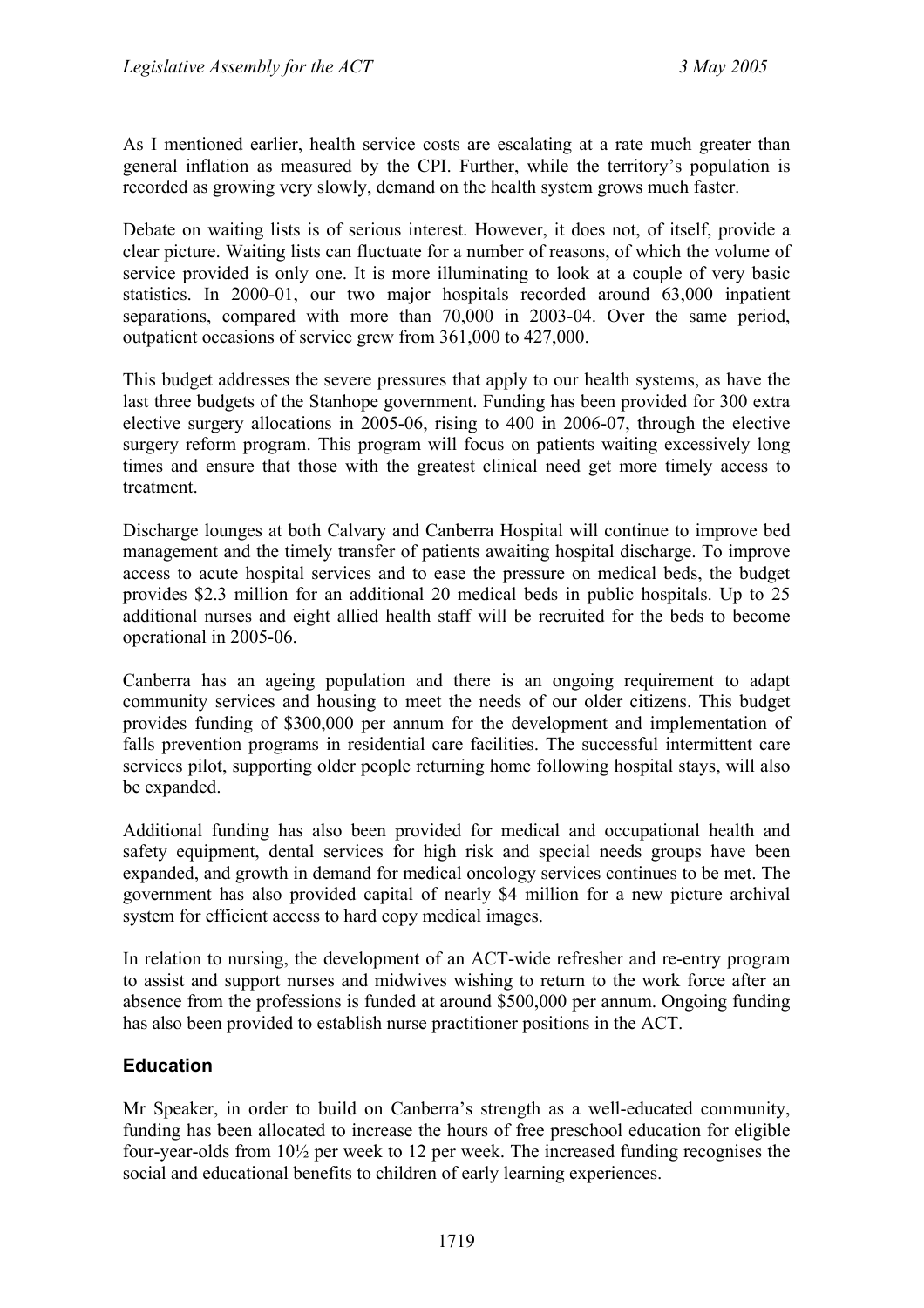As I mentioned earlier, health service costs are escalating at a rate much greater than general inflation as measured by the CPI. Further, while the territory's population is recorded as growing very slowly, demand on the health system grows much faster.

Debate on waiting lists is of serious interest. However, it does not, of itself, provide a clear picture. Waiting lists can fluctuate for a number of reasons, of which the volume of service provided is only one. It is more illuminating to look at a couple of very basic statistics. In 2000-01, our two major hospitals recorded around 63,000 inpatient separations, compared with more than 70,000 in 2003-04. Over the same period, outpatient occasions of service grew from 361,000 to 427,000.

This budget addresses the severe pressures that apply to our health systems, as have the last three budgets of the Stanhope government. Funding has been provided for 300 extra elective surgery allocations in 2005-06, rising to 400 in 2006-07, through the elective surgery reform program. This program will focus on patients waiting excessively long times and ensure that those with the greatest clinical need get more timely access to treatment.

Discharge lounges at both Calvary and Canberra Hospital will continue to improve bed management and the timely transfer of patients awaiting hospital discharge. To improve access to acute hospital services and to ease the pressure on medical beds, the budget provides $2.3 million for an additional 20 medical beds in public hospitals. Up to 25 additional nurses and eight allied health staff will be recruited for the beds to become operational in 2005-06.

Canberra has an ageing population and there is an ongoing requirement to adapt community services and housing to meet the needs of our older citizens. This budget provides funding of $300,000 per annum for the development and implementation of falls prevention programs in residential care facilities. The successful intermittent care services pilot, supporting older people returning home following hospital stays, will also be expanded.

Additional funding has also been provided for medical and occupational health and safety equipment, dental services for high risk and special needs groups have been expanded, and growth in demand for medical oncology services continues to be met. The government has also provided capital of nearly $4 million for a new picture archival system for efficient access to hard copy medical images.

In relation to nursing, the development of an ACT-wide refresher and re-entry program to assist and support nurses and midwives wishing to return to the work force after an absence from the professions is funded at around $500,000 per annum. Ongoing funding has also been provided to establish nurse practitioner positions in the ACT.

### Education

Mr Speaker, in order to build on Canberra's strength as a well-educated community, funding has been allocated to increase the hours of free preschool education for eligible four-year-olds from 10½ per week to 12 per week. The increased funding recognises the social and educational benefits to children of early learning experiences.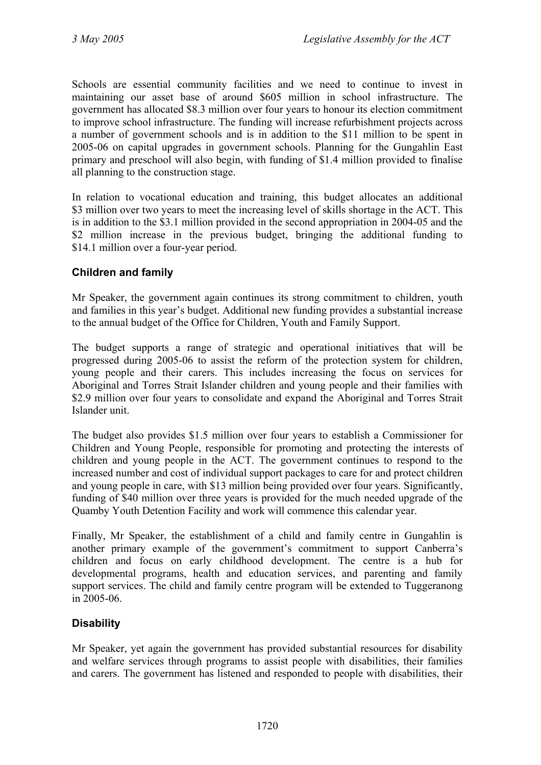Schools are essential community facilities and we need to continue to invest in maintaining our asset base of around $605 million in school infrastructure. The government has allocated $8.3 million over four years to honour its election commitment to improve school infrastructure. The funding will increase refurbishment projects across a number of government schools and is in addition to the $11 million to be spent in 2005-06 on capital upgrades in government schools. Planning for the Gungahlin East primary and preschool will also begin, with funding of $1.4 million provided to finalise all planning to the construction stage.

In relation to vocational education and training, this budget allocates an additional $3 million over two years to meet the increasing level of skills shortage in the ACT. This is in addition to the $3.1 million provided in the second appropriation in 2004-05 and the $2 million increase in the previous budget, bringing the additional funding to $14.1 million over a four-year period.

## Children and family

Mr Speaker, the government again continues its strong commitment to children, youth and families in this year's budget. Additional new funding provides a substantial increase to the annual budget of the Office for Children, Youth and Family Support.

The budget supports a range of strategic and operational initiatives that will be progressed during 2005-06 to assist the reform of the protection system for children, young people and their carers. This includes increasing the focus on services for Aboriginal and Torres Strait Islander children and young people and their families with $2.9 million over four years to consolidate and expand the Aboriginal and Torres Strait Islander unit.

The budget also provides $1.5 million over four years to establish a Commissioner for Children and Young People, responsible for promoting and protecting the interests of children and young people in the ACT. The government continues to respond to the increased number and cost of individual support packages to care for and protect children and young people in care, with $13 million being provided over four years. Significantly, funding of $40 million over three years is provided for the much needed upgrade of the Quamby Youth Detention Facility and work will commence this calendar year.

Finally, Mr Speaker, the establishment of a child and family centre in Gungahlin is another primary example of the government's commitment to support Canberra's children and focus on early childhood development. The centre is a hub for developmental programs, health and education services, and parenting and family support services. The child and family centre program will be extended to Tuggeranong in 2005-06.

## Disability

Mr Speaker, yet again the government has provided substantial resources for disability and welfare services through programs to assist people with disabilities, their families and carers. The government has listened and responded to people with disabilities, their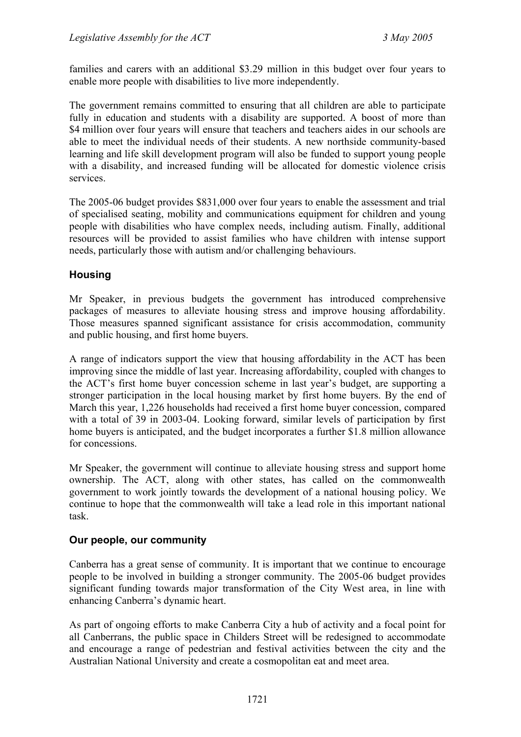families and carers with an additional $3.29 million in this budget over four years to enable more people with disabilities to live more independently.

The government remains committed to ensuring that all children are able to participate fully in education and students with a disability are supported. A boost of more than $4 million over four years will ensure that teachers and teachers aides in our schools are able to meet the individual needs of their students. A new northside community-based learning and life skill development program will also be funded to support young people with a disability, and increased funding will be allocated for domestic violence crisis services.

The 2005-06 budget provides $831,000 over four years to enable the assessment and trial of specialised seating, mobility and communications equipment for children and young people with disabilities who have complex needs, including autism. Finally, additional resources will be provided to assist families who have children with intense support needs, particularly those with autism and/or challenging behaviours.

## Housing

Mr Speaker, in previous budgets the government has introduced comprehensive packages of measures to alleviate housing stress and improve housing affordability. Those measures spanned significant assistance for crisis accommodation, community and public housing, and first home buyers.

A range of indicators support the view that housing affordability in the ACT has been improving since the middle of last year. Increasing affordability, coupled with changes to the ACT's first home buyer concession scheme in last year's budget, are supporting a stronger participation in the local housing market by first home buyers. By the end of March this year, 1,226 households had received a first home buyer concession, compared with a total of 39 in 2003-04. Looking forward, similar levels of participation by first home buyers is anticipated, and the budget incorporates a further $1.8 million allowance for concessions.

Mr Speaker, the government will continue to alleviate housing stress and support home ownership. The ACT, along with other states, has called on the commonwealth government to work jointly towards the development of a national housing policy. We continue to hope that the commonwealth will take a lead role in this important national task.

## Our people, our community

Canberra has a great sense of community. It is important that we continue to encourage people to be involved in building a stronger community. The 2005-06 budget provides significant funding towards major transformation of the City West area, in line with enhancing Canberra's dynamic heart.

As part of ongoing efforts to make Canberra City a hub of activity and a focal point for all Canberrans, the public space in Childers Street will be redesigned to accommodate and encourage a range of pedestrian and festival activities between the city and the Australian National University and create a cosmopolitan eat and meet area.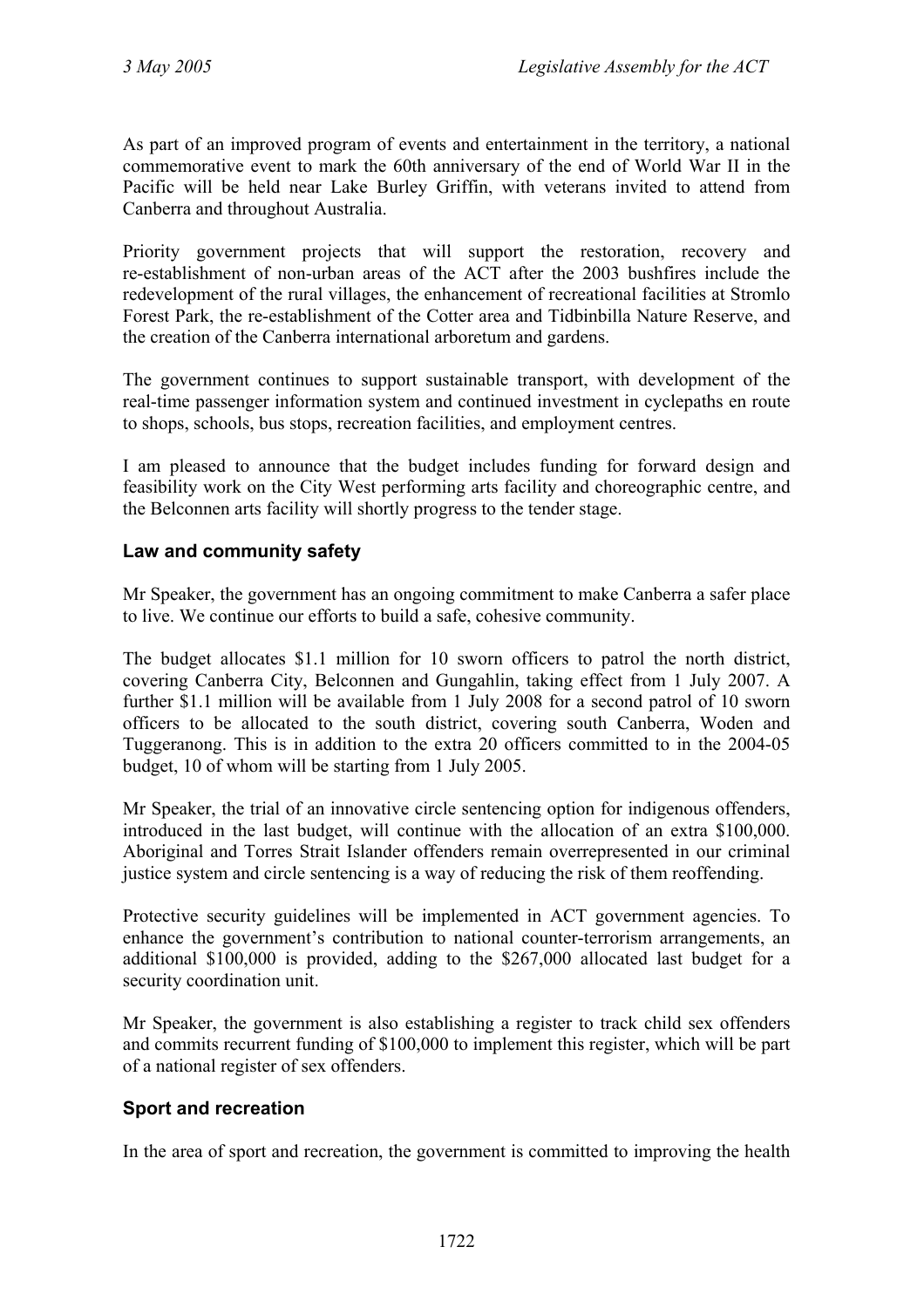As part of an improved program of events and entertainment in the territory, a national commemorative event to mark the 60th anniversary of the end of World War II in the Pacific will be held near Lake Burley Griffin, with veterans invited to attend from Canberra and throughout Australia.

Priority government projects that will support the restoration, recovery and re-establishment of non-urban areas of the ACT after the 2003 bushfires include the redevelopment of the rural villages, the enhancement of recreational facilities at Stromlo Forest Park, the re-establishment of the Cotter area and Tidbinbilla Nature Reserve, and the creation of the Canberra international arboretum and gardens.

The government continues to support sustainable transport, with development of the real-time passenger information system and continued investment in cyclepaths en route to shops, schools, bus stops, recreation facilities, and employment centres.

I am pleased to announce that the budget includes funding for forward design and feasibility work on the City West performing arts facility and choreographic centre, and the Belconnen arts facility will shortly progress to the tender stage.

## Law and community safety

Mr Speaker, the government has an ongoing commitment to make Canberra a safer place to live. We continue our efforts to build a safe, cohesive community.

The budget allocates $1.1 million for 10 sworn officers to patrol the north district, covering Canberra City, Belconnen and Gungahlin, taking effect from 1 July 2007. A further $1.1 million will be available from 1 July 2008 for a second patrol of 10 sworn officers to be allocated to the south district, covering south Canberra, Woden and Tuggeranong. This is in addition to the extra 20 officers committed to in the 2004-05 budget, 10 of whom will be starting from 1 July 2005.

Mr Speaker, the trial of an innovative circle sentencing option for indigenous offenders, introduced in the last budget, will continue with the allocation of an extra $100,000. Aboriginal and Torres Strait Islander offenders remain overrepresented in our criminal justice system and circle sentencing is a way of reducing the risk of them reoffending.

Protective security guidelines will be implemented in ACT government agencies. To enhance the government's contribution to national counter-terrorism arrangements, an additional $100,000 is provided, adding to the $267,000 allocated last budget for a security coordination unit.

Mr Speaker, the government is also establishing a register to track child sex offenders and commits recurrent funding of $100,000 to implement this register, which will be part of a national register of sex offenders.

## Sport and recreation

In the area of sport and recreation, the government is committed to improving the health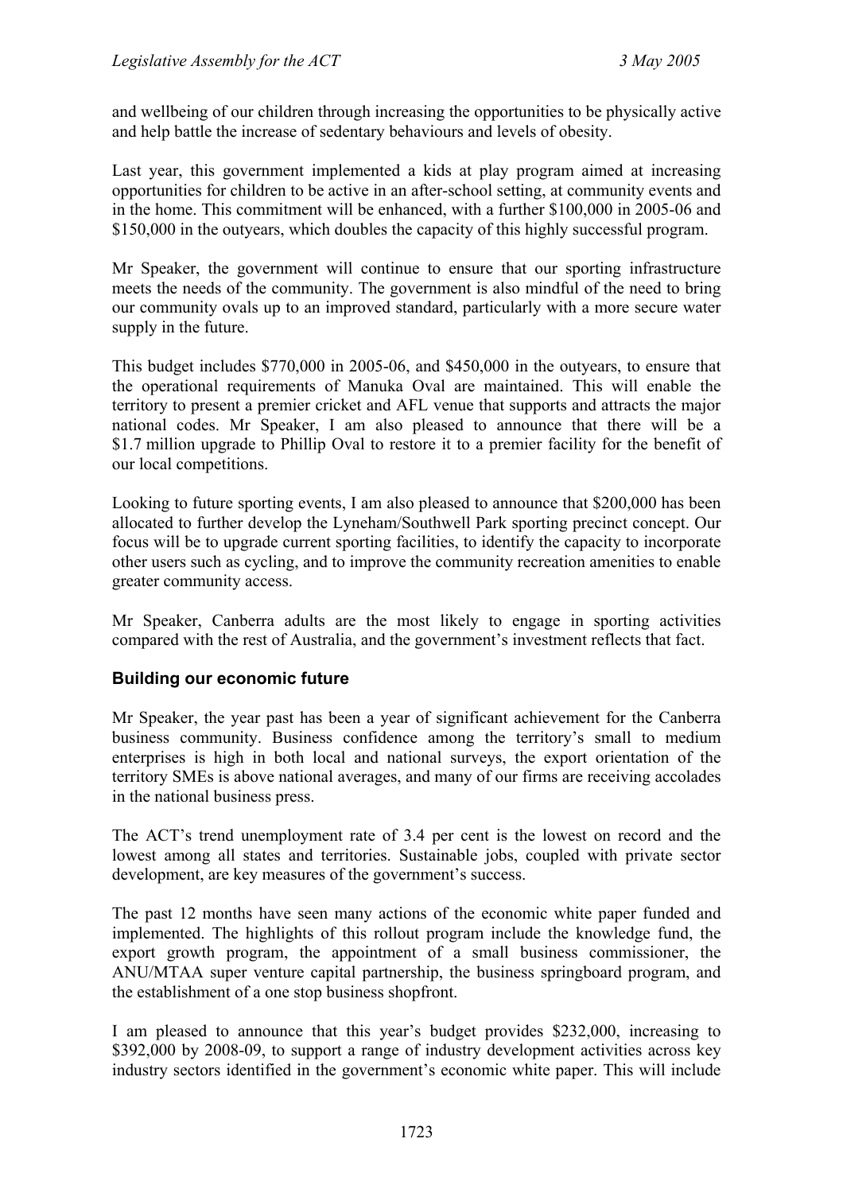and wellbeing of our children through increasing the opportunities to be physically active and help battle the increase of sedentary behaviours and levels of obesity.

Last year, this government implemented a kids at play program aimed at increasing opportunities for children to be active in an after-school setting, at community events and in the home. This commitment will be enhanced, with a further $100,000 in 2005-06 and $150,000 in the outyears, which doubles the capacity of this highly successful program.

Mr Speaker, the government will continue to ensure that our sporting infrastructure meets the needs of the community. The government is also mindful of the need to bring our community ovals up to an improved standard, particularly with a more secure water supply in the future.

This budget includes $770,000 in 2005-06, and $450,000 in the outyears, to ensure that the operational requirements of Manuka Oval are maintained. This will enable the territory to present a premier cricket and AFL venue that supports and attracts the major national codes. Mr Speaker, I am also pleased to announce that there will be a $1.7 million upgrade to Phillip Oval to restore it to a premier facility for the benefit of our local competitions.

Looking to future sporting events, I am also pleased to announce that $200,000 has been allocated to further develop the Lyneham/Southwell Park sporting precinct concept. Our focus will be to upgrade current sporting facilities, to identify the capacity to incorporate other users such as cycling, and to improve the community recreation amenities to enable greater community access.

Mr Speaker, Canberra adults are the most likely to engage in sporting activities compared with the rest of Australia, and the government's investment reflects that fact.

### Building our economic future

Mr Speaker, the year past has been a year of significant achievement for the Canberra business community. Business confidence among the territory's small to medium enterprises is high in both local and national surveys, the export orientation of the territory SMEs is above national averages, and many of our firms are receiving accolades in the national business press.

The ACT's trend unemployment rate of 3.4 per cent is the lowest on record and the lowest among all states and territories. Sustainable jobs, coupled with private sector development, are key measures of the government's success.

The past 12 months have seen many actions of the economic white paper funded and implemented. The highlights of this rollout program include the knowledge fund, the export growth program, the appointment of a small business commissioner, the ANU/MTAA super venture capital partnership, the business springboard program, and the establishment of a one stop business shopfront.

I am pleased to announce that this year's budget provides $232,000, increasing to $392,000 by 2008-09, to support a range of industry development activities across key industry sectors identified in the government's economic white paper. This will include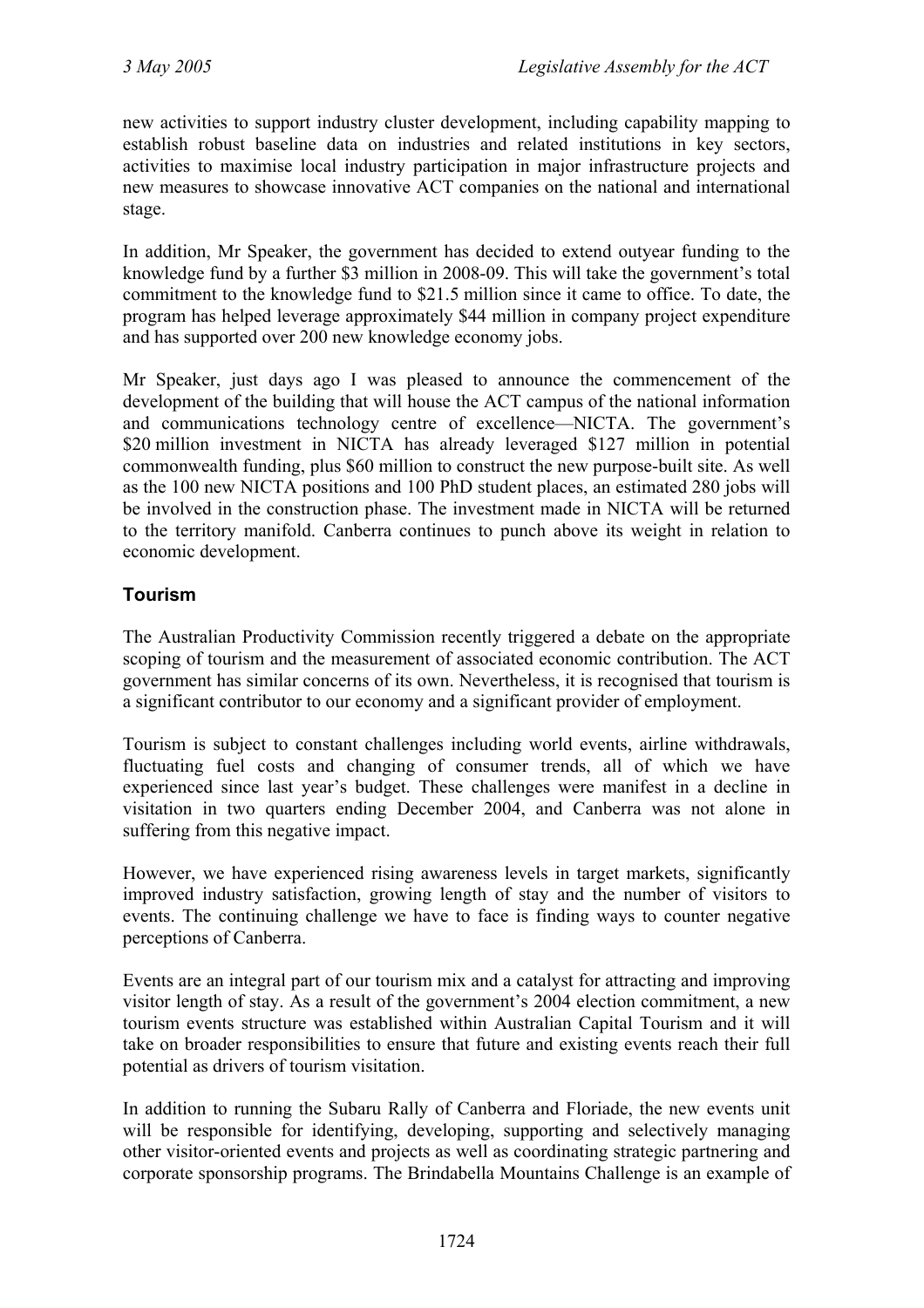new activities to support industry cluster development, including capability mapping to establish robust baseline data on industries and related institutions in key sectors, activities to maximise local industry participation in major infrastructure projects and new measures to showcase innovative ACT companies on the national and international stage.

In addition, Mr Speaker, the government has decided to extend outyear funding to the knowledge fund by a further $3 million in 2008-09. This will take the government's total commitment to the knowledge fund to $21.5 million since it came to office. To date, the program has helped leverage approximately $44 million in company project expenditure and has supported over 200 new knowledge economy jobs.

Mr Speaker, just days ago I was pleased to announce the commencement of the development of the building that will house the ACT campus of the national information and communications technology centre of excellence—NICTA. The government's $20 million investment in NICTA has already leveraged $127 million in potential commonwealth funding, plus $60 million to construct the new purpose-built site. As well as the 100 new NICTA positions and 100 PhD student places, an estimated 280 jobs will be involved in the construction phase. The investment made in NICTA will be returned to the territory manifold. Canberra continues to punch above its weight in relation to economic development.

## Tourism

The Australian Productivity Commission recently triggered a debate on the appropriate scoping of tourism and the measurement of associated economic contribution. The ACT government has similar concerns of its own. Nevertheless, it is recognised that tourism is a significant contributor to our economy and a significant provider of employment.

Tourism is subject to constant challenges including world events, airline withdrawals, fluctuating fuel costs and changing of consumer trends, all of which we have experienced since last year's budget. These challenges were manifest in a decline in visitation in two quarters ending December 2004, and Canberra was not alone in suffering from this negative impact.

However, we have experienced rising awareness levels in target markets, significantly improved industry satisfaction, growing length of stay and the number of visitors to events. The continuing challenge we have to face is finding ways to counter negative perceptions of Canberra.

Events are an integral part of our tourism mix and a catalyst for attracting and improving visitor length of stay. As a result of the government's 2004 election commitment, a new tourism events structure was established within Australian Capital Tourism and it will take on broader responsibilities to ensure that future and existing events reach their full potential as drivers of tourism visitation.

In addition to running the Subaru Rally of Canberra and Floriade, the new events unit will be responsible for identifying, developing, supporting and selectively managing other visitor-oriented events and projects as well as coordinating strategic partnering and corporate sponsorship programs. The Brindabella Mountains Challenge is an example of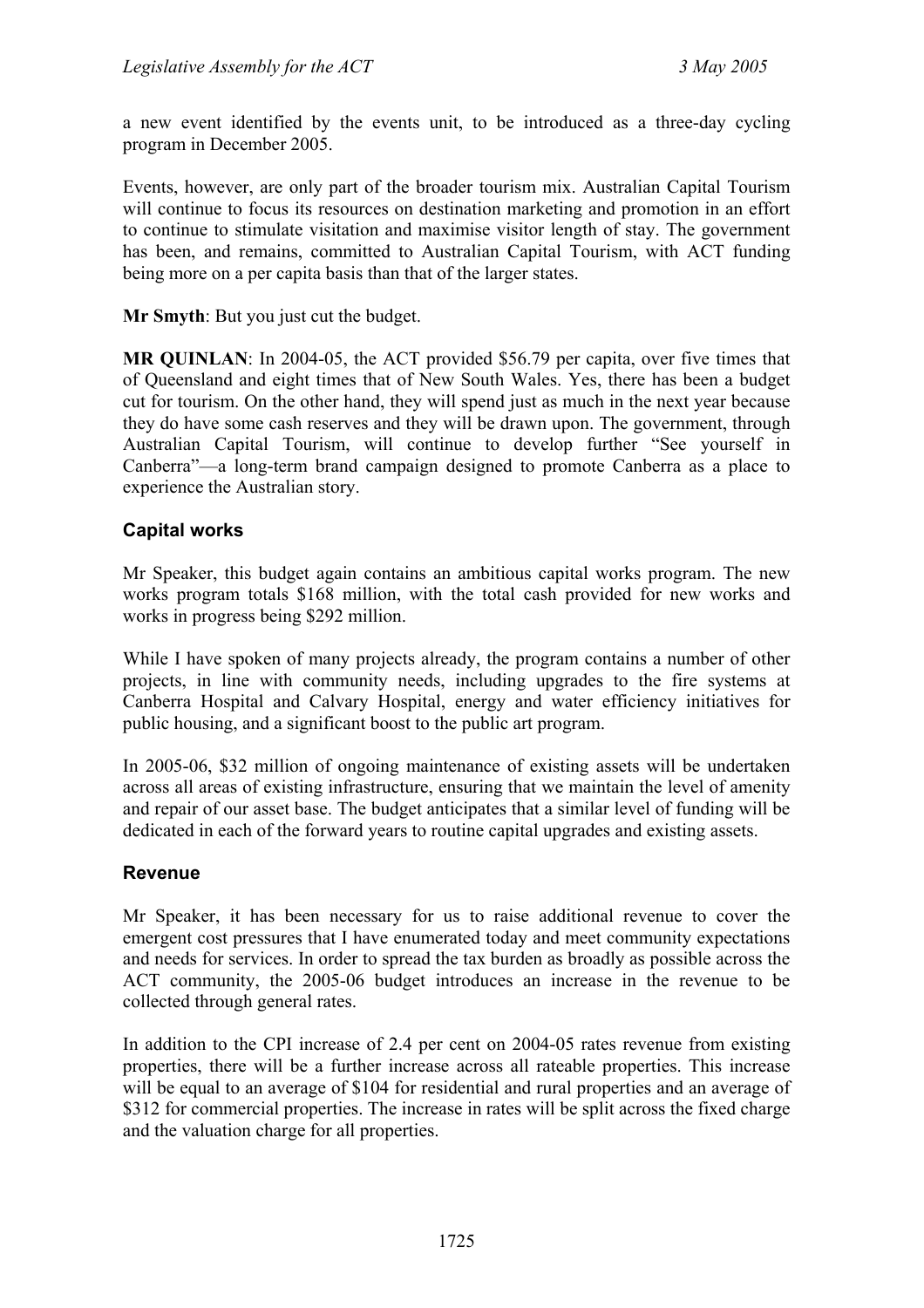a new event identified by the events unit, to be introduced as a three-day cycling program in December 2005.

Events, however, are only part of the broader tourism mix. Australian Capital Tourism will continue to focus its resources on destination marketing and promotion in an effort to continue to stimulate visitation and maximise visitor length of stay. The government has been, and remains, committed to Australian Capital Tourism, with ACT funding being more on a per capita basis than that of the larger states.

**Mr Smyth**: But you just cut the budget.

**MR QUINLAN**: In 2004-05, the ACT provided $56.79 per capita, over five times that of Queensland and eight times that of New South Wales. Yes, there has been a budget cut for tourism. On the other hand, they will spend just as much in the next year because they do have some cash reserves and they will be drawn upon. The government, through Australian Capital Tourism, will continue to develop further "See yourself in Canberra"—a long-term brand campaign designed to promote Canberra as a place to experience the Australian story.

### Capital works

Mr Speaker, this budget again contains an ambitious capital works program. The new works program totals $168 million, with the total cash provided for new works and works in progress being $292 million.

While I have spoken of many projects already, the program contains a number of other projects, in line with community needs, including upgrades to the fire systems at Canberra Hospital and Calvary Hospital, energy and water efficiency initiatives for public housing, and a significant boost to the public art program.

In 2005-06, $32 million of ongoing maintenance of existing assets will be undertaken across all areas of existing infrastructure, ensuring that we maintain the level of amenity and repair of our asset base. The budget anticipates that a similar level of funding will be dedicated in each of the forward years to routine capital upgrades and existing assets.

### Revenue

Mr Speaker, it has been necessary for us to raise additional revenue to cover the emergent cost pressures that I have enumerated today and meet community expectations and needs for services. In order to spread the tax burden as broadly as possible across the ACT community, the 2005-06 budget introduces an increase in the revenue to be collected through general rates.

In addition to the CPI increase of 2.4 per cent on 2004-05 rates revenue from existing properties, there will be a further increase across all rateable properties. This increase will be equal to an average of $104 for residential and rural properties and an average of $312 for commercial properties. The increase in rates will be split across the fixed charge and the valuation charge for all properties.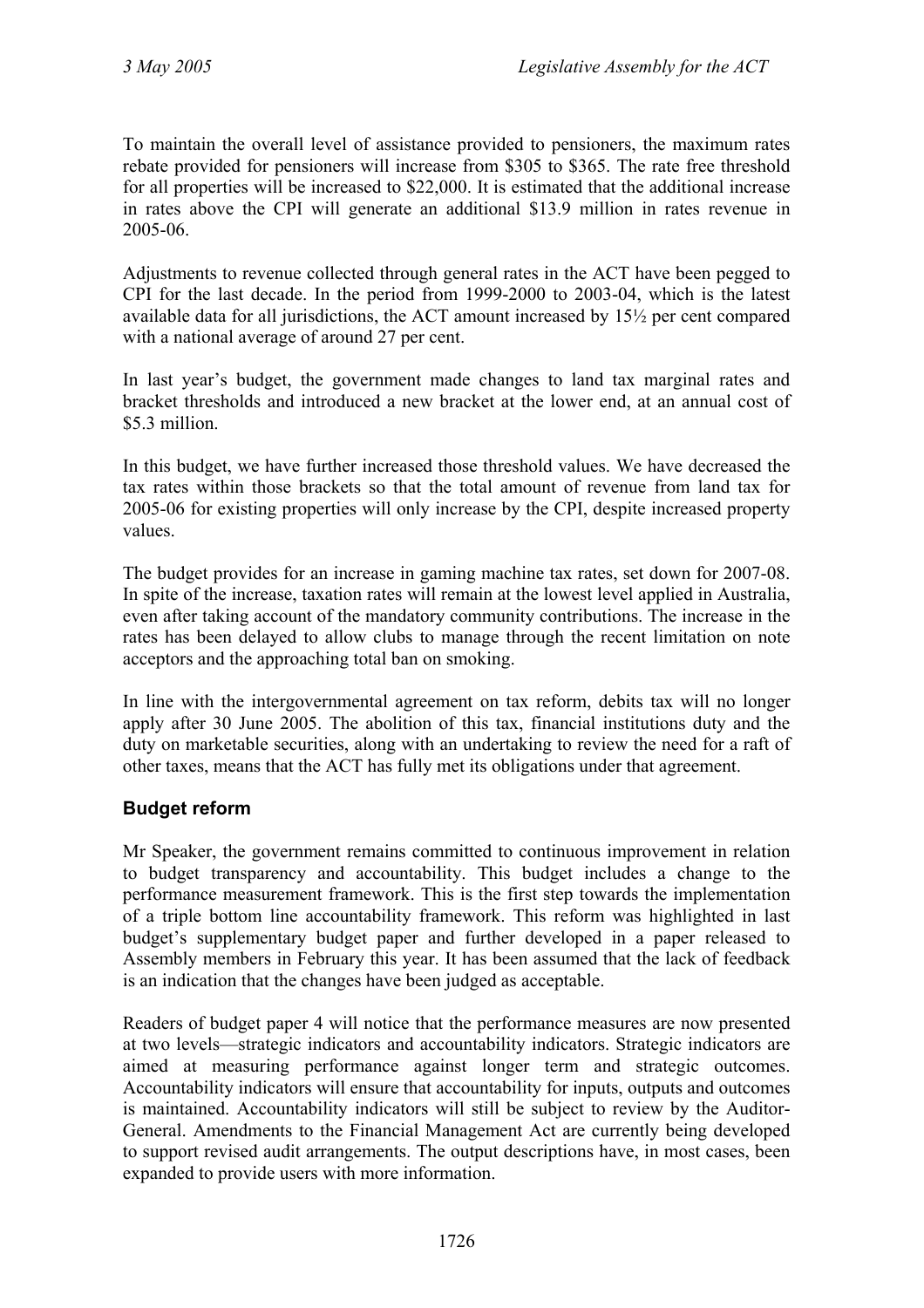To maintain the overall level of assistance provided to pensioners, the maximum rates rebate provided for pensioners will increase from $305 to $365. The rate free threshold for all properties will be increased to $22,000. It is estimated that the additional increase in rates above the CPI will generate an additional $13.9 million in rates revenue in 2005-06.

Adjustments to revenue collected through general rates in the ACT have been pegged to CPI for the last decade. In the period from 1999-2000 to 2003-04, which is the latest available data for all jurisdictions, the ACT amount increased by 15½ per cent compared with a national average of around 27 per cent.

In last year's budget, the government made changes to land tax marginal rates and bracket thresholds and introduced a new bracket at the lower end, at an annual cost of $5.3 million.

In this budget, we have further increased those threshold values. We have decreased the tax rates within those brackets so that the total amount of revenue from land tax for 2005-06 for existing properties will only increase by the CPI, despite increased property values.

The budget provides for an increase in gaming machine tax rates, set down for 2007-08. In spite of the increase, taxation rates will remain at the lowest level applied in Australia, even after taking account of the mandatory community contributions. The increase in the rates has been delayed to allow clubs to manage through the recent limitation on note acceptors and the approaching total ban on smoking.

In line with the intergovernmental agreement on tax reform, debits tax will no longer apply after 30 June 2005. The abolition of this tax, financial institutions duty and the duty on marketable securities, along with an undertaking to review the need for a raft of other taxes, means that the ACT has fully met its obligations under that agreement.

## Budget reform

Mr Speaker, the government remains committed to continuous improvement in relation to budget transparency and accountability. This budget includes a change to the performance measurement framework. This is the first step towards the implementation of a triple bottom line accountability framework. This reform was highlighted in last budget's supplementary budget paper and further developed in a paper released to Assembly members in February this year. It has been assumed that the lack of feedback is an indication that the changes have been judged as acceptable.

Readers of budget paper 4 will notice that the performance measures are now presented at two levels—strategic indicators and accountability indicators. Strategic indicators are aimed at measuring performance against longer term and strategic outcomes. Accountability indicators will ensure that accountability for inputs, outputs and outcomes is maintained. Accountability indicators will still be subject to review by the Auditor-General. Amendments to the Financial Management Act are currently being developed to support revised audit arrangements. The output descriptions have, in most cases, been expanded to provide users with more information.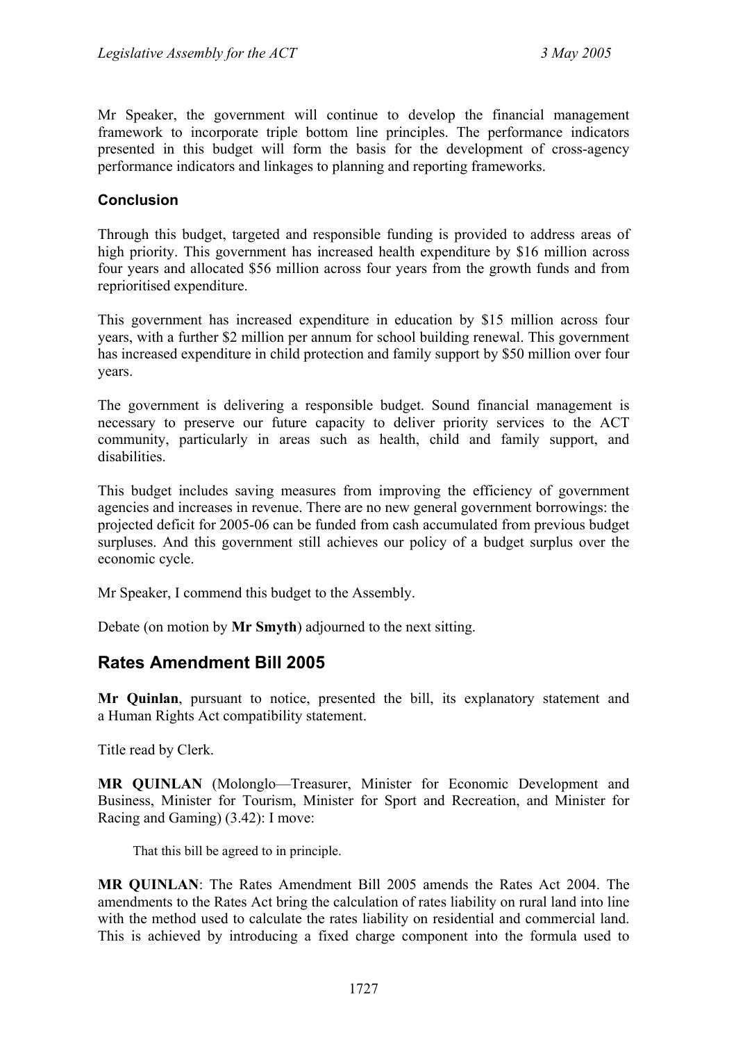Mr Speaker, the government will continue to develop the financial management framework to incorporate triple bottom line principles. The performance indicators presented in this budget will form the basis for the development of cross-agency performance indicators and linkages to planning and reporting frameworks.

### Conclusion

Through this budget, targeted and responsible funding is provided to address areas of high priority. This government has increased health expenditure by $16 million across four years and allocated $56 million across four years from the growth funds and from reprioritised expenditure.

This government has increased expenditure in education by $15 million across four years, with a further $2 million per annum for school building renewal. This government has increased expenditure in child protection and family support by $50 million over four years.

The government is delivering a responsible budget. Sound financial management is necessary to preserve our future capacity to deliver priority services to the ACT community, particularly in areas such as health, child and family support, and disabilities.

This budget includes saving measures from improving the efficiency of government agencies and increases in revenue. There are no new general government borrowings: the projected deficit for 2005-06 can be funded from cash accumulated from previous budget surpluses. And this government still achieves our policy of a budget surplus over the economic cycle.

Mr Speaker, I commend this budget to the Assembly.

Debate (on motion by **Mr Smyth**) adjourned to the next sitting.

## Rates Amendment Bill 2005

**Mr Quinlan**, pursuant to notice, presented the bill, its explanatory statement and a Human Rights Act compatibility statement.

Title read by Clerk.

**MR QUINLAN** (Molonglo—Treasurer, Minister for Economic Development and Business, Minister for Tourism, Minister for Sport and Recreation, and Minister for Racing and Gaming) (3.42): I move:

> That this bill be agreed to in principle.

**MR QUINLAN**: The Rates Amendment Bill 2005 amends the Rates Act 2004. The amendments to the Rates Act bring the calculation of rates liability on rural land into line with the method used to calculate the rates liability on residential and commercial land. This is achieved by introducing a fixed charge component into the formula used to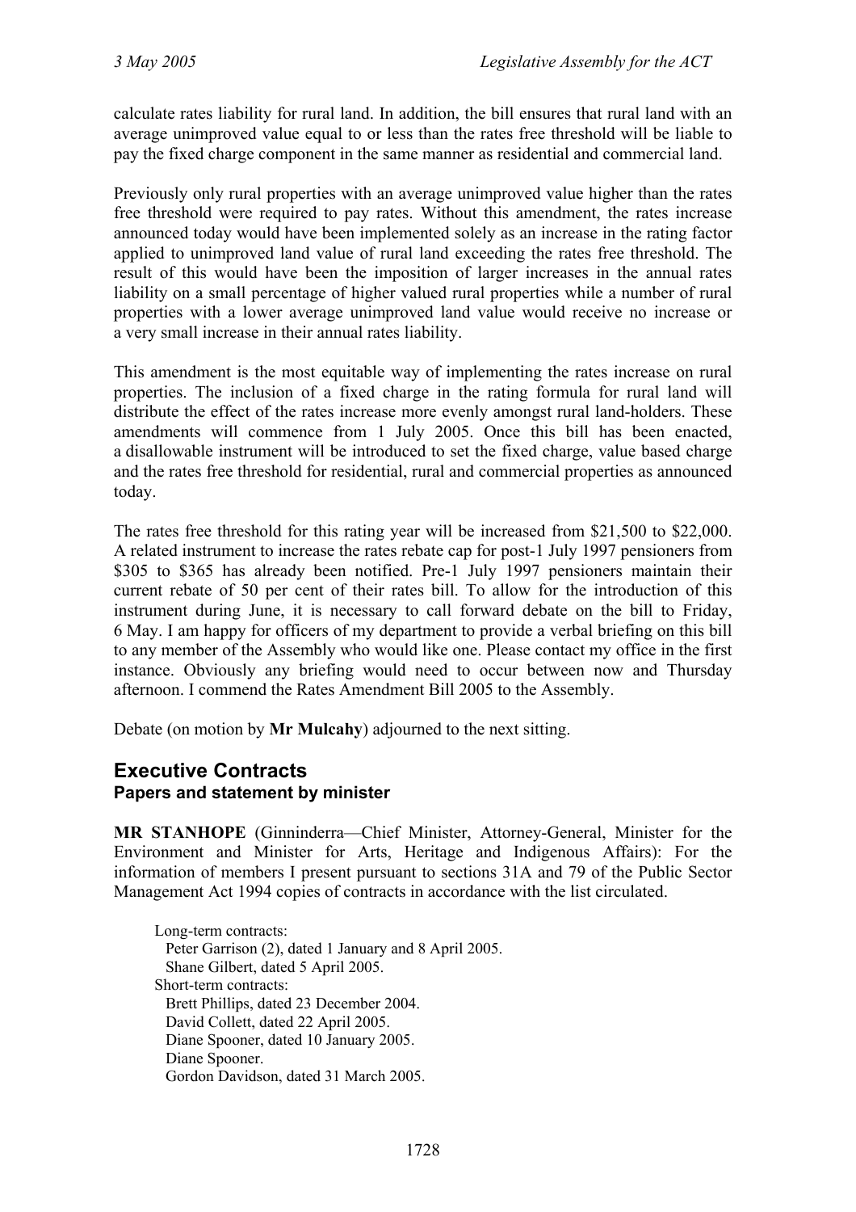calculate rates liability for rural land. In addition, the bill ensures that rural land with an average unimproved value equal to or less than the rates free threshold will be liable to pay the fixed charge component in the same manner as residential and commercial land.

Previously only rural properties with an average unimproved value higher than the rates free threshold were required to pay rates. Without this amendment, the rates increase announced today would have been implemented solely as an increase in the rating factor applied to unimproved land value of rural land exceeding the rates free threshold. The result of this would have been the imposition of larger increases in the annual rates liability on a small percentage of higher valued rural properties while a number of rural properties with a lower average unimproved land value would receive no increase or a very small increase in their annual rates liability.

This amendment is the most equitable way of implementing the rates increase on rural properties. The inclusion of a fixed charge in the rating formula for rural land will distribute the effect of the rates increase more evenly amongst rural land-holders. These amendments will commence from 1 July 2005. Once this bill has been enacted, a disallowable instrument will be introduced to set the fixed charge, value based charge and the rates free threshold for residential, rural and commercial properties as announced today.

The rates free threshold for this rating year will be increased from $21,500 to $22,000. A related instrument to increase the rates rebate cap for post-1 July 1997 pensioners from $305 to $365 has already been notified. Pre-1 July 1997 pensioners maintain their current rebate of 50 per cent of their rates bill. To allow for the introduction of this instrument during June, it is necessary to call forward debate on the bill to Friday, 6 May. I am happy for officers of my department to provide a verbal briefing on this bill to any member of the Assembly who would like one. Please contact my office in the first instance. Obviously any briefing would need to occur between now and Thursday afternoon. I commend the Rates Amendment Bill 2005 to the Assembly.

Debate (on motion by **Mr Mulcahy**) adjourned to the next sitting.

## Executive Contracts
### Papers and statement by minister

**MR STANHOPE** (Ginninderra—Chief Minister, Attorney-General, Minister for the Environment and Minister for Arts, Heritage and Indigenous Affairs): For the information of members I present pursuant to sections 31A and 79 of the Public Sector Management Act 1994 copies of contracts in accordance with the list circulated.

Long-term contracts:
- Peter Garrison (2), dated 1 January and 8 April 2005.
- Shane Gilbert, dated 5 April 2005.

Short-term contracts:
- Brett Phillips, dated 23 December 2004.
- David Collett, dated 22 April 2005.
- Diane Spooner, dated 10 January 2005.
- Diane Spooner.
- Gordon Davidson, dated 31 March 2005.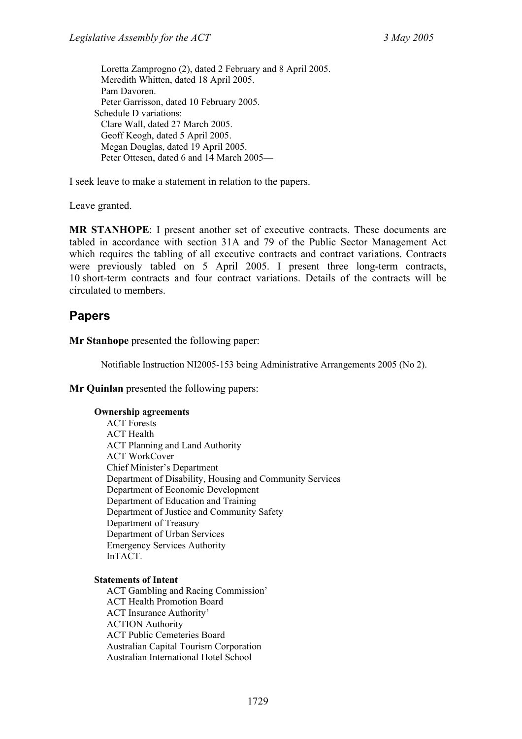Loretta Zamprogno (2), dated 2 February and 8 April 2005.
Meredith Whitten, dated 18 April 2005.
Pam Davoren.
Peter Garrisson, dated 10 February 2005.

Schedule D variations:
Clare Wall, dated 27 March 2005.
Geoff Keogh, dated 5 April 2005.
Megan Douglas, dated 19 April 2005.
Peter Ottesen, dated 6 and 14 March 2005—

I seek leave to make a statement in relation to the papers.

Leave granted.

**MR STANHOPE**: I present another set of executive contracts. These documents are tabled in accordance with section 31A and 79 of the Public Sector Management Act which requires the tabling of all executive contracts and contract variations. Contracts were previously tabled on 5 April 2005. I present three long-term contracts, 10 short-term contracts and four contract variations. Details of the contracts will be circulated to members.

## Papers

**Mr Stanhope** presented the following paper:

Notifiable Instruction NI2005-153 being Administrative Arrangements 2005 (No 2).

**Mr Quinlan** presented the following papers:

**Ownership agreements**
ACT Forests
ACT Health
ACT Planning and Land Authority
ACT WorkCover
Chief Minister's Department
Department of Disability, Housing and Community Services
Department of Economic Development
Department of Education and Training
Department of Justice and Community Safety
Department of Treasury
Department of Urban Services
Emergency Services Authority
InTACT.

**Statements of Intent**
ACT Gambling and Racing Commission'
ACT Health Promotion Board
ACT Insurance Authority'
ACTION Authority
ACT Public Cemeteries Board
Australian Capital Tourism Corporation
Australian International Hotel School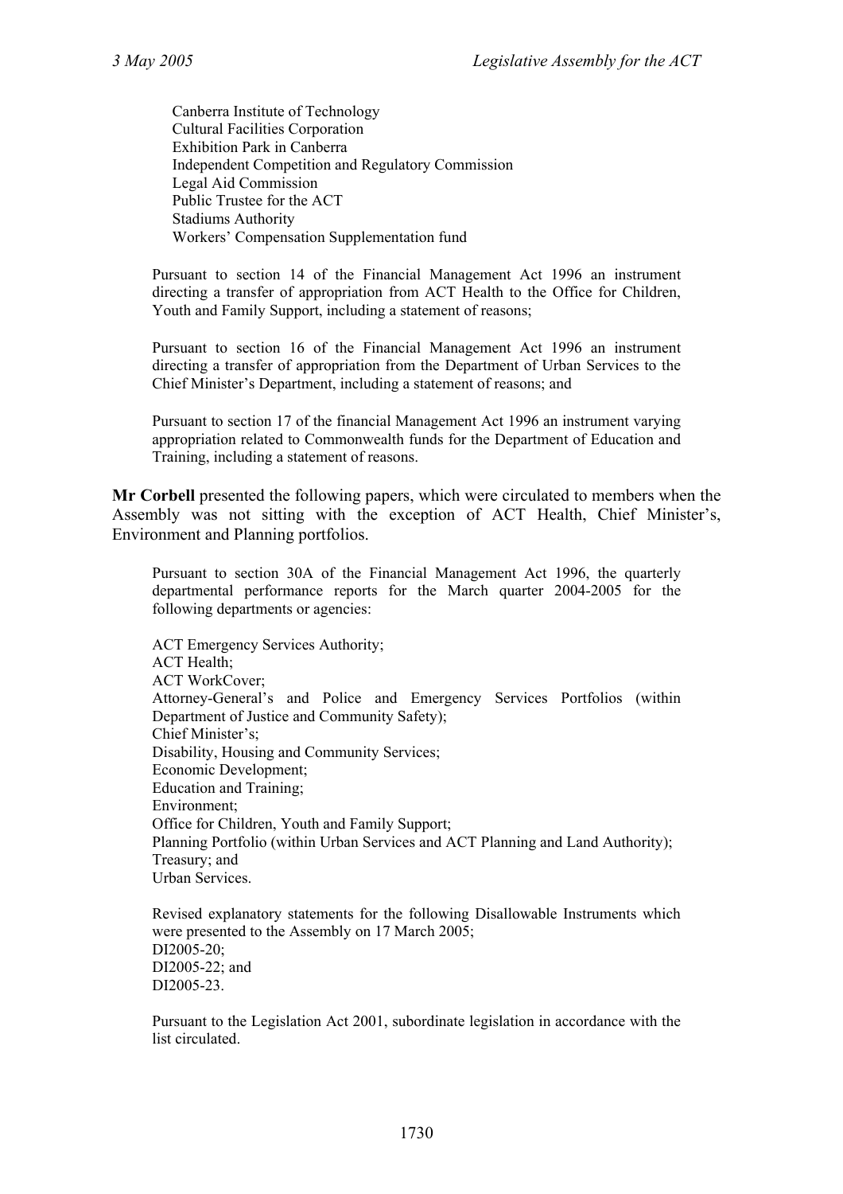Canberra Institute of Technology
Cultural Facilities Corporation
Exhibition Park in Canberra
Independent Competition and Regulatory Commission
Legal Aid Commission
Public Trustee for the ACT
Stadiums Authority
Workers' Compensation Supplementation fund

Pursuant to section 14 of the Financial Management Act 1996 an instrument directing a transfer of appropriation from ACT Health to the Office for Children, Youth and Family Support, including a statement of reasons;

Pursuant to section 16 of the Financial Management Act 1996 an instrument directing a transfer of appropriation from the Department of Urban Services to the Chief Minister's Department, including a statement of reasons; and

Pursuant to section 17 of the financial Management Act 1996 an instrument varying appropriation related to Commonwealth funds for the Department of Education and Training, including a statement of reasons.

**Mr Corbell** presented the following papers, which were circulated to members when the Assembly was not sitting with the exception of ACT Health, Chief Minister's, Environment and Planning portfolios.

Pursuant to section 30A of the Financial Management Act 1996, the quarterly departmental performance reports for the March quarter 2004-2005 for the following departments or agencies:

ACT Emergency Services Authority;
ACT Health;
ACT WorkCover;
Attorney-General's and Police and Emergency Services Portfolios (within Department of Justice and Community Safety);
Chief Minister's;
Disability, Housing and Community Services;
Economic Development;
Education and Training;
Environment;
Office for Children, Youth and Family Support;
Planning Portfolio (within Urban Services and ACT Planning and Land Authority);
Treasury; and
Urban Services.

Revised explanatory statements for the following Disallowable Instruments which were presented to the Assembly on 17 March 2005;
DI2005-20;
DI2005-22; and
DI2005-23.

Pursuant to the Legislation Act 2001, subordinate legislation in accordance with the list circulated.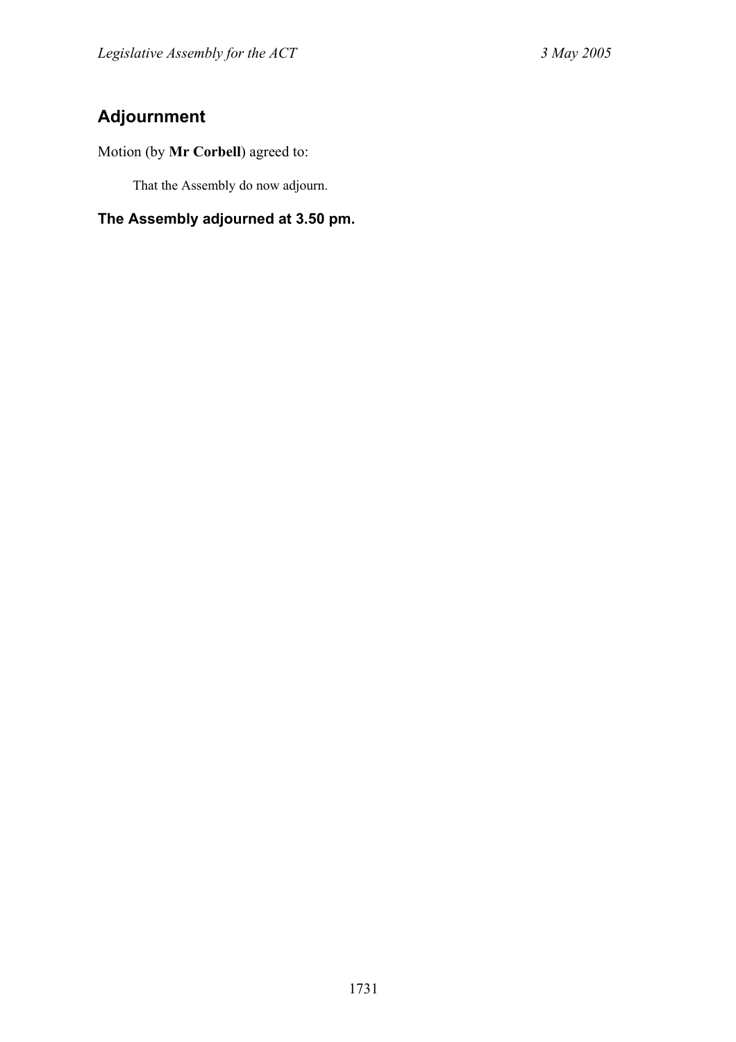## Adjournment

Motion (by **Mr Corbell**) agreed to:

> That the Assembly do now adjourn.

### The Assembly adjourned at 3.50 pm.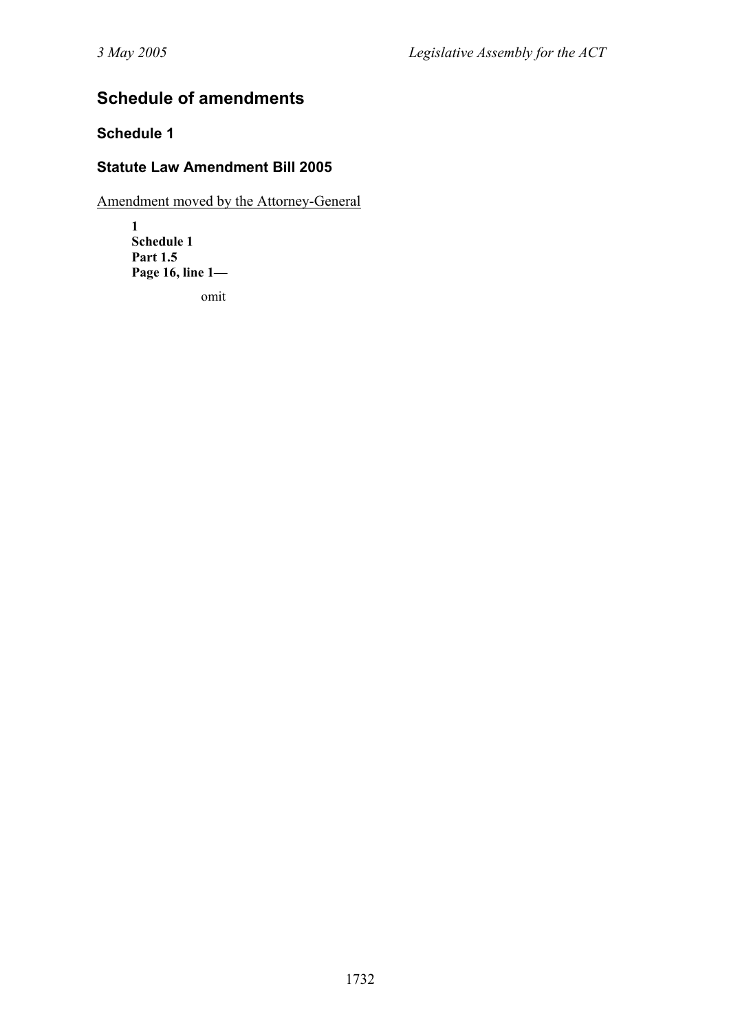## Schedule of amendments

### Schedule 1

### Statute Law Amendment Bill 2005

Amendment moved by the Attorney-General

**1**
**Schedule 1**
**Part 1.5**
**Page 16, line 1—**

omit